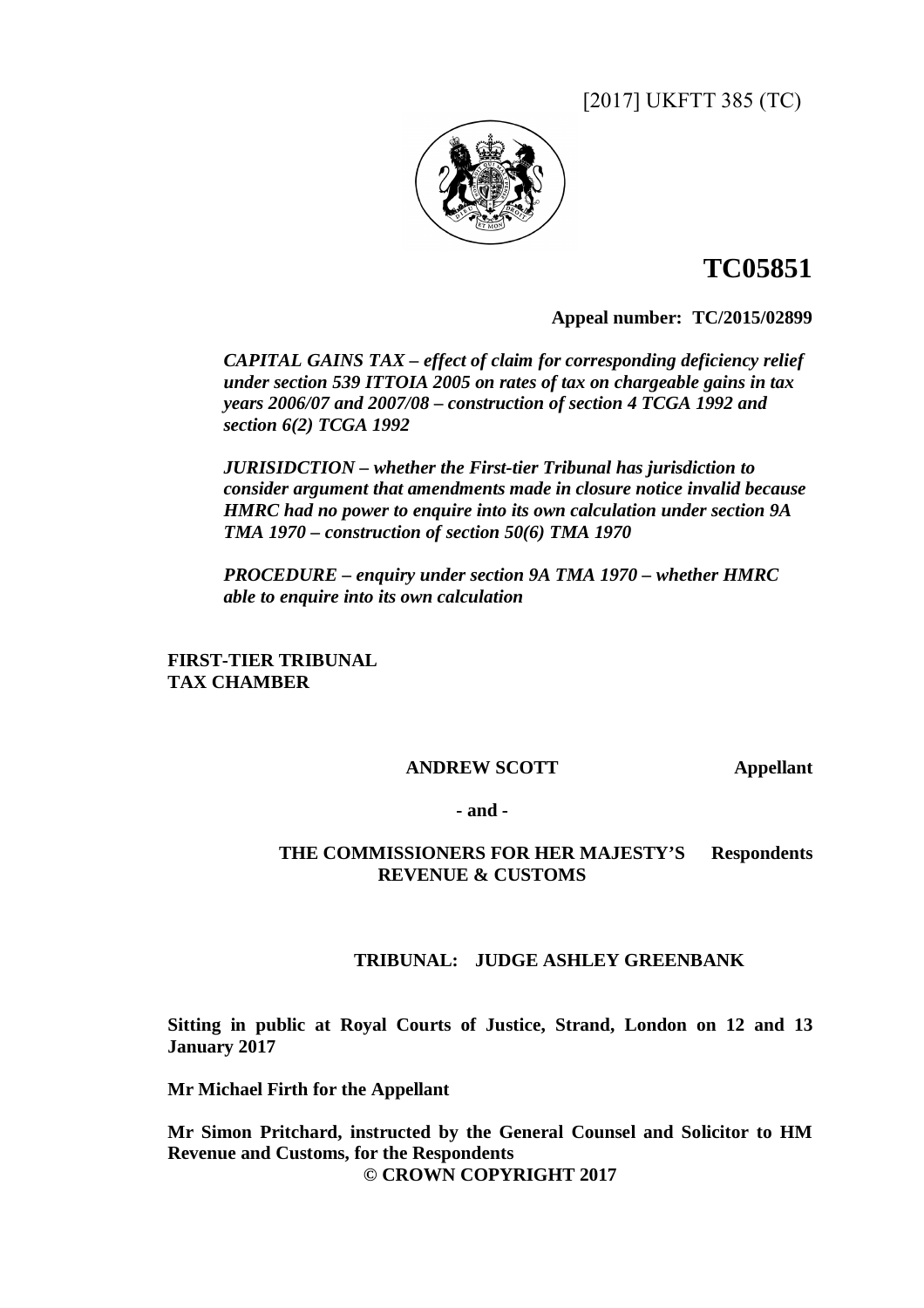[2017] UKFTT 385 (TC)

# TC05851

**Appeal number: TC/2015/02899**

***CAPITAL GAINS TAX – effect of claim for corresponding deficiency relief under section 539 ITTOIA 2005 on rates of tax on chargeable gains in tax years 2006/07 and 2007/08 – construction of section 4 TCGA 1992 and section 6(2) TCGA 1992***

***JURISIDCTION – whether the First-tier Tribunal has jurisdiction to consider argument that amendments made in closure notice invalid because HMRC had no power to enquire into its own calculation under section 9A TMA 1970 – construction of section 50(6) TMA 1970***

***PROCEDURE – enquiry under section 9A TMA 1970 – whether HMRC able to enquire into its own calculation***

**FIRST-TIER TRIBUNAL**
**TAX CHAMBER**

**ANDREW SCOTT** **Appellant**

**- and -**

**THE COMMISSIONERS FOR HER MAJESTY'S REVENUE & CUSTOMS** **Respondents**

**TRIBUNAL: JUDGE ASHLEY GREENBANK**

**Sitting in public at Royal Courts of Justice, Strand, London on 12 and 13 January 2017**

**Mr Michael Firth for the Appellant**

**Mr Simon Pritchard, instructed by the General Counsel and Solicitor to HM Revenue and Customs, for the Respondents**

**© CROWN COPYRIGHT 2017**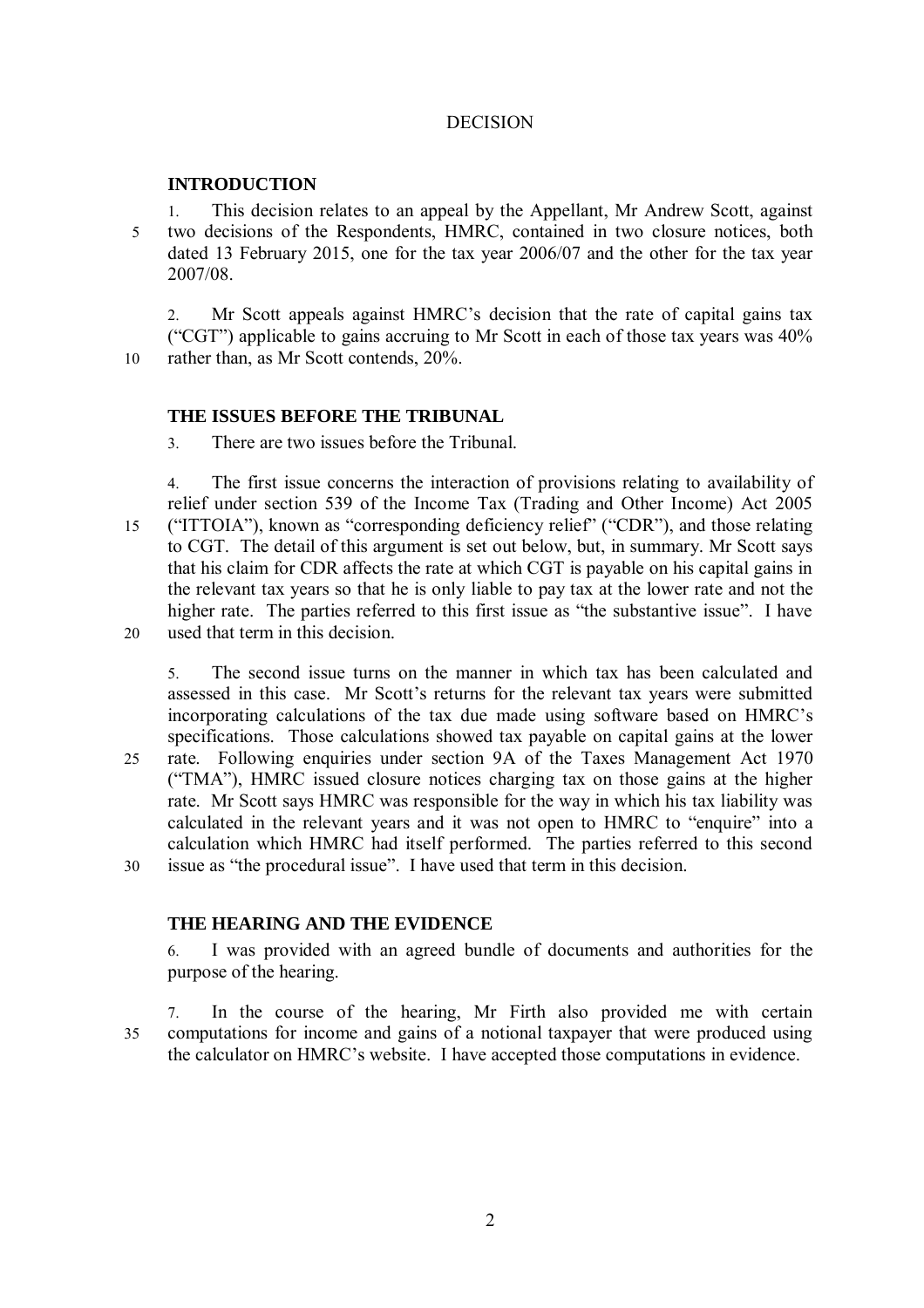# DECISION

## INTRODUCTION

1. This decision relates to an appeal by the Appellant, Mr Andrew Scott, against two decisions of the Respondents, HMRC, contained in two closure notices, both dated 13 February 2015, one for the tax year 2006/07 and the other for the tax year 2007/08.

2. Mr Scott appeals against HMRC's decision that the rate of capital gains tax ("CGT") applicable to gains accruing to Mr Scott in each of those tax years was 40% rather than, as Mr Scott contends, 20%.

## THE ISSUES BEFORE THE TRIBUNAL

3. There are two issues before the Tribunal.

4. The first issue concerns the interaction of provisions relating to availability of relief under section 539 of the Income Tax (Trading and Other Income) Act 2005 ("ITTOIA"), known as "corresponding deficiency relief" ("CDR"), and those relating to CGT. The detail of this argument is set out below, but, in summary. Mr Scott says that his claim for CDR affects the rate at which CGT is payable on his capital gains in the relevant tax years so that he is only liable to pay tax at the lower rate and not the higher rate. The parties referred to this first issue as "the substantive issue". I have used that term in this decision.

5. The second issue turns on the manner in which tax has been calculated and assessed in this case. Mr Scott's returns for the relevant tax years were submitted incorporating calculations of the tax due made using software based on HMRC's specifications. Those calculations showed tax payable on capital gains at the lower rate. Following enquiries under section 9A of the Taxes Management Act 1970 ("TMA"), HMRC issued closure notices charging tax on those gains at the higher rate. Mr Scott says HMRC was responsible for the way in which his tax liability was calculated in the relevant years and it was not open to HMRC to "enquire" into a calculation which HMRC had itself performed. The parties referred to this second issue as "the procedural issue". I have used that term in this decision.

## THE HEARING AND THE EVIDENCE

6. I was provided with an agreed bundle of documents and authorities for the purpose of the hearing.

7. In the course of the hearing, Mr Firth also provided me with certain computations for income and gains of a notional taxpayer that were produced using the calculator on HMRC's website. I have accepted those computations in evidence.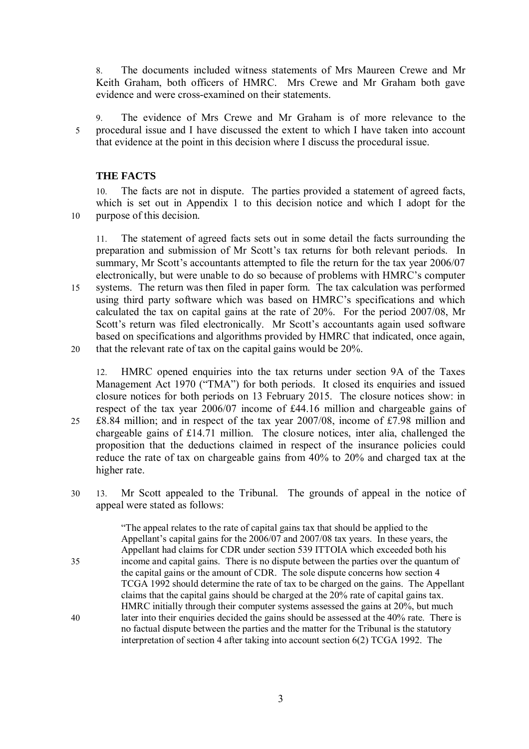8. The documents included witness statements of Mrs Maureen Crewe and Mr Keith Graham, both officers of HMRC. Mrs Crewe and Mr Graham both gave evidence and were cross-examined on their statements.

9. The evidence of Mrs Crewe and Mr Graham is of more relevance to the procedural issue and I have discussed the extent to which I have taken into account that evidence at the point in this decision where I discuss the procedural issue.

## THE FACTS

10. The facts are not in dispute. The parties provided a statement of agreed facts, which is set out in Appendix 1 to this decision notice and which I adopt for the purpose of this decision.

11. The statement of agreed facts sets out in some detail the facts surrounding the preparation and submission of Mr Scott's tax returns for both relevant periods. In summary, Mr Scott's accountants attempted to file the return for the tax year 2006/07 electronically, but were unable to do so because of problems with HMRC's computer systems. The return was then filed in paper form. The tax calculation was performed using third party software which was based on HMRC's specifications and which calculated the tax on capital gains at the rate of 20%. For the period 2007/08, Mr Scott's return was filed electronically. Mr Scott's accountants again used software based on specifications and algorithms provided by HMRC that indicated, once again, that the relevant rate of tax on the capital gains would be 20%.

12. HMRC opened enquiries into the tax returns under section 9A of the Taxes Management Act 1970 ("TMA") for both periods. It closed its enquiries and issued closure notices for both periods on 13 February 2015. The closure notices show: in respect of the tax year 2006/07 income of £44.16 million and chargeable gains of £8.84 million; and in respect of the tax year 2007/08, income of £7.98 million and chargeable gains of £14.71 million. The closure notices, inter alia, challenged the proposition that the deductions claimed in respect of the insurance policies could reduce the rate of tax on chargeable gains from 40% to 20% and charged tax at the higher rate.

13. Mr Scott appealed to the Tribunal. The grounds of appeal in the notice of appeal were stated as follows:

> "The appeal relates to the rate of capital gains tax that should be applied to the Appellant's capital gains for the 2006/07 and 2007/08 tax years. In these years, the Appellant had claims for CDR under section 539 ITTOIA which exceeded both his income and capital gains. There is no dispute between the parties over the quantum of the capital gains or the amount of CDR. The sole dispute concerns how section 4 TCGA 1992 should determine the rate of tax to be charged on the gains. The Appellant claims that the capital gains should be charged at the 20% rate of capital gains tax. HMRC initially through their computer systems assessed the gains at 20%, but much later into their enquiries decided the gains should be assessed at the 40% rate. There is no factual dispute between the parties and the matter for the Tribunal is the statutory interpretation of section 4 after taking into account section 6(2) TCGA 1992. The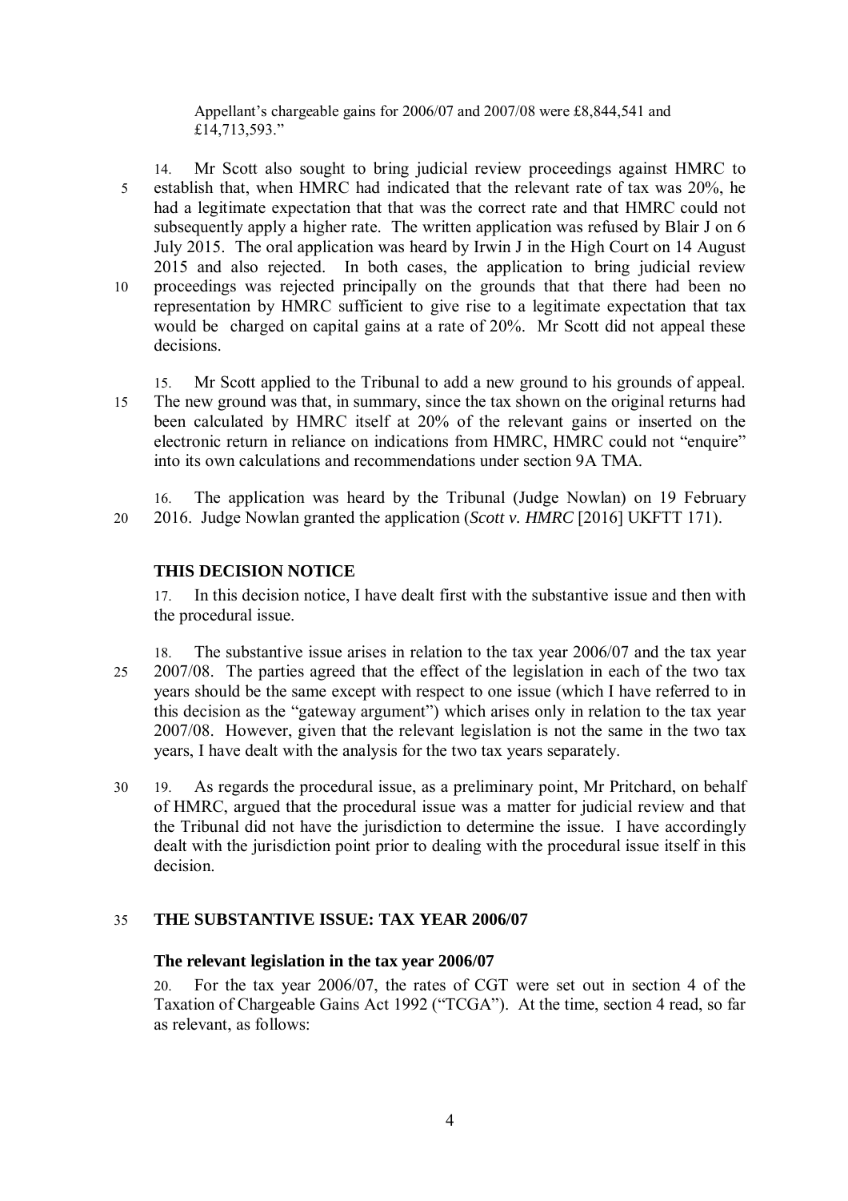Appellant's chargeable gains for 2006/07 and 2007/08 were £8,844,541 and £14,713,593."

14. Mr Scott also sought to bring judicial review proceedings against HMRC to establish that, when HMRC had indicated that the relevant rate of tax was 20%, he had a legitimate expectation that that was the correct rate and that HMRC could not subsequently apply a higher rate. The written application was refused by Blair J on 6 July 2015. The oral application was heard by Irwin J in the High Court on 14 August 2015 and also rejected. In both cases, the application to bring judicial review proceedings was rejected principally on the grounds that that there had been no representation by HMRC sufficient to give rise to a legitimate expectation that tax would be charged on capital gains at a rate of 20%. Mr Scott did not appeal these decisions.

15. Mr Scott applied to the Tribunal to add a new ground to his grounds of appeal. The new ground was that, in summary, since the tax shown on the original returns had been calculated by HMRC itself at 20% of the relevant gains or inserted on the electronic return in reliance on indications from HMRC, HMRC could not "enquire" into its own calculations and recommendations under section 9A TMA.

16. The application was heard by the Tribunal (Judge Nowlan) on 19 February 2016. Judge Nowlan granted the application (*Scott v. HMRC* [2016] UKFTT 171).

## THIS DECISION NOTICE

17. In this decision notice, I have dealt first with the substantive issue and then with the procedural issue.

18. The substantive issue arises in relation to the tax year 2006/07 and the tax year 2007/08. The parties agreed that the effect of the legislation in each of the two tax years should be the same except with respect to one issue (which I have referred to in this decision as the "gateway argument") which arises only in relation to the tax year 2007/08. However, given that the relevant legislation is not the same in the two tax years, I have dealt with the analysis for the two tax years separately.

19. As regards the procedural issue, as a preliminary point, Mr Pritchard, on behalf of HMRC, argued that the procedural issue was a matter for judicial review and that the Tribunal did not have the jurisdiction to determine the issue. I have accordingly dealt with the jurisdiction point prior to dealing with the procedural issue itself in this decision.

## THE SUBSTANTIVE ISSUE: TAX YEAR 2006/07

### The relevant legislation in the tax year 2006/07

20. For the tax year 2006/07, the rates of CGT were set out in section 4 of the Taxation of Chargeable Gains Act 1992 ("TCGA"). At the time, section 4 read, so far as relevant, as follows: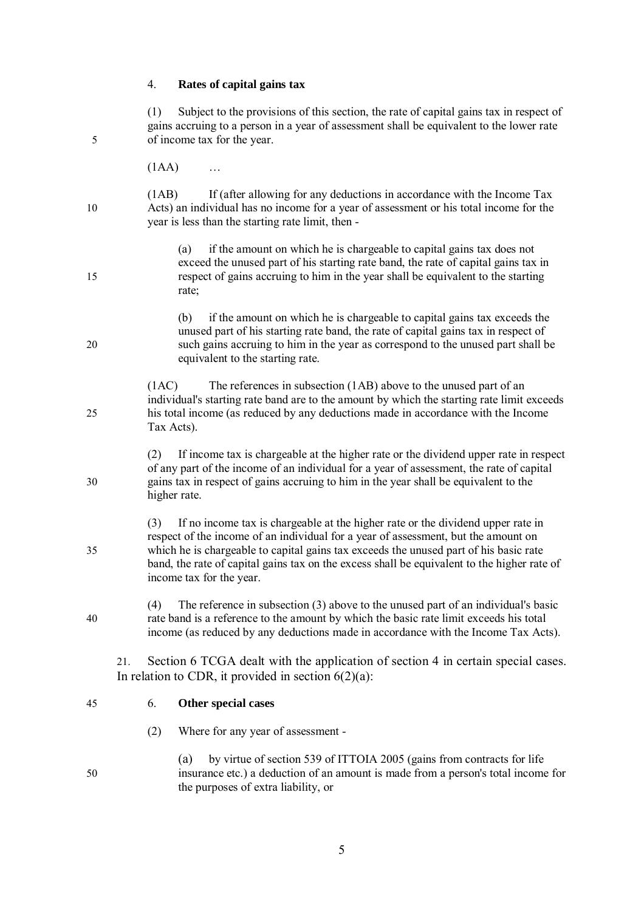4. **Rates of capital gains tax**

(1) Subject to the provisions of this section, the rate of capital gains tax in respect of gains accruing to a person in a year of assessment shall be equivalent to the lower rate of income tax for the year.

(1AA) …

(1AB) If (after allowing for any deductions in accordance with the Income Tax Acts) an individual has no income for a year of assessment or his total income for the year is less than the starting rate limit, then -

> (a) if the amount on which he is chargeable to capital gains tax does not exceed the unused part of his starting rate band, the rate of capital gains tax in respect of gains accruing to him in the year shall be equivalent to the starting rate;
>
> (b) if the amount on which he is chargeable to capital gains tax exceeds the unused part of his starting rate band, the rate of capital gains tax in respect of such gains accruing to him in the year as correspond to the unused part shall be equivalent to the starting rate.

(1AC) The references in subsection (1AB) above to the unused part of an individual's starting rate band are to the amount by which the starting rate limit exceeds his total income (as reduced by any deductions made in accordance with the Income Tax Acts).

(2) If income tax is chargeable at the higher rate or the dividend upper rate in respect of any part of the income of an individual for a year of assessment, the rate of capital gains tax in respect of gains accruing to him in the year shall be equivalent to the higher rate.

(3) If no income tax is chargeable at the higher rate or the dividend upper rate in respect of the income of an individual for a year of assessment, but the amount on which he is chargeable to capital gains tax exceeds the unused part of his basic rate band, the rate of capital gains tax on the excess shall be equivalent to the higher rate of income tax for the year.

(4) The reference in subsection (3) above to the unused part of an individual's basic rate band is a reference to the amount by which the basic rate limit exceeds his total income (as reduced by any deductions made in accordance with the Income Tax Acts).

21. Section 6 TCGA dealt with the application of section 4 in certain special cases. In relation to CDR, it provided in section 6(2)(a):

6. **Other special cases**

(2) Where for any year of assessment -

> (a) by virtue of section 539 of ITTOIA 2005 (gains from contracts for life insurance etc.) a deduction of an amount is made from a person's total income for the purposes of extra liability, or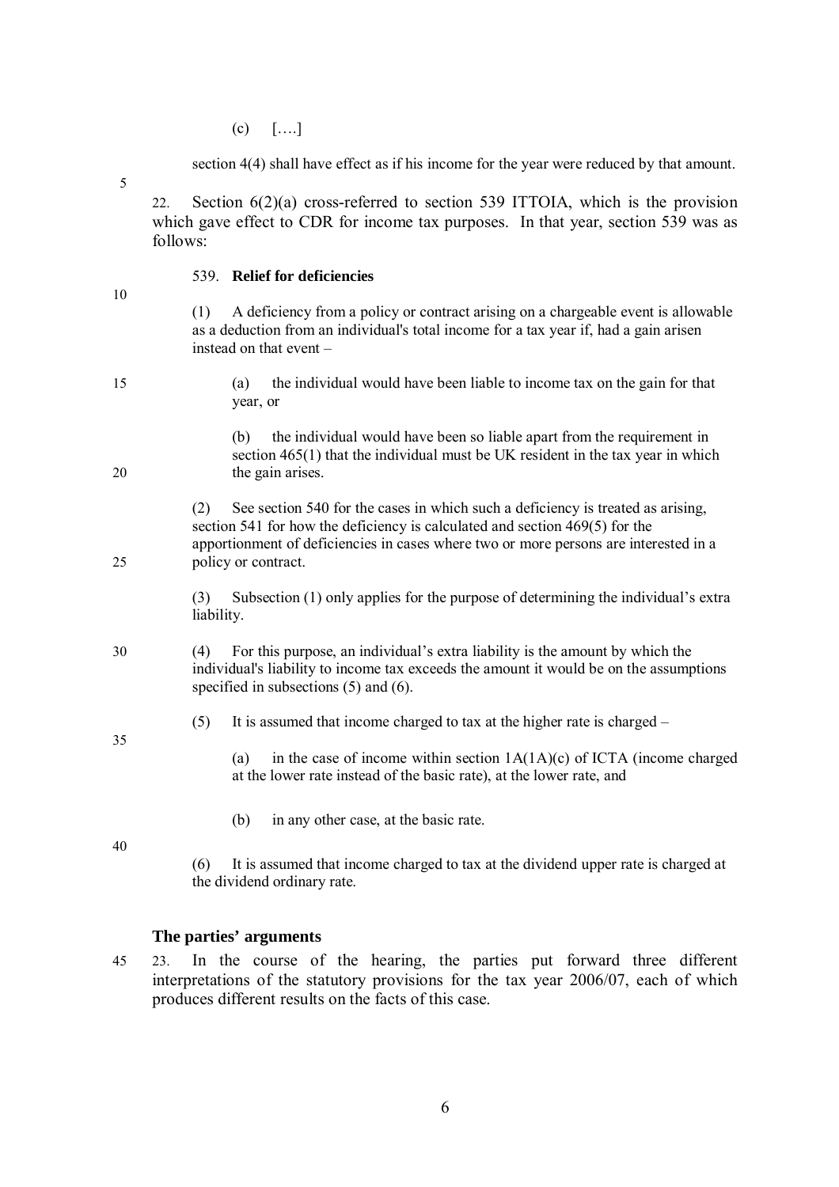(c) [….]

section 4(4) shall have effect as if his income for the year were reduced by that amount.

22. Section 6(2)(a) cross-referred to section 539 ITTOIA, which is the provision which gave effect to CDR for income tax purposes. In that year, section 539 was as follows:

539. **Relief for deficiencies**

(1) A deficiency from a policy or contract arising on a chargeable event is allowable as a deduction from an individual's total income for a tax year if, had a gain arisen instead on that event –

(a) the individual would have been liable to income tax on the gain for that year, or

(b) the individual would have been so liable apart from the requirement in section 465(1) that the individual must be UK resident in the tax year in which the gain arises.

(2) See section 540 for the cases in which such a deficiency is treated as arising, section 541 for how the deficiency is calculated and section 469(5) for the apportionment of deficiencies in cases where two or more persons are interested in a policy or contract.

(3) Subsection (1) only applies for the purpose of determining the individual's extra liability.

(4) For this purpose, an individual's extra liability is the amount by which the individual's liability to income tax exceeds the amount it would be on the assumptions specified in subsections (5) and (6).

(5) It is assumed that income charged to tax at the higher rate is charged –

(a) in the case of income within section 1A(1A)(c) of ICTA (income charged at the lower rate instead of the basic rate), at the lower rate, and

(b) in any other case, at the basic rate.

(6) It is assumed that income charged to tax at the dividend upper rate is charged at the dividend ordinary rate.

### The parties' arguments

23. In the course of the hearing, the parties put forward three different interpretations of the statutory provisions for the tax year 2006/07, each of which produces different results on the facts of this case.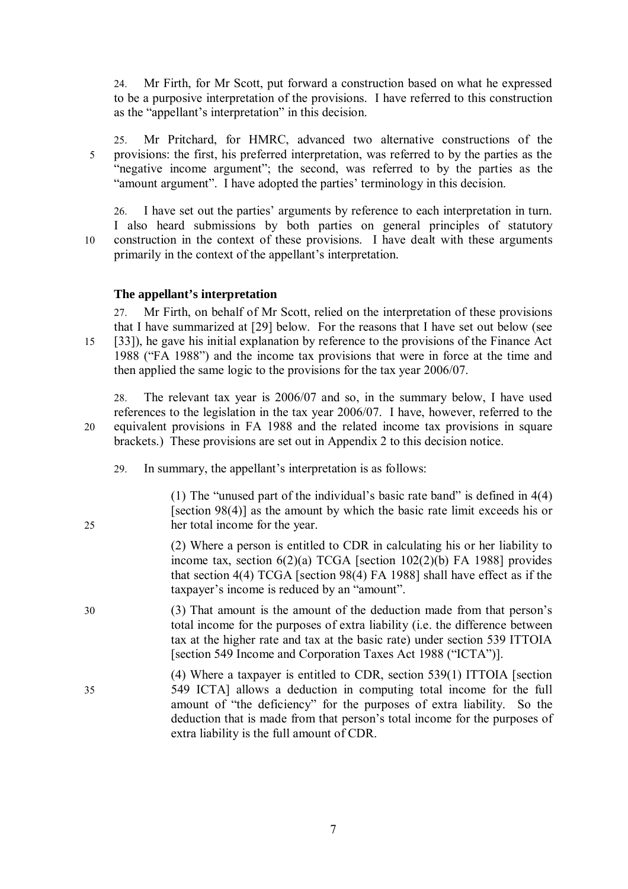24. Mr Firth, for Mr Scott, put forward a construction based on what he expressed to be a purposive interpretation of the provisions. I have referred to this construction as the "appellant's interpretation" in this decision.

25. Mr Pritchard, for HMRC, advanced two alternative constructions of the provisions: the first, his preferred interpretation, was referred to by the parties as the "negative income argument"; the second, was referred to by the parties as the "amount argument". I have adopted the parties' terminology in this decision.

26. I have set out the parties' arguments by reference to each interpretation in turn. I also heard submissions by both parties on general principles of statutory construction in the context of these provisions. I have dealt with these arguments primarily in the context of the appellant's interpretation.

### The appellant's interpretation

27. Mr Firth, on behalf of Mr Scott, relied on the interpretation of these provisions that I have summarized at [29] below. For the reasons that I have set out below (see [33]), he gave his initial explanation by reference to the provisions of the Finance Act 1988 ("FA 1988") and the income tax provisions that were in force at the time and then applied the same logic to the provisions for the tax year 2006/07.

28. The relevant tax year is 2006/07 and so, in the summary below, I have used references to the legislation in the tax year 2006/07. I have, however, referred to the equivalent provisions in FA 1988 and the related income tax provisions in square brackets.) These provisions are set out in Appendix 2 to this decision notice.

29. In summary, the appellant's interpretation is as follows:

> (1) The "unused part of the individual's basic rate band" is defined in 4(4) [section 98(4)] as the amount by which the basic rate limit exceeds his or her total income for the year.
>
> (2) Where a person is entitled to CDR in calculating his or her liability to income tax, section 6(2)(a) TCGA [section 102(2)(b) FA 1988] provides that section 4(4) TCGA [section 98(4) FA 1988] shall have effect as if the taxpayer's income is reduced by an "amount".
>
> (3) That amount is the amount of the deduction made from that person's total income for the purposes of extra liability (i.e. the difference between tax at the higher rate and tax at the basic rate) under section 539 ITTOIA [section 549 Income and Corporation Taxes Act 1988 ("ICTA")].
>
> (4) Where a taxpayer is entitled to CDR, section 539(1) ITTOIA [section 549 ICTA] allows a deduction in computing total income for the full amount of "the deficiency" for the purposes of extra liability. So the deduction that is made from that person's total income for the purposes of extra liability is the full amount of CDR.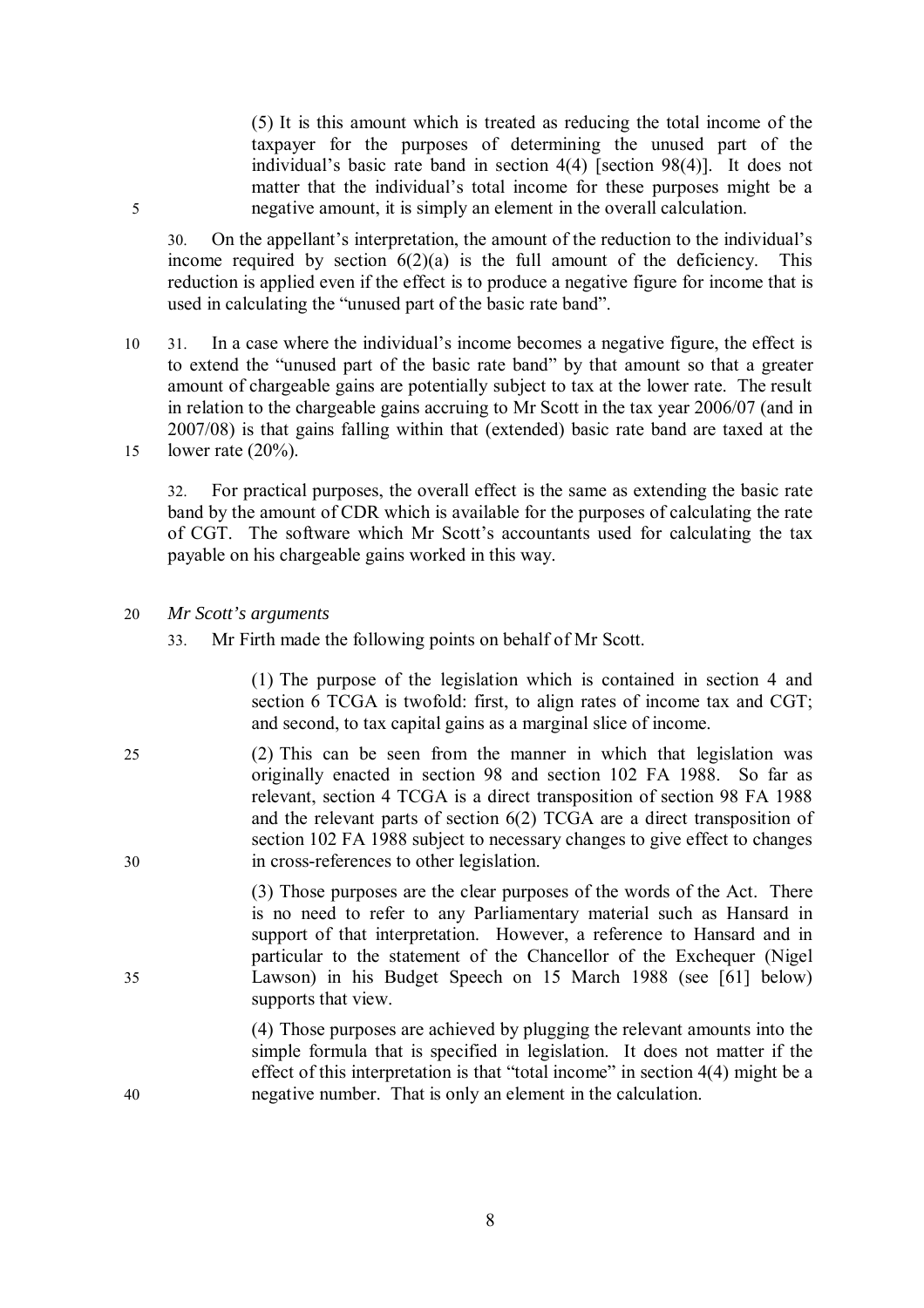(5) It is this amount which is treated as reducing the total income of the taxpayer for the purposes of determining the unused part of the individual's basic rate band in section 4(4) [section 98(4)]. It does not matter that the individual's total income for these purposes might be a negative amount, it is simply an element in the overall calculation.

30. On the appellant's interpretation, the amount of the reduction to the individual's income required by section 6(2)(a) is the full amount of the deficiency. This reduction is applied even if the effect is to produce a negative figure for income that is used in calculating the "unused part of the basic rate band".

31. In a case where the individual's income becomes a negative figure, the effect is to extend the "unused part of the basic rate band" by that amount so that a greater amount of chargeable gains are potentially subject to tax at the lower rate. The result in relation to the chargeable gains accruing to Mr Scott in the tax year 2006/07 (and in 2007/08) is that gains falling within that (extended) basic rate band are taxed at the lower rate (20%).

32. For practical purposes, the overall effect is the same as extending the basic rate band by the amount of CDR which is available for the purposes of calculating the rate of CGT. The software which Mr Scott's accountants used for calculating the tax payable on his chargeable gains worked in this way.

*Mr Scott's arguments*

33. Mr Firth made the following points on behalf of Mr Scott.

(1) The purpose of the legislation which is contained in section 4 and section 6 TCGA is twofold: first, to align rates of income tax and CGT; and second, to tax capital gains as a marginal slice of income.

(2) This can be seen from the manner in which that legislation was originally enacted in section 98 and section 102 FA 1988. So far as relevant, section 4 TCGA is a direct transposition of section 98 FA 1988 and the relevant parts of section 6(2) TCGA are a direct transposition of section 102 FA 1988 subject to necessary changes to give effect to changes in cross-references to other legislation.

(3) Those purposes are the clear purposes of the words of the Act. There is no need to refer to any Parliamentary material such as Hansard in support of that interpretation. However, a reference to Hansard and in particular to the statement of the Chancellor of the Exchequer (Nigel Lawson) in his Budget Speech on 15 March 1988 (see [61] below) supports that view.

(4) Those purposes are achieved by plugging the relevant amounts into the simple formula that is specified in legislation. It does not matter if the effect of this interpretation is that "total income" in section 4(4) might be a negative number. That is only an element in the calculation.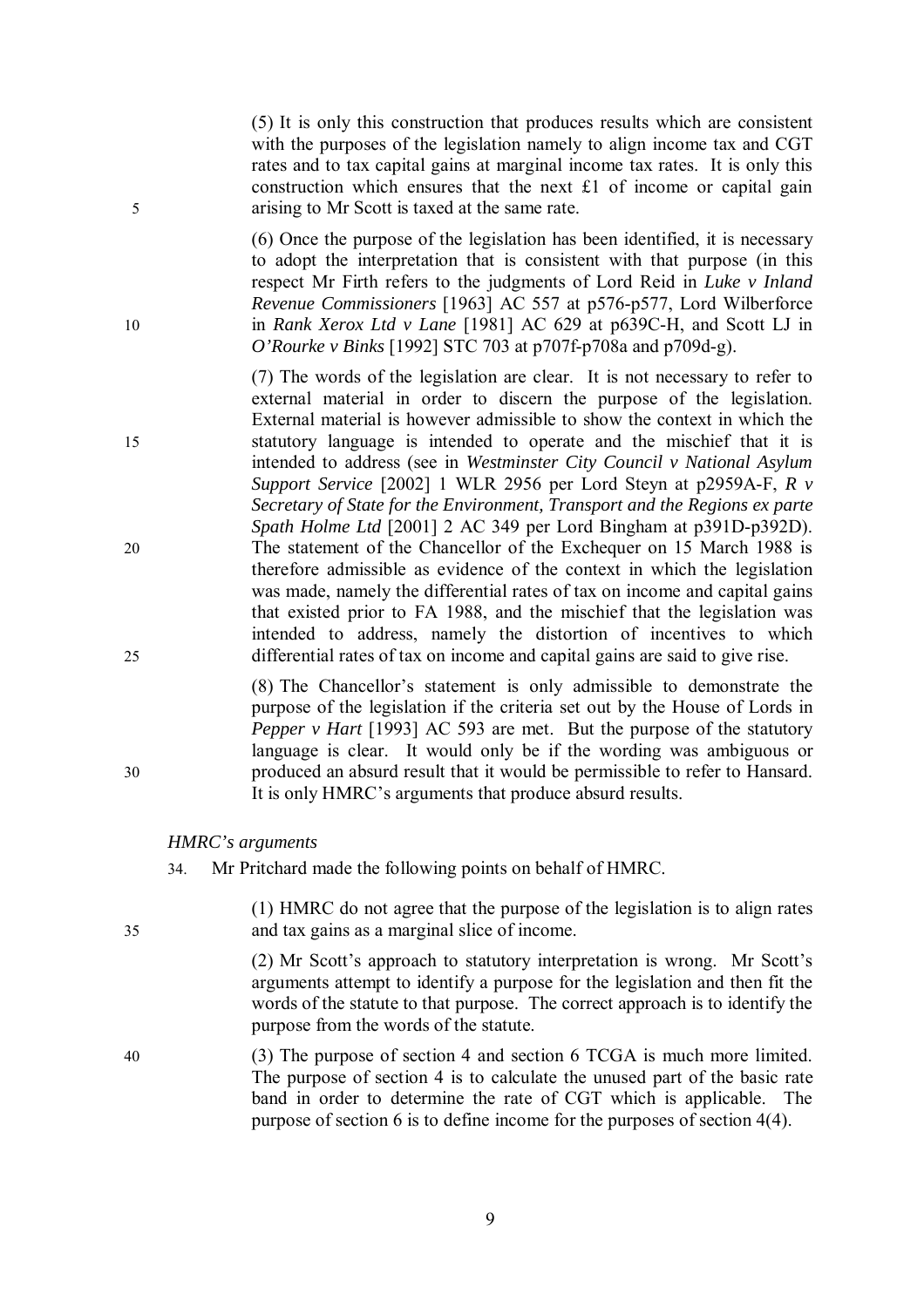(5) It is only this construction that produces results which are consistent with the purposes of the legislation namely to align income tax and CGT rates and to tax capital gains at marginal income tax rates. It is only this construction which ensures that the next £1 of income or capital gain arising to Mr Scott is taxed at the same rate.

(6) Once the purpose of the legislation has been identified, it is necessary to adopt the interpretation that is consistent with that purpose (in this respect Mr Firth refers to the judgments of Lord Reid in *Luke v Inland Revenue Commissioners* [1963] AC 557 at p576-p577, Lord Wilberforce in *Rank Xerox Ltd v Lane* [1981] AC 629 at p639C-H, and Scott LJ in *O'Rourke v Binks* [1992] STC 703 at p707f-p708a and p709d-g).

(7) The words of the legislation are clear. It is not necessary to refer to external material in order to discern the purpose of the legislation. External material is however admissible to show the context in which the statutory language is intended to operate and the mischief that it is intended to address (see in *Westminster City Council v National Asylum Support Service* [2002] 1 WLR 2956 per Lord Steyn at p2959A-F, *R v Secretary of State for the Environment, Transport and the Regions ex parte Spath Holme Ltd* [2001] 2 AC 349 per Lord Bingham at p391D-p392D). The statement of the Chancellor of the Exchequer on 15 March 1988 is therefore admissible as evidence of the context in which the legislation was made, namely the differential rates of tax on income and capital gains that existed prior to FA 1988, and the mischief that the legislation was intended to address, namely the distortion of incentives to which differential rates of tax on income and capital gains are said to give rise.

(8) The Chancellor's statement is only admissible to demonstrate the purpose of the legislation if the criteria set out by the House of Lords in *Pepper v Hart* [1993] AC 593 are met. But the purpose of the statutory language is clear. It would only be if the wording was ambiguous or produced an absurd result that it would be permissible to refer to Hansard. It is only HMRC's arguments that produce absurd results.

*HMRC's arguments*

34. Mr Pritchard made the following points on behalf of HMRC.

(1) HMRC do not agree that the purpose of the legislation is to align rates and tax gains as a marginal slice of income.

(2) Mr Scott's approach to statutory interpretation is wrong. Mr Scott's arguments attempt to identify a purpose for the legislation and then fit the words of the statute to that purpose. The correct approach is to identify the purpose from the words of the statute.

(3) The purpose of section 4 and section 6 TCGA is much more limited. The purpose of section 4 is to calculate the unused part of the basic rate band in order to determine the rate of CGT which is applicable. The purpose of section 6 is to define income for the purposes of section 4(4).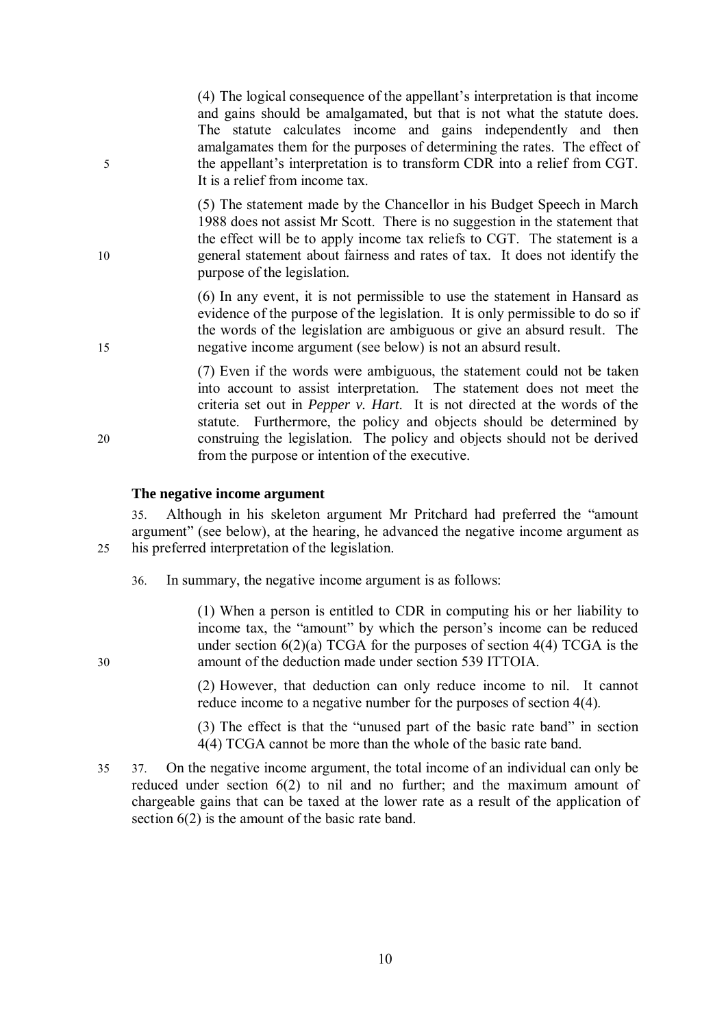(4) The logical consequence of the appellant's interpretation is that income and gains should be amalgamated, but that is not what the statute does. The statute calculates income and gains independently and then amalgamates them for the purposes of determining the rates. The effect of the appellant's interpretation is to transform CDR into a relief from CGT. It is a relief from income tax.

(5) The statement made by the Chancellor in his Budget Speech in March 1988 does not assist Mr Scott. There is no suggestion in the statement that the effect will be to apply income tax reliefs to CGT. The statement is a general statement about fairness and rates of tax. It does not identify the purpose of the legislation.

(6) In any event, it is not permissible to use the statement in Hansard as evidence of the purpose of the legislation. It is only permissible to do so if the words of the legislation are ambiguous or give an absurd result. The negative income argument (see below) is not an absurd result.

(7) Even if the words were ambiguous, the statement could not be taken into account to assist interpretation. The statement does not meet the criteria set out in *Pepper v. Hart*. It is not directed at the words of the statute. Furthermore, the policy and objects should be determined by construing the legislation. The policy and objects should not be derived from the purpose or intention of the executive.

**The negative income argument**

35. Although in his skeleton argument Mr Pritchard had preferred the "amount argument" (see below), at the hearing, he advanced the negative income argument as his preferred interpretation of the legislation.

36. In summary, the negative income argument is as follows:

(1) When a person is entitled to CDR in computing his or her liability to income tax, the "amount" by which the person's income can be reduced under section 6(2)(a) TCGA for the purposes of section 4(4) TCGA is the amount of the deduction made under section 539 ITTOIA.

(2) However, that deduction can only reduce income to nil. It cannot reduce income to a negative number for the purposes of section 4(4).

(3) The effect is that the "unused part of the basic rate band" in section 4(4) TCGA cannot be more than the whole of the basic rate band.

37. On the negative income argument, the total income of an individual can only be reduced under section 6(2) to nil and no further; and the maximum amount of chargeable gains that can be taxed at the lower rate as a result of the application of section 6(2) is the amount of the basic rate band.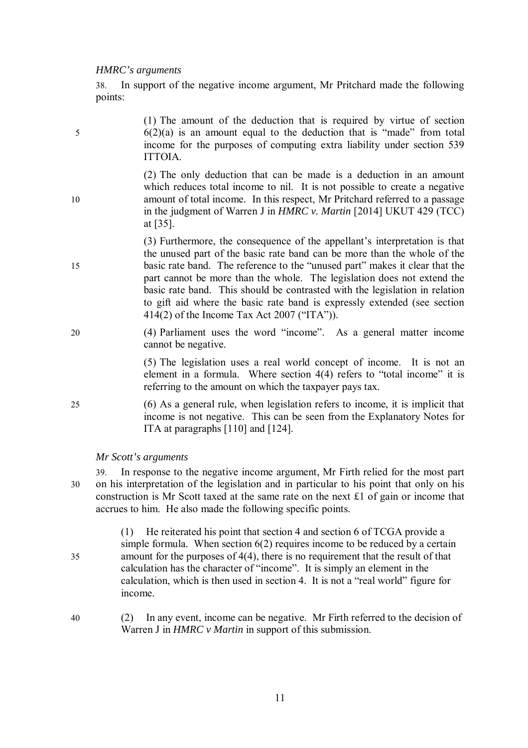*HMRC's arguments*

38. In support of the negative income argument, Mr Pritchard made the following points:

(1) The amount of the deduction that is required by virtue of section 6(2)(a) is an amount equal to the deduction that is "made" from total income for the purposes of computing extra liability under section 539 ITTOIA.

(2) The only deduction that can be made is a deduction in an amount which reduces total income to nil. It is not possible to create a negative amount of total income. In this respect, Mr Pritchard referred to a passage in the judgment of Warren J in *HMRC v. Martin* [2014] UKUT 429 (TCC) at [35].

(3) Furthermore, the consequence of the appellant's interpretation is that the unused part of the basic rate band can be more than the whole of the basic rate band. The reference to the "unused part" makes it clear that the part cannot be more than the whole. The legislation does not extend the basic rate band. This should be contrasted with the legislation in relation to gift aid where the basic rate band is expressly extended (see section 414(2) of the Income Tax Act 2007 ("ITA")).

(4) Parliament uses the word "income". As a general matter income cannot be negative.

(5) The legislation uses a real world concept of income. It is not an element in a formula. Where section 4(4) refers to "total income" it is referring to the amount on which the taxpayer pays tax.

(6) As a general rule, when legislation refers to income, it is implicit that income is not negative. This can be seen from the Explanatory Notes for ITA at paragraphs [110] and [124].

*Mr Scott's arguments*

39. In response to the negative income argument, Mr Firth relied for the most part on his interpretation of the legislation and in particular to his point that only on his construction is Mr Scott taxed at the same rate on the next £1 of gain or income that accrues to him. He also made the following specific points.

(1) He reiterated his point that section 4 and section 6 of TCGA provide a simple formula. When section 6(2) requires income to be reduced by a certain amount for the purposes of 4(4), there is no requirement that the result of that calculation has the character of "income". It is simply an element in the calculation, which is then used in section 4. It is not a "real world" figure for income.

(2) In any event, income can be negative. Mr Firth referred to the decision of Warren J in *HMRC v Martin* in support of this submission.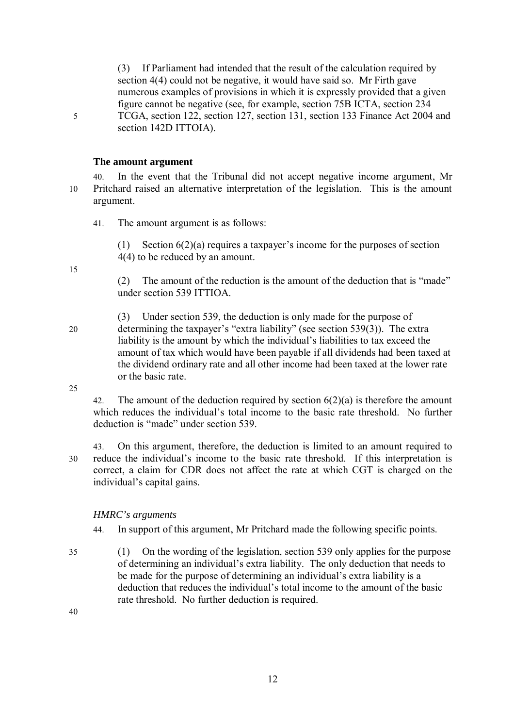(3) If Parliament had intended that the result of the calculation required by section 4(4) could not be negative, it would have said so. Mr Firth gave numerous examples of provisions in which it is expressly provided that a given figure cannot be negative (see, for example, section 75B ICTA, section 234 TCGA, section 122, section 127, section 131, section 133 Finance Act 2004 and section 142D ITTOIA).

**The amount argument**

40. In the event that the Tribunal did not accept negative income argument, Mr Pritchard raised an alternative interpretation of the legislation. This is the amount argument.

41. The amount argument is as follows:

(1) Section 6(2)(a) requires a taxpayer's income for the purposes of section 4(4) to be reduced by an amount.

(2) The amount of the reduction is the amount of the deduction that is "made" under section 539 ITTIOA.

(3) Under section 539, the deduction is only made for the purpose of determining the taxpayer's "extra liability" (see section 539(3)). The extra liability is the amount by which the individual's liabilities to tax exceed the amount of tax which would have been payable if all dividends had been taxed at the dividend ordinary rate and all other income had been taxed at the lower rate or the basic rate.

42. The amount of the deduction required by section 6(2)(a) is therefore the amount which reduces the individual's total income to the basic rate threshold. No further deduction is "made" under section 539.

43. On this argument, therefore, the deduction is limited to an amount required to reduce the individual's income to the basic rate threshold. If this interpretation is correct, a claim for CDR does not affect the rate at which CGT is charged on the individual's capital gains.

*HMRC's arguments*

44. In support of this argument, Mr Pritchard made the following specific points.

(1) On the wording of the legislation, section 539 only applies for the purpose of determining an individual's extra liability. The only deduction that needs to be made for the purpose of determining an individual's extra liability is a deduction that reduces the individual's total income to the amount of the basic rate threshold. No further deduction is required.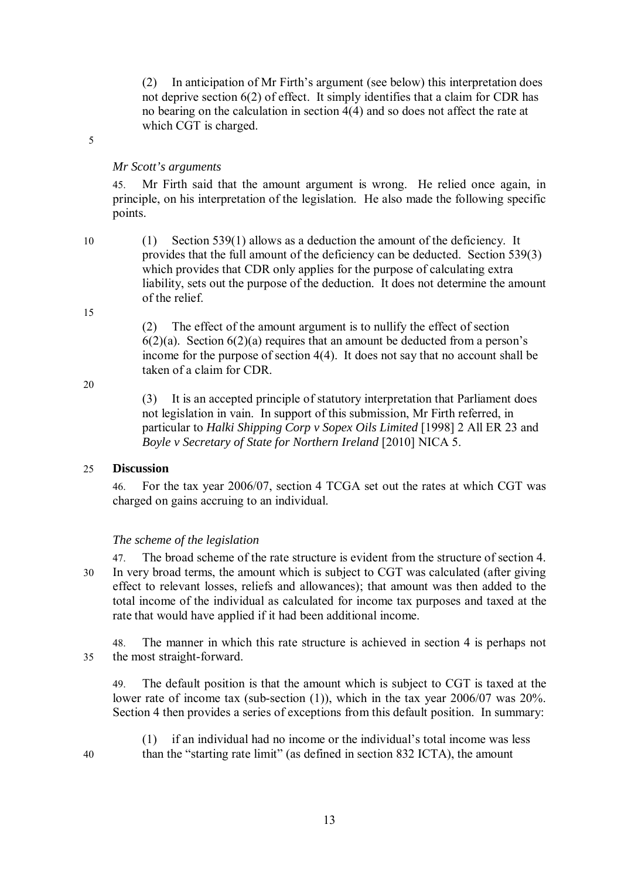(2) In anticipation of Mr Firth's argument (see below) this interpretation does not deprive section 6(2) of effect. It simply identifies that a claim for CDR has no bearing on the calculation in section 4(4) and so does not affect the rate at which CGT is charged.

*Mr Scott's arguments*

45. Mr Firth said that the amount argument is wrong. He relied once again, in principle, on his interpretation of the legislation. He also made the following specific points.

(1) Section 539(1) allows as a deduction the amount of the deficiency. It provides that the full amount of the deficiency can be deducted. Section 539(3) which provides that CDR only applies for the purpose of calculating extra liability, sets out the purpose of the deduction. It does not determine the amount of the relief.

(2) The effect of the amount argument is to nullify the effect of section 6(2)(a). Section 6(2)(a) requires that an amount be deducted from a person's income for the purpose of section 4(4). It does not say that no account shall be taken of a claim for CDR.

(3) It is an accepted principle of statutory interpretation that Parliament does not legislation in vain. In support of this submission, Mr Firth referred, in particular to *Halki Shipping Corp v Sopex Oils Limited* [1998] 2 All ER 23 and *Boyle v Secretary of State for Northern Ireland* [2010] NICA 5.

## Discussion

46. For the tax year 2006/07, section 4 TCGA set out the rates at which CGT was charged on gains accruing to an individual.

*The scheme of the legislation*

47. The broad scheme of the rate structure is evident from the structure of section 4. In very broad terms, the amount which is subject to CGT was calculated (after giving effect to relevant losses, reliefs and allowances); that amount was then added to the total income of the individual as calculated for income tax purposes and taxed at the rate that would have applied if it had been additional income.

48. The manner in which this rate structure is achieved in section 4 is perhaps not the most straight-forward.

49. The default position is that the amount which is subject to CGT is taxed at the lower rate of income tax (sub-section (1)), which in the tax year 2006/07 was 20%. Section 4 then provides a series of exceptions from this default position. In summary:

(1) if an individual had no income or the individual's total income was less than the "starting rate limit" (as defined in section 832 ICTA), the amount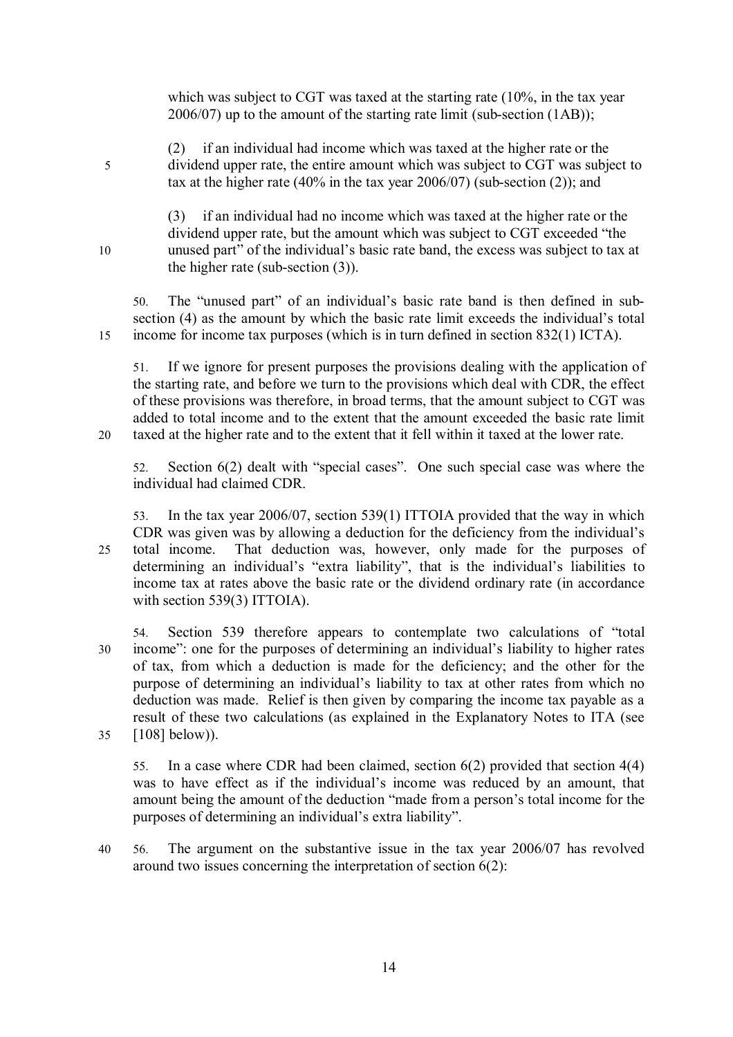which was subject to CGT was taxed at the starting rate (10%, in the tax year 2006/07) up to the amount of the starting rate limit (sub-section (1AB));

(2) if an individual had income which was taxed at the higher rate or the dividend upper rate, the entire amount which was subject to CGT was subject to tax at the higher rate (40% in the tax year 2006/07) (sub-section (2)); and

(3) if an individual had no income which was taxed at the higher rate or the dividend upper rate, but the amount which was subject to CGT exceeded "the unused part" of the individual's basic rate band, the excess was subject to tax at the higher rate (sub-section (3)).

50. The "unused part" of an individual's basic rate band is then defined in sub-section (4) as the amount by which the basic rate limit exceeds the individual's total income for income tax purposes (which is in turn defined in section 832(1) ICTA).

51. If we ignore for present purposes the provisions dealing with the application of the starting rate, and before we turn to the provisions which deal with CDR, the effect of these provisions was therefore, in broad terms, that the amount subject to CGT was added to total income and to the extent that the amount exceeded the basic rate limit taxed at the higher rate and to the extent that it fell within it taxed at the lower rate.

52. Section 6(2) dealt with "special cases". One such special case was where the individual had claimed CDR.

53. In the tax year 2006/07, section 539(1) ITTOIA provided that the way in which CDR was given was by allowing a deduction for the deficiency from the individual's total income. That deduction was, however, only made for the purposes of determining an individual's "extra liability", that is the individual's liabilities to income tax at rates above the basic rate or the dividend ordinary rate (in accordance with section 539(3) ITTOIA).

54. Section 539 therefore appears to contemplate two calculations of "total income": one for the purposes of determining an individual's liability to higher rates of tax, from which a deduction is made for the deficiency; and the other for the purpose of determining an individual's liability to tax at other rates from which no deduction was made. Relief is then given by comparing the income tax payable as a result of these two calculations (as explained in the Explanatory Notes to ITA (see [108] below)).

55. In a case where CDR had been claimed, section 6(2) provided that section 4(4) was to have effect as if the individual's income was reduced by an amount, that amount being the amount of the deduction "made from a person's total income for the purposes of determining an individual's extra liability".

56. The argument on the substantive issue in the tax year 2006/07 has revolved around two issues concerning the interpretation of section 6(2):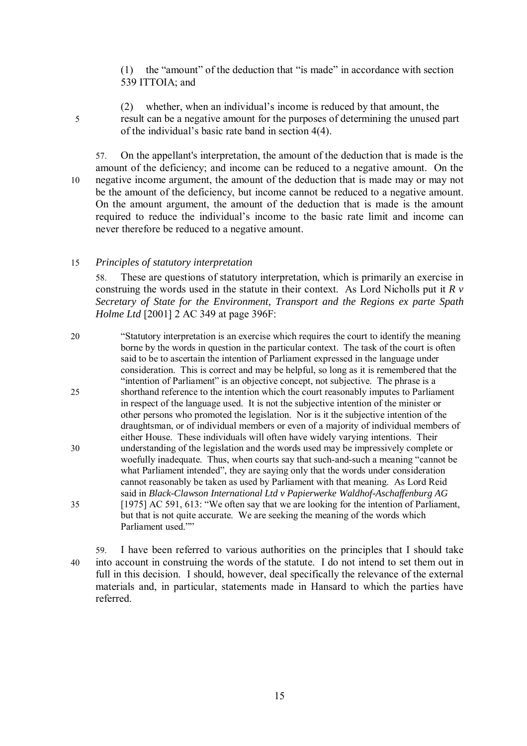(1) the "amount" of the deduction that "is made" in accordance with section 539 ITTOIA; and

(2) whether, when an individual's income is reduced by that amount, the result can be a negative amount for the purposes of determining the unused part of the individual's basic rate band in section 4(4).

57. On the appellant's interpretation, the amount of the deduction that is made is the amount of the deficiency; and income can be reduced to a negative amount. On the negative income argument, the amount of the deduction that is made may or may not be the amount of the deficiency, but income cannot be reduced to a negative amount. On the amount argument, the amount of the deduction that is made is the amount required to reduce the individual's income to the basic rate limit and income can never therefore be reduced to a negative amount.

*Principles of statutory interpretation*

58. These are questions of statutory interpretation, which is primarily an exercise in construing the words used in the statute in their context. As Lord Nicholls put it *R v Secretary of State for the Environment, Transport and the Regions ex parte Spath Holme Ltd* [2001] 2 AC 349 at page 396F:

> "Statutory interpretation is an exercise which requires the court to identify the meaning borne by the words in question in the particular context. The task of the court is often said to be to ascertain the intention of Parliament expressed in the language under consideration. This is correct and may be helpful, so long as it is remembered that the "intention of Parliament" is an objective concept, not subjective. The phrase is a shorthand reference to the intention which the court reasonably imputes to Parliament in respect of the language used. It is not the subjective intention of the minister or other persons who promoted the legislation. Nor is it the subjective intention of the draughtsman, or of individual members or even of a majority of individual members of either House. These individuals will often have widely varying intentions. Their understanding of the legislation and the words used may be impressively complete or woefully inadequate. Thus, when courts say that such-and-such a meaning "cannot be what Parliament intended", they are saying only that the words under consideration cannot reasonably be taken as used by Parliament with that meaning. As Lord Reid said in *Black-Clawson International Ltd v Papierwerke Waldhof-Aschaffenburg AG* [1975] AC 591, 613: "We often say that we are looking for the intention of Parliament, but that is not quite accurate. We are seeking the meaning of the words which Parliament used.""

59. I have been referred to various authorities on the principles that I should take into account in construing the words of the statute. I do not intend to set them out in full in this decision. I should, however, deal specifically the relevance of the external materials and, in particular, statements made in Hansard to which the parties have referred.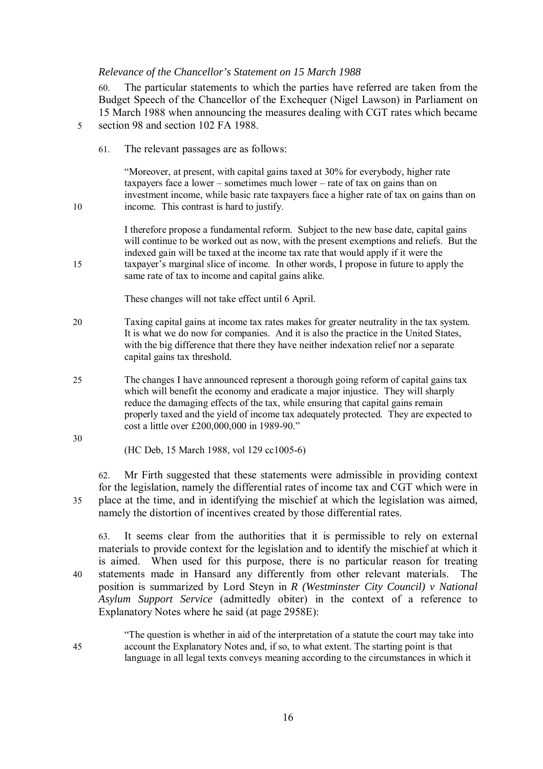*Relevance of the Chancellor's Statement on 15 March 1988*

60. The particular statements to which the parties have referred are taken from the Budget Speech of the Chancellor of the Exchequer (Nigel Lawson) in Parliament on 15 March 1988 when announcing the measures dealing with CGT rates which became section 98 and section 102 FA 1988.

61. The relevant passages are as follows:

> "Moreover, at present, with capital gains taxed at 30% for everybody, higher rate taxpayers face a lower – sometimes much lower – rate of tax on gains than on investment income, while basic rate taxpayers face a higher rate of tax on gains than on income. This contrast is hard to justify.
>
> I therefore propose a fundamental reform. Subject to the new base date, capital gains will continue to be worked out as now, with the present exemptions and reliefs. But the indexed gain will be taxed at the income tax rate that would apply if it were the taxpayer's marginal slice of income. In other words, I propose in future to apply the same rate of tax to income and capital gains alike.
>
> These changes will not take effect until 6 April.
>
> Taxing capital gains at income tax rates makes for greater neutrality in the tax system. It is what we do now for companies. And it is also the practice in the United States, with the big difference that there they have neither indexation relief nor a separate capital gains tax threshold.
>
> The changes I have announced represent a thorough going reform of capital gains tax which will benefit the economy and eradicate a major injustice. They will sharply reduce the damaging effects of the tax, while ensuring that capital gains remain properly taxed and the yield of income tax adequately protected. They are expected to cost a little over £200,000,000 in 1989-90."
>
> (HC Deb, 15 March 1988, vol 129 cc1005-6)

62. Mr Firth suggested that these statements were admissible in providing context for the legislation, namely the differential rates of income tax and CGT which were in place at the time, and in identifying the mischief at which the legislation was aimed, namely the distortion of incentives created by those differential rates.

63. It seems clear from the authorities that it is permissible to rely on external materials to provide context for the legislation and to identify the mischief at which it is aimed. When used for this purpose, there is no particular reason for treating statements made in Hansard any differently from other relevant materials. The position is summarized by Lord Steyn in *R (Westminster City Council) v National Asylum Support Service* (admittedly obiter) in the context of a reference to Explanatory Notes where he said (at page 2958E):

> "The question is whether in aid of the interpretation of a statute the court may take into account the Explanatory Notes and, if so, to what extent. The starting point is that language in all legal texts conveys meaning according to the circumstances in which it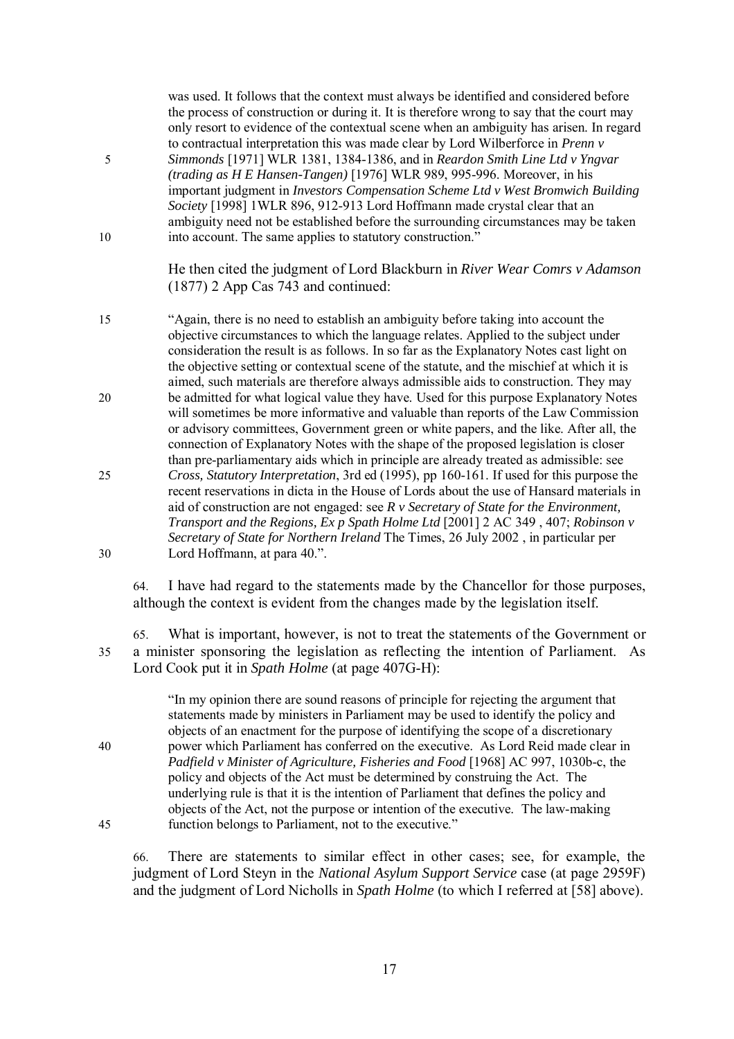> was used. It follows that the context must always be identified and considered before the process of construction or during it. It is therefore wrong to say that the court may only resort to evidence of the contextual scene when an ambiguity has arisen. In regard to contractual interpretation this was made clear by Lord Wilberforce in *Prenn v Simmonds* [1971] WLR 1381, 1384-1386, and in *Reardon Smith Line Ltd v Yngvar (trading as H E Hansen-Tangen)* [1976] WLR 989, 995-996. Moreover, in his important judgment in *Investors Compensation Scheme Ltd v West Bromwich Building Society* [1998] 1WLR 896, 912-913 Lord Hoffmann made crystal clear that an ambiguity need not be established before the surrounding circumstances may be taken into account. The same applies to statutory construction."

He then cited the judgment of Lord Blackburn in *River Wear Comrs v Adamson* (1877) 2 App Cas 743 and continued:

> "Again, there is no need to establish an ambiguity before taking into account the objective circumstances to which the language relates. Applied to the subject under consideration the result is as follows. In so far as the Explanatory Notes cast light on the objective setting or contextual scene of the statute, and the mischief at which it is aimed, such materials are therefore always admissible aids to construction. They may be admitted for what logical value they have. Used for this purpose Explanatory Notes will sometimes be more informative and valuable than reports of the Law Commission or advisory committees, Government green or white papers, and the like. After all, the connection of Explanatory Notes with the shape of the proposed legislation is closer than pre-parliamentary aids which in principle are already treated as admissible: see *Cross, Statutory Interpretation*, 3rd ed (1995), pp 160-161. If used for this purpose the recent reservations in dicta in the House of Lords about the use of Hansard materials in aid of construction are not engaged: see *R v Secretary of State for the Environment, Transport and the Regions, Ex p Spath Holme Ltd* [2001] 2 AC 349 , 407; *Robinson v Secretary of State for Northern Ireland* The Times, 26 July 2002 , in particular per Lord Hoffmann, at para 40.".

64. I have had regard to the statements made by the Chancellor for those purposes, although the context is evident from the changes made by the legislation itself.

65. What is important, however, is not to treat the statements of the Government or a minister sponsoring the legislation as reflecting the intention of Parliament. As Lord Cook put it in *Spath Holme* (at page 407G-H):

> "In my opinion there are sound reasons of principle for rejecting the argument that statements made by ministers in Parliament may be used to identify the policy and objects of an enactment for the purpose of identifying the scope of a discretionary power which Parliament has conferred on the executive. As Lord Reid made clear in *Padfield v Minister of Agriculture, Fisheries and Food* [1968] AC 997, 1030b-c, the policy and objects of the Act must be determined by construing the Act. The underlying rule is that it is the intention of Parliament that defines the policy and objects of the Act, not the purpose or intention of the executive. The law-making function belongs to Parliament, not to the executive."

66. There are statements to similar effect in other cases; see, for example, the judgment of Lord Steyn in the *National Asylum Support Service* case (at page 2959F) and the judgment of Lord Nicholls in *Spath Holme* (to which I referred at [58] above).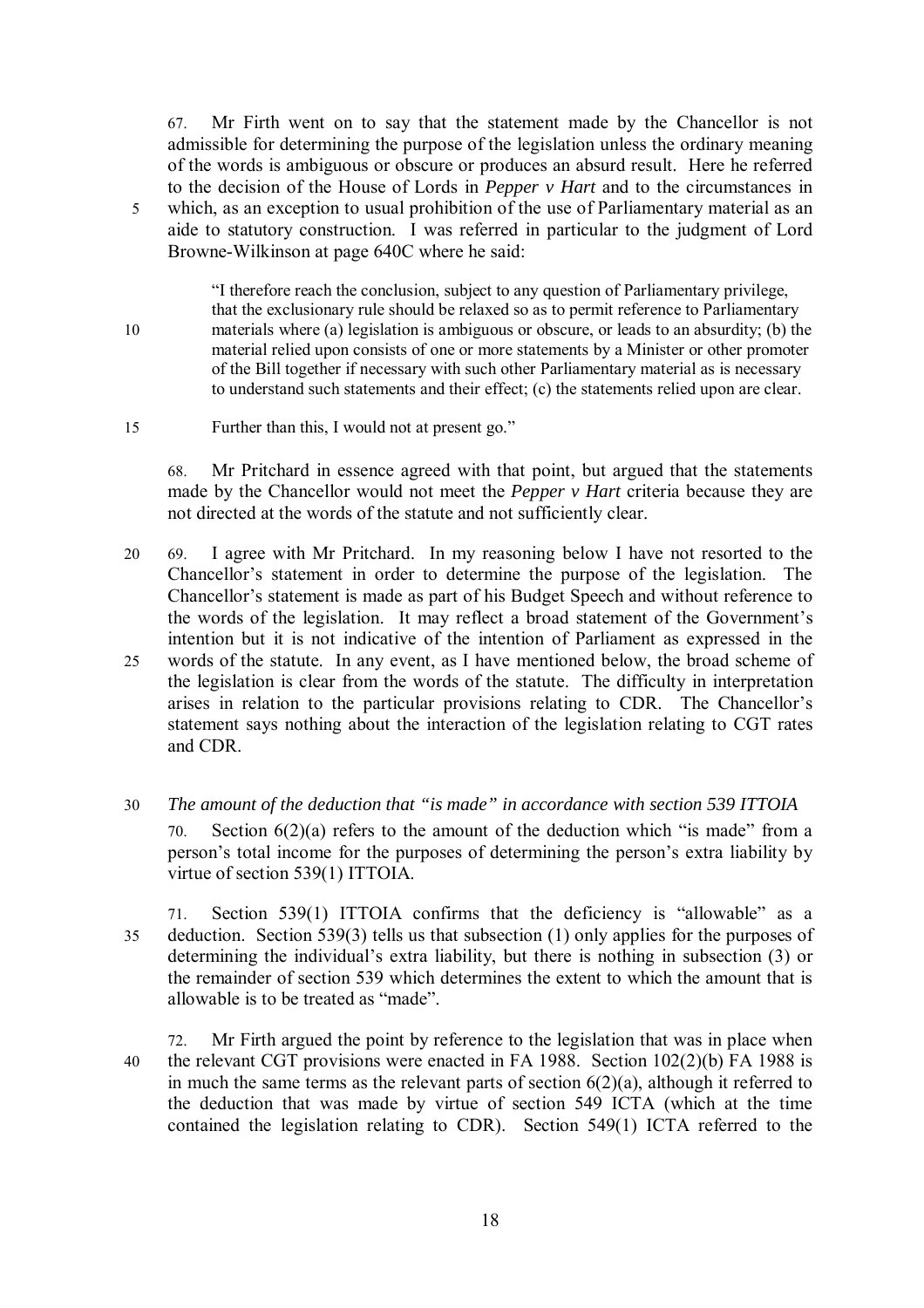67. Mr Firth went on to say that the statement made by the Chancellor is not admissible for determining the purpose of the legislation unless the ordinary meaning of the words is ambiguous or obscure or produces an absurd result. Here he referred to the decision of the House of Lords in *Pepper v Hart* and to the circumstances in which, as an exception to usual prohibition of the use of Parliamentary material as an aide to statutory construction. I was referred in particular to the judgment of Lord Browne-Wilkinson at page 640C where he said:

> "I therefore reach the conclusion, subject to any question of Parliamentary privilege, that the exclusionary rule should be relaxed so as to permit reference to Parliamentary materials where (a) legislation is ambiguous or obscure, or leads to an absurdity; (b) the material relied upon consists of one or more statements by a Minister or other promoter of the Bill together if necessary with such other Parliamentary material as is necessary to understand such statements and their effect; (c) the statements relied upon are clear.
>
> Further than this, I would not at present go."

68. Mr Pritchard in essence agreed with that point, but argued that the statements made by the Chancellor would not meet the *Pepper v Hart* criteria because they are not directed at the words of the statute and not sufficiently clear.

69. I agree with Mr Pritchard. In my reasoning below I have not resorted to the Chancellor's statement in order to determine the purpose of the legislation. The Chancellor's statement is made as part of his Budget Speech and without reference to the words of the legislation. It may reflect a broad statement of the Government's intention but it is not indicative of the intention of Parliament as expressed in the words of the statute. In any event, as I have mentioned below, the broad scheme of the legislation is clear from the words of the statute. The difficulty in interpretation arises in relation to the particular provisions relating to CDR. The Chancellor's statement says nothing about the interaction of the legislation relating to CGT rates and CDR.

*The amount of the deduction that "is made" in accordance with section 539 ITTOIA*

70. Section 6(2)(a) refers to the amount of the deduction which "is made" from a person's total income for the purposes of determining the person's extra liability by virtue of section 539(1) ITTOIA.

71. Section 539(1) ITTOIA confirms that the deficiency is "allowable" as a deduction. Section 539(3) tells us that subsection (1) only applies for the purposes of determining the individual's extra liability, but there is nothing in subsection (3) or the remainder of section 539 which determines the extent to which the amount that is allowable is to be treated as "made".

72. Mr Firth argued the point by reference to the legislation that was in place when the relevant CGT provisions were enacted in FA 1988. Section 102(2)(b) FA 1988 is in much the same terms as the relevant parts of section 6(2)(a), although it referred to the deduction that was made by virtue of section 549 ICTA (which at the time contained the legislation relating to CDR). Section 549(1) ICTA referred to the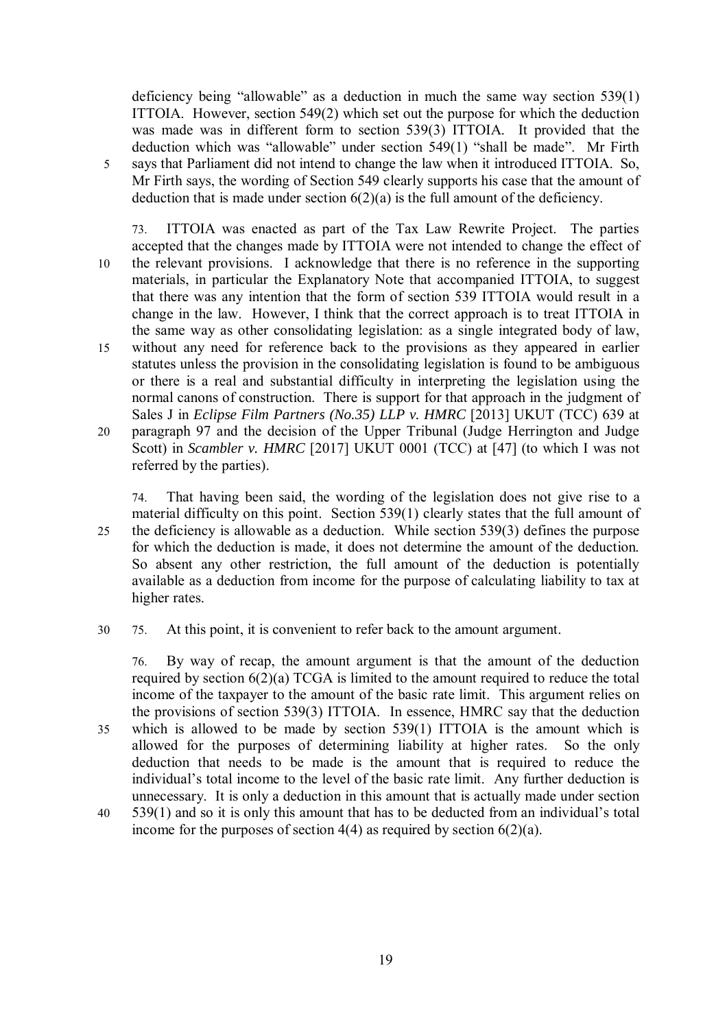deficiency being "allowable" as a deduction in much the same way section 539(1) ITTOIA. However, section 549(2) which set out the purpose for which the deduction was made was in different form to section 539(3) ITTOIA. It provided that the deduction which was "allowable" under section 549(1) "shall be made". Mr Firth says that Parliament did not intend to change the law when it introduced ITTOIA. So, Mr Firth says, the wording of Section 549 clearly supports his case that the amount of deduction that is made under section 6(2)(a) is the full amount of the deficiency.

73. ITTOIA was enacted as part of the Tax Law Rewrite Project. The parties accepted that the changes made by ITTOIA were not intended to change the effect of the relevant provisions. I acknowledge that there is no reference in the supporting materials, in particular the Explanatory Note that accompanied ITTOIA, to suggest that there was any intention that the form of section 539 ITTOIA would result in a change in the law. However, I think that the correct approach is to treat ITTOIA in the same way as other consolidating legislation: as a single integrated body of law, without any need for reference back to the provisions as they appeared in earlier statutes unless the provision in the consolidating legislation is found to be ambiguous or there is a real and substantial difficulty in interpreting the legislation using the normal canons of construction. There is support for that approach in the judgment of Sales J in *Eclipse Film Partners (No.35) LLP v. HMRC* [2013] UKUT (TCC) 639 at paragraph 97 and the decision of the Upper Tribunal (Judge Herrington and Judge Scott) in *Scambler v. HMRC* [2017] UKUT 0001 (TCC) at [47] (to which I was not referred by the parties).

74. That having been said, the wording of the legislation does not give rise to a material difficulty on this point. Section 539(1) clearly states that the full amount of the deficiency is allowable as a deduction. While section 539(3) defines the purpose for which the deduction is made, it does not determine the amount of the deduction. So absent any other restriction, the full amount of the deduction is potentially available as a deduction from income for the purpose of calculating liability to tax at higher rates.

75. At this point, it is convenient to refer back to the amount argument.

76. By way of recap, the amount argument is that the amount of the deduction required by section 6(2)(a) TCGA is limited to the amount required to reduce the total income of the taxpayer to the amount of the basic rate limit. This argument relies on the provisions of section 539(3) ITTOIA. In essence, HMRC say that the deduction which is allowed to be made by section 539(1) ITTOIA is the amount which is allowed for the purposes of determining liability at higher rates. So the only deduction that needs to be made is the amount that is required to reduce the individual's total income to the level of the basic rate limit. Any further deduction is unnecessary. It is only a deduction in this amount that is actually made under section 539(1) and so it is only this amount that has to be deducted from an individual's total income for the purposes of section 4(4) as required by section 6(2)(a).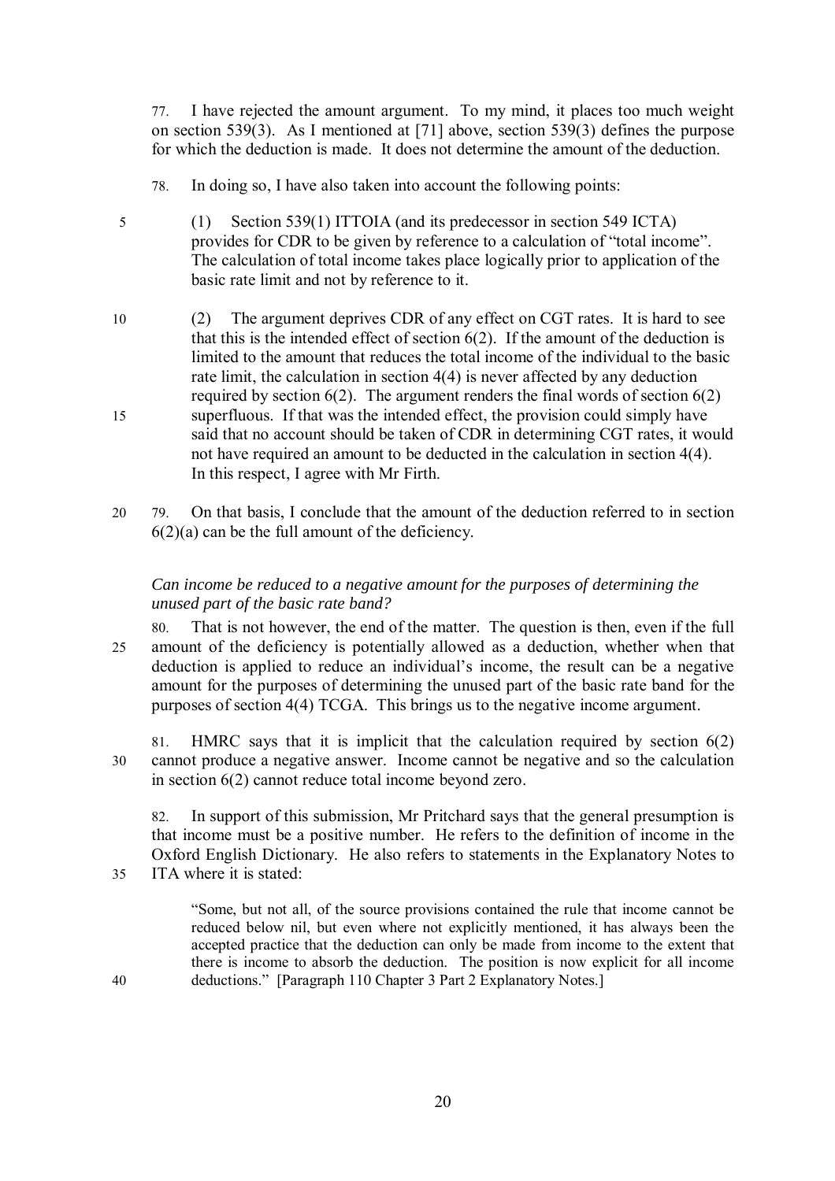77. I have rejected the amount argument. To my mind, it places too much weight on section 539(3). As I mentioned at [71] above, section 539(3) defines the purpose for which the deduction is made. It does not determine the amount of the deduction.

78. In doing so, I have also taken into account the following points:

(1) Section 539(1) ITTOIA (and its predecessor in section 549 ICTA) provides for CDR to be given by reference to a calculation of "total income". The calculation of total income takes place logically prior to application of the basic rate limit and not by reference to it.

(2) The argument deprives CDR of any effect on CGT rates. It is hard to see that this is the intended effect of section 6(2). If the amount of the deduction is limited to the amount that reduces the total income of the individual to the basic rate limit, the calculation in section 4(4) is never affected by any deduction required by section 6(2). The argument renders the final words of section 6(2) superfluous. If that was the intended effect, the provision could simply have said that no account should be taken of CDR in determining CGT rates, it would not have required an amount to be deducted in the calculation in section 4(4). In this respect, I agree with Mr Firth.

79. On that basis, I conclude that the amount of the deduction referred to in section 6(2)(a) can be the full amount of the deficiency.

*Can income be reduced to a negative amount for the purposes of determining the unused part of the basic rate band?*

80. That is not however, the end of the matter. The question is then, even if the full amount of the deficiency is potentially allowed as a deduction, whether when that deduction is applied to reduce an individual's income, the result can be a negative amount for the purposes of determining the unused part of the basic rate band for the purposes of section 4(4) TCGA. This brings us to the negative income argument.

81. HMRC says that it is implicit that the calculation required by section 6(2) cannot produce a negative answer. Income cannot be negative and so the calculation in section 6(2) cannot reduce total income beyond zero.

82. In support of this submission, Mr Pritchard says that the general presumption is that income must be a positive number. He refers to the definition of income in the Oxford English Dictionary. He also refers to statements in the Explanatory Notes to ITA where it is stated:

> "Some, but not all, of the source provisions contained the rule that income cannot be reduced below nil, but even where not explicitly mentioned, it has always been the accepted practice that the deduction can only be made from income to the extent that there is income to absorb the deduction. The position is now explicit for all income deductions." [Paragraph 110 Chapter 3 Part 2 Explanatory Notes.]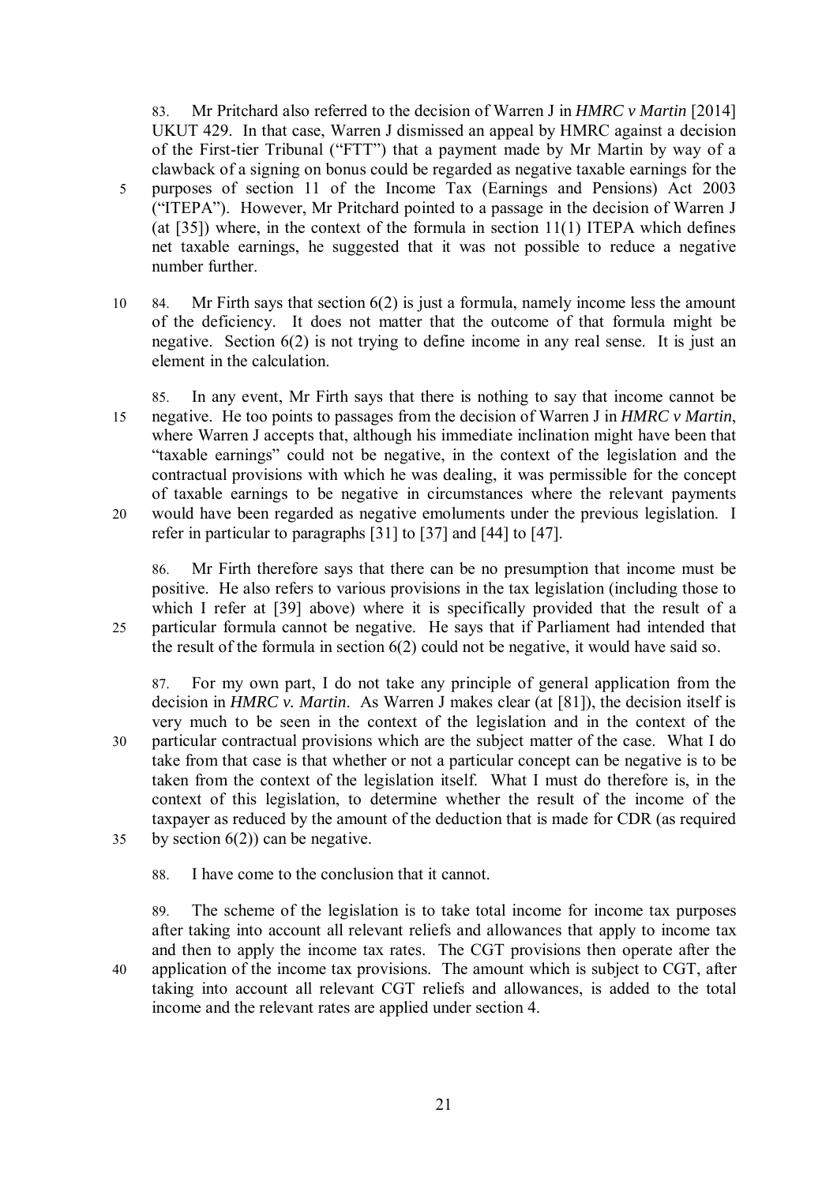83. Mr Pritchard also referred to the decision of Warren J in *HMRC v Martin* [2014] UKUT 429. In that case, Warren J dismissed an appeal by HMRC against a decision of the First-tier Tribunal ("FTT") that a payment made by Mr Martin by way of a clawback of a signing on bonus could be regarded as negative taxable earnings for the purposes of section 11 of the Income Tax (Earnings and Pensions) Act 2003 ("ITEPA"). However, Mr Pritchard pointed to a passage in the decision of Warren J (at [35]) where, in the context of the formula in section 11(1) ITEPA which defines net taxable earnings, he suggested that it was not possible to reduce a negative number further.

84. Mr Firth says that section 6(2) is just a formula, namely income less the amount of the deficiency. It does not matter that the outcome of that formula might be negative. Section 6(2) is not trying to define income in any real sense. It is just an element in the calculation.

85. In any event, Mr Firth says that there is nothing to say that income cannot be negative. He too points to passages from the decision of Warren J in *HMRC v Martin*, where Warren J accepts that, although his immediate inclination might have been that "taxable earnings" could not be negative, in the context of the legislation and the contractual provisions with which he was dealing, it was permissible for the concept of taxable earnings to be negative in circumstances where the relevant payments would have been regarded as negative emoluments under the previous legislation. I refer in particular to paragraphs [31] to [37] and [44] to [47].

86. Mr Firth therefore says that there can be no presumption that income must be positive. He also refers to various provisions in the tax legislation (including those to which I refer at [39] above) where it is specifically provided that the result of a particular formula cannot be negative. He says that if Parliament had intended that the result of the formula in section 6(2) could not be negative, it would have said so.

87. For my own part, I do not take any principle of general application from the decision in *HMRC v. Martin*. As Warren J makes clear (at [81]), the decision itself is very much to be seen in the context of the legislation and in the context of the particular contractual provisions which are the subject matter of the case. What I do take from that case is that whether or not a particular concept can be negative is to be taken from the context of the legislation itself. What I must do therefore is, in the context of this legislation, to determine whether the result of the income of the taxpayer as reduced by the amount of the deduction that is made for CDR (as required by section 6(2)) can be negative.

88. I have come to the conclusion that it cannot.

89. The scheme of the legislation is to take total income for income tax purposes after taking into account all relevant reliefs and allowances that apply to income tax and then to apply the income tax rates. The CGT provisions then operate after the application of the income tax provisions. The amount which is subject to CGT, after taking into account all relevant CGT reliefs and allowances, is added to the total income and the relevant rates are applied under section 4.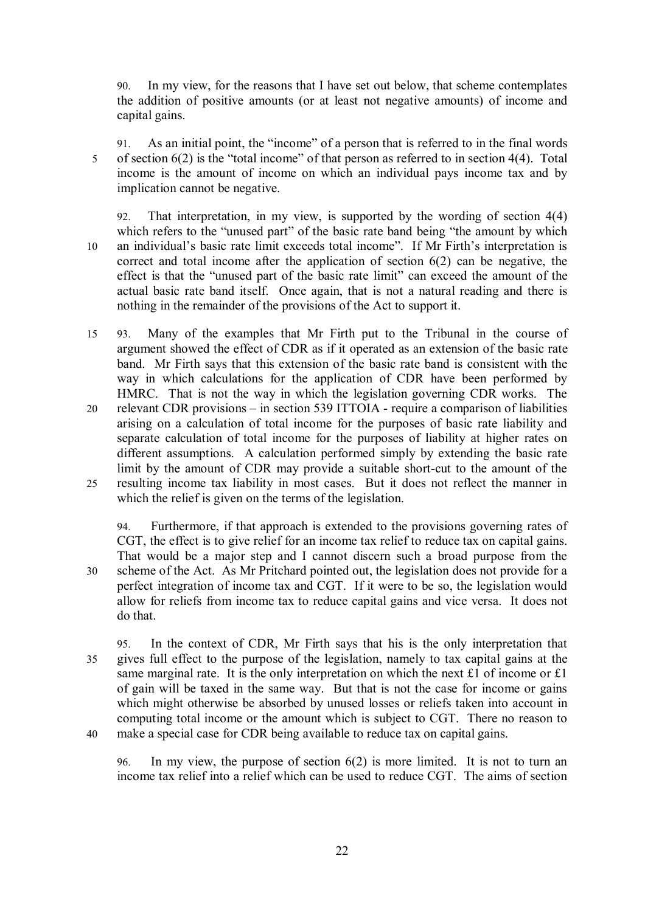90. In my view, for the reasons that I have set out below, that scheme contemplates the addition of positive amounts (or at least not negative amounts) of income and capital gains.

91. As an initial point, the "income" of a person that is referred to in the final words of section 6(2) is the "total income" of that person as referred to in section 4(4). Total income is the amount of income on which an individual pays income tax and by implication cannot be negative.

92. That interpretation, in my view, is supported by the wording of section 4(4) which refers to the "unused part" of the basic rate band being "the amount by which an individual's basic rate limit exceeds total income". If Mr Firth's interpretation is correct and total income after the application of section 6(2) can be negative, the effect is that the "unused part of the basic rate limit" can exceed the amount of the actual basic rate band itself. Once again, that is not a natural reading and there is nothing in the remainder of the provisions of the Act to support it.

93. Many of the examples that Mr Firth put to the Tribunal in the course of argument showed the effect of CDR as if it operated as an extension of the basic rate band. Mr Firth says that this extension of the basic rate band is consistent with the way in which calculations for the application of CDR have been performed by HMRC. That is not the way in which the legislation governing CDR works. The relevant CDR provisions – in section 539 ITTOIA - require a comparison of liabilities arising on a calculation of total income for the purposes of basic rate liability and separate calculation of total income for the purposes of liability at higher rates on different assumptions. A calculation performed simply by extending the basic rate limit by the amount of CDR may provide a suitable short-cut to the amount of the resulting income tax liability in most cases. But it does not reflect the manner in which the relief is given on the terms of the legislation.

94. Furthermore, if that approach is extended to the provisions governing rates of CGT, the effect is to give relief for an income tax relief to reduce tax on capital gains. That would be a major step and I cannot discern such a broad purpose from the scheme of the Act. As Mr Pritchard pointed out, the legislation does not provide for a perfect integration of income tax and CGT. If it were to be so, the legislation would allow for reliefs from income tax to reduce capital gains and vice versa. It does not do that.

95. In the context of CDR, Mr Firth says that his is the only interpretation that gives full effect to the purpose of the legislation, namely to tax capital gains at the same marginal rate. It is the only interpretation on which the next £1 of income or £1 of gain will be taxed in the same way. But that is not the case for income or gains which might otherwise be absorbed by unused losses or reliefs taken into account in computing total income or the amount which is subject to CGT. There no reason to make a special case for CDR being available to reduce tax on capital gains.

96. In my view, the purpose of section 6(2) is more limited. It is not to turn an income tax relief into a relief which can be used to reduce CGT. The aims of section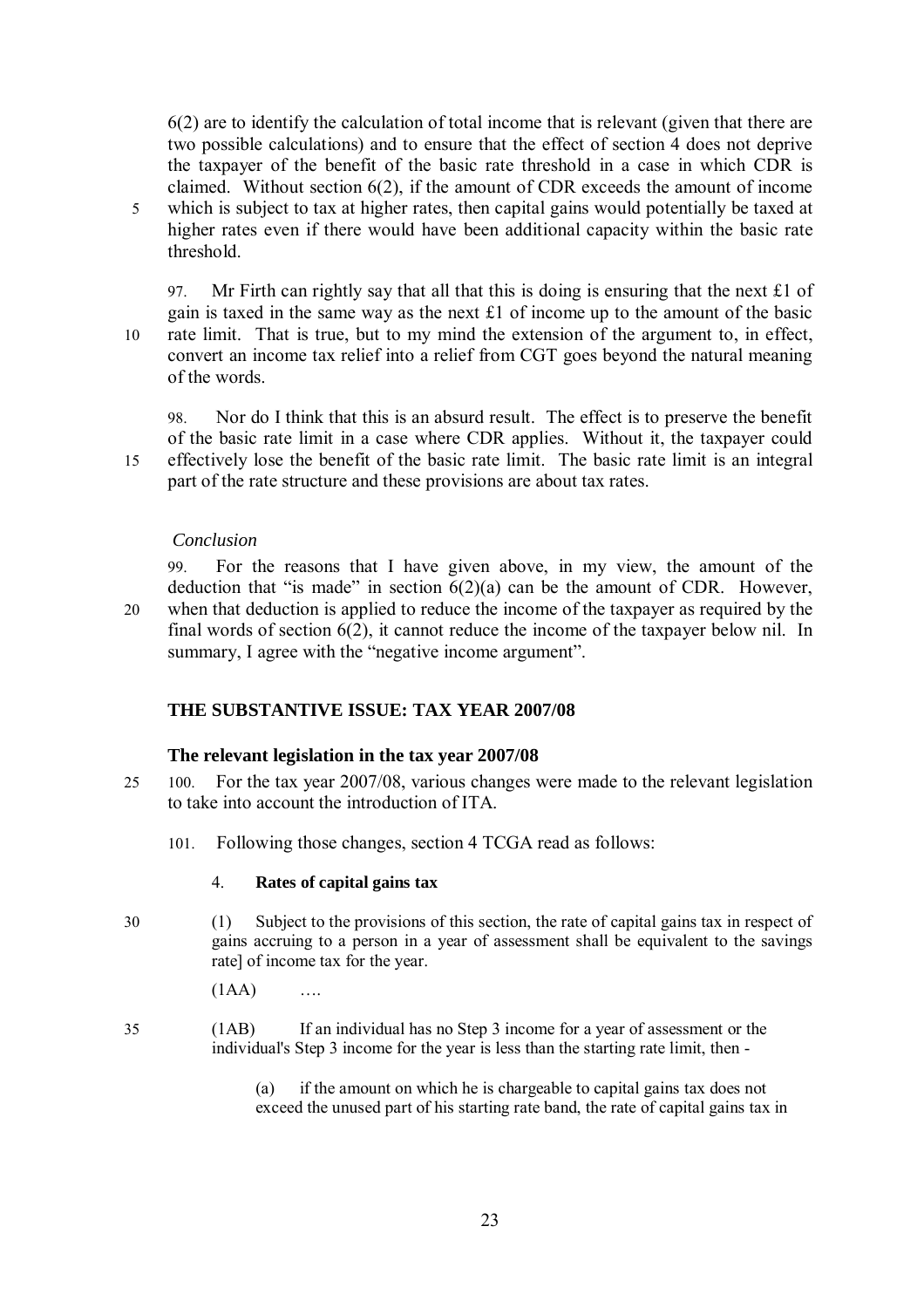6(2) are to identify the calculation of total income that is relevant (given that there are two possible calculations) and to ensure that the effect of section 4 does not deprive the taxpayer of the benefit of the basic rate threshold in a case in which CDR is claimed. Without section 6(2), if the amount of CDR exceeds the amount of income which is subject to tax at higher rates, then capital gains would potentially be taxed at higher rates even if there would have been additional capacity within the basic rate threshold.

97. Mr Firth can rightly say that all that this is doing is ensuring that the next £1 of gain is taxed in the same way as the next £1 of income up to the amount of the basic rate limit. That is true, but to my mind the extension of the argument to, in effect, convert an income tax relief into a relief from CGT goes beyond the natural meaning of the words.

98. Nor do I think that this is an absurd result. The effect is to preserve the benefit of the basic rate limit in a case where CDR applies. Without it, the taxpayer could effectively lose the benefit of the basic rate limit. The basic rate limit is an integral part of the rate structure and these provisions are about tax rates.

*Conclusion*

99. For the reasons that I have given above, in my view, the amount of the deduction that "is made" in section 6(2)(a) can be the amount of CDR. However, when that deduction is applied to reduce the income of the taxpayer as required by the final words of section 6(2), it cannot reduce the income of the taxpayer below nil. In summary, I agree with the "negative income argument".

## THE SUBSTANTIVE ISSUE: TAX YEAR 2007/08

### The relevant legislation in the tax year 2007/08

100. For the tax year 2007/08, various changes were made to the relevant legislation to take into account the introduction of ITA.

101. Following those changes, section 4 TCGA read as follows:

> 4. **Rates of capital gains tax**
>
> (1) Subject to the provisions of this section, the rate of capital gains tax in respect of gains accruing to a person in a year of assessment shall be equivalent to the savings rate] of income tax for the year.
>
> (1AA) ….
>
> (1AB) If an individual has no Step 3 income for a year of assessment or the individual's Step 3 income for the year is less than the starting rate limit, then -
>
> (a) if the amount on which he is chargeable to capital gains tax does not exceed the unused part of his starting rate band, the rate of capital gains tax in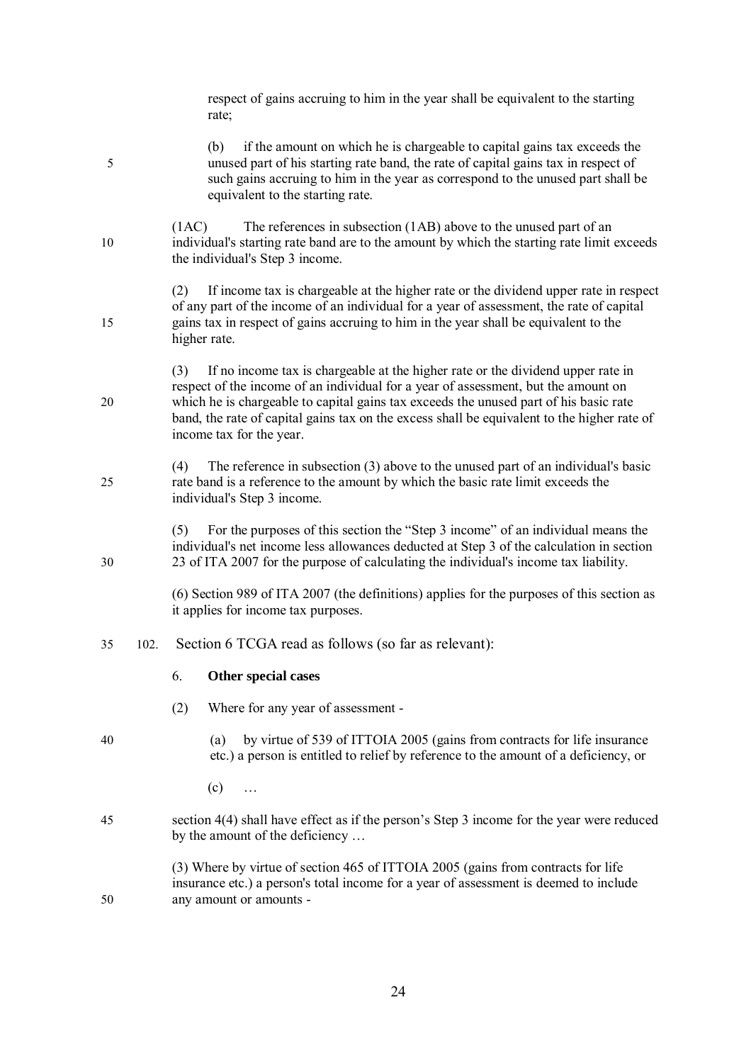respect of gains accruing to him in the year shall be equivalent to the starting rate;

(b) if the amount on which he is chargeable to capital gains tax exceeds the unused part of his starting rate band, the rate of capital gains tax in respect of such gains accruing to him in the year as correspond to the unused part shall be equivalent to the starting rate.

(1AC) The references in subsection (1AB) above to the unused part of an individual's starting rate band are to the amount by which the starting rate limit exceeds the individual's Step 3 income.

(2) If income tax is chargeable at the higher rate or the dividend upper rate in respect of any part of the income of an individual for a year of assessment, the rate of capital gains tax in respect of gains accruing to him in the year shall be equivalent to the higher rate.

(3) If no income tax is chargeable at the higher rate or the dividend upper rate in respect of the income of an individual for a year of assessment, but the amount on which he is chargeable to capital gains tax exceeds the unused part of his basic rate band, the rate of capital gains tax on the excess shall be equivalent to the higher rate of income tax for the year.

(4) The reference in subsection (3) above to the unused part of an individual's basic rate band is a reference to the amount by which the basic rate limit exceeds the individual's Step 3 income.

(5) For the purposes of this section the "Step 3 income" of an individual means the individual's net income less allowances deducted at Step 3 of the calculation in section 23 of ITA 2007 for the purpose of calculating the individual's income tax liability.

(6) Section 989 of ITA 2007 (the definitions) applies for the purposes of this section as it applies for income tax purposes.

102. Section 6 TCGA read as follows (so far as relevant):

6. **Other special cases**

(2) Where for any year of assessment -

(a) by virtue of 539 of ITTOIA 2005 (gains from contracts for life insurance etc.) a person is entitled to relief by reference to the amount of a deficiency, or

(c) …

section 4(4) shall have effect as if the person's Step 3 income for the year were reduced by the amount of the deficiency …

(3) Where by virtue of section 465 of ITTOIA 2005 (gains from contracts for life insurance etc.) a person's total income for a year of assessment is deemed to include any amount or amounts -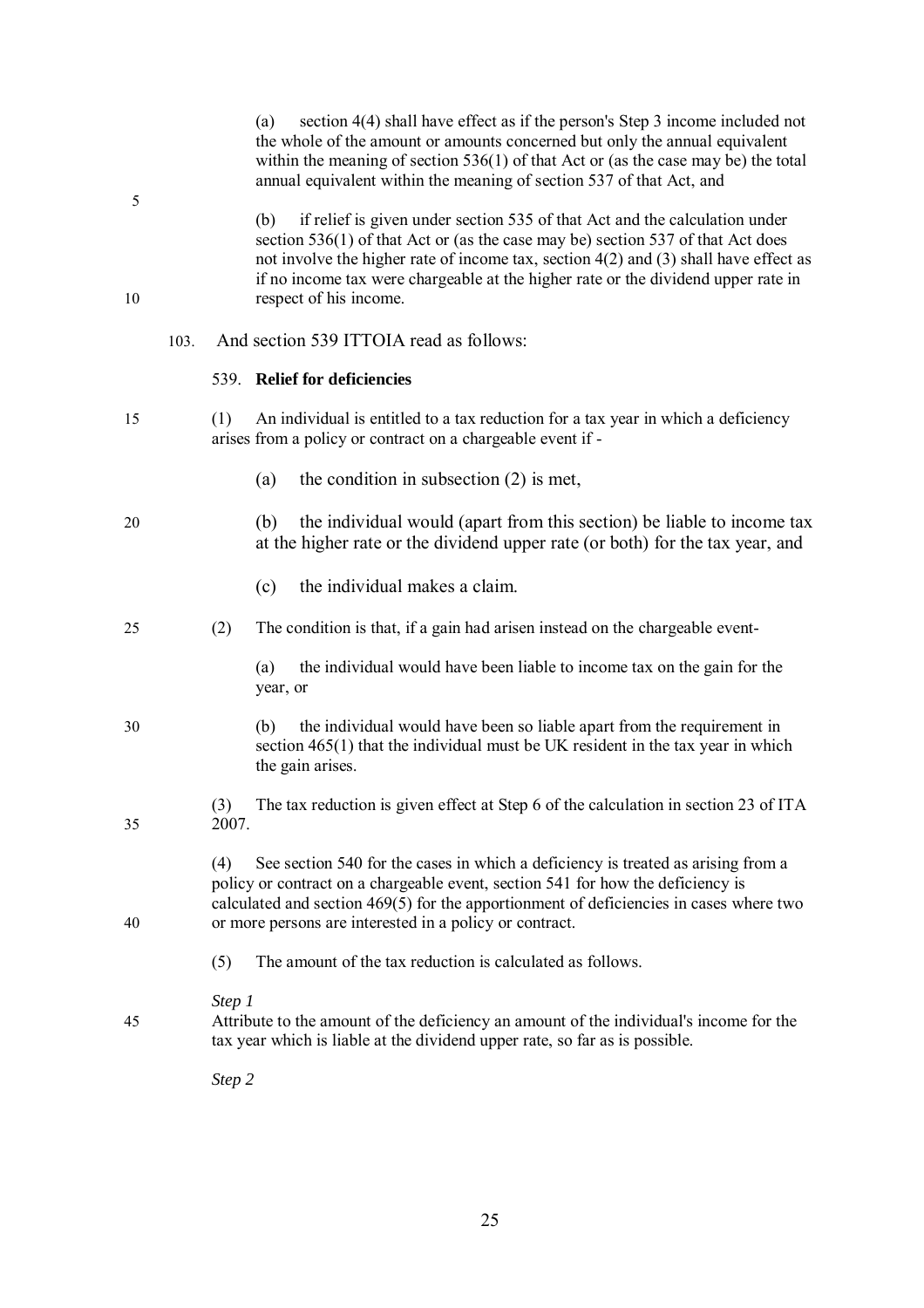(a) section 4(4) shall have effect as if the person's Step 3 income included not the whole of the amount or amounts concerned but only the annual equivalent within the meaning of section 536(1) of that Act or (as the case may be) the total annual equivalent within the meaning of section 537 of that Act, and

(b) if relief is given under section 535 of that Act and the calculation under section 536(1) of that Act or (as the case may be) section 537 of that Act does not involve the higher rate of income tax, section 4(2) and (3) shall have effect as if no income tax were chargeable at the higher rate or the dividend upper rate in respect of his income.

103. And section 539 ITTOIA read as follows:

539. **Relief for deficiencies**

(1) An individual is entitled to a tax reduction for a tax year in which a deficiency arises from a policy or contract on a chargeable event if -

(a) the condition in subsection (2) is met,

(b) the individual would (apart from this section) be liable to income tax at the higher rate or the dividend upper rate (or both) for the tax year, and

(c) the individual makes a claim.

(2) The condition is that, if a gain had arisen instead on the chargeable event-

(a) the individual would have been liable to income tax on the gain for the year, or

(b) the individual would have been so liable apart from the requirement in section 465(1) that the individual must be UK resident in the tax year in which the gain arises.

(3) The tax reduction is given effect at Step 6 of the calculation in section 23 of ITA 2007.

(4) See section 540 for the cases in which a deficiency is treated as arising from a policy or contract on a chargeable event, section 541 for how the deficiency is calculated and section 469(5) for the apportionment of deficiencies in cases where two or more persons are interested in a policy or contract.

(5) The amount of the tax reduction is calculated as follows.

*Step 1*
Attribute to the amount of the deficiency an amount of the individual's income for the tax year which is liable at the dividend upper rate, so far as is possible.

*Step 2*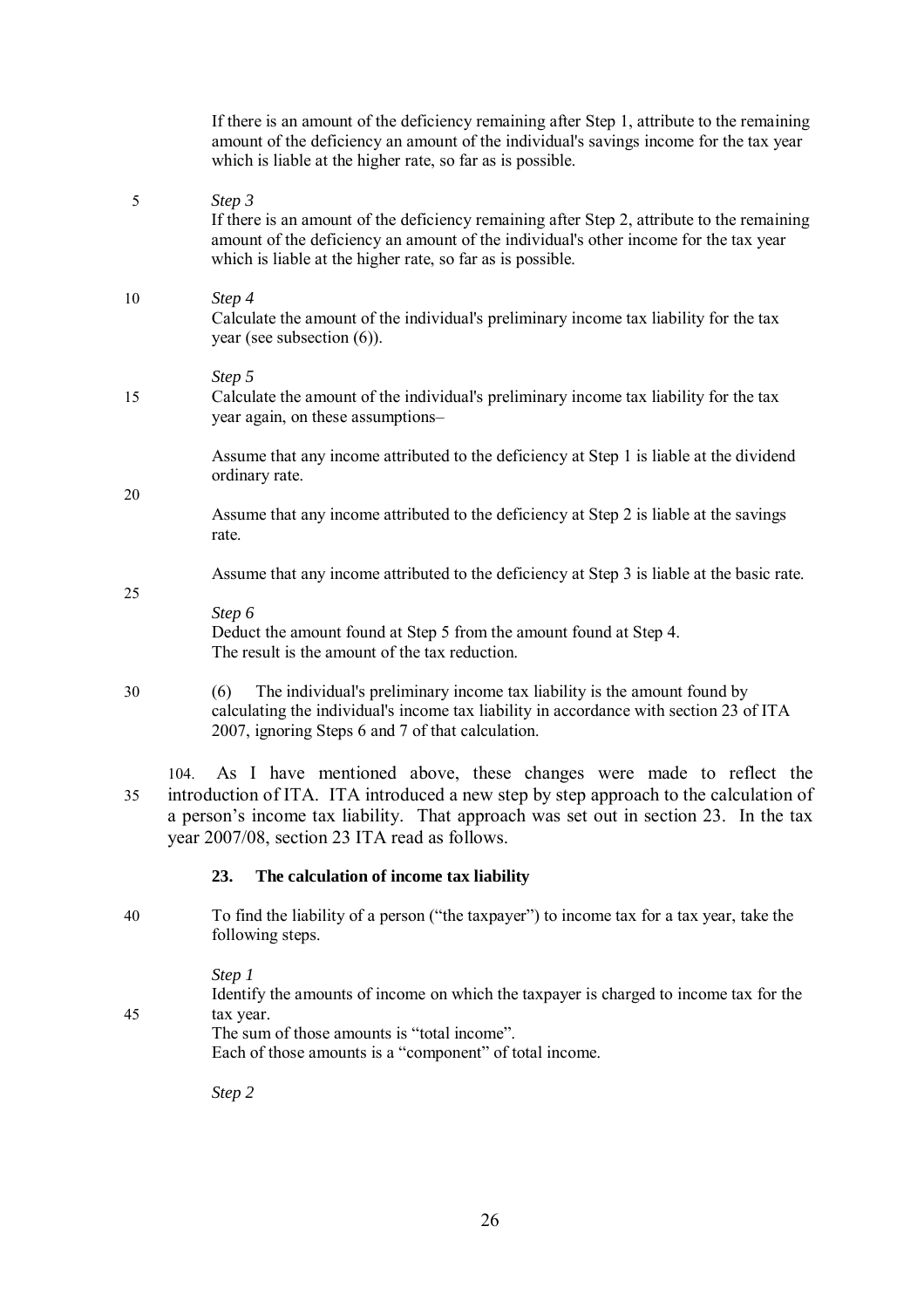If there is an amount of the deficiency remaining after Step 1, attribute to the remaining amount of the deficiency an amount of the individual's savings income for the tax year which is liable at the higher rate, so far as is possible.

*Step 3*
If there is an amount of the deficiency remaining after Step 2, attribute to the remaining amount of the deficiency an amount of the individual's other income for the tax year which is liable at the higher rate, so far as is possible.

*Step 4*
Calculate the amount of the individual's preliminary income tax liability for the tax year (see subsection (6)).

*Step 5*
Calculate the amount of the individual's preliminary income tax liability for the tax year again, on these assumptions–

Assume that any income attributed to the deficiency at Step 1 is liable at the dividend ordinary rate.

Assume that any income attributed to the deficiency at Step 2 is liable at the savings rate.

Assume that any income attributed to the deficiency at Step 3 is liable at the basic rate.

*Step 6*
Deduct the amount found at Step 5 from the amount found at Step 4.
The result is the amount of the tax reduction.

(6) The individual's preliminary income tax liability is the amount found by calculating the individual's income tax liability in accordance with section 23 of ITA 2007, ignoring Steps 6 and 7 of that calculation.

104. As I have mentioned above, these changes were made to reflect the introduction of ITA. ITA introduced a new step by step approach to the calculation of a person's income tax liability. That approach was set out in section 23. In the tax year 2007/08, section 23 ITA read as follows.

**23. The calculation of income tax liability**

To find the liability of a person ("the taxpayer") to income tax for a tax year, take the following steps.

*Step 1*
Identify the amounts of income on which the taxpayer is charged to income tax for the tax year.
The sum of those amounts is "total income".
Each of those amounts is a "component" of total income.

*Step 2*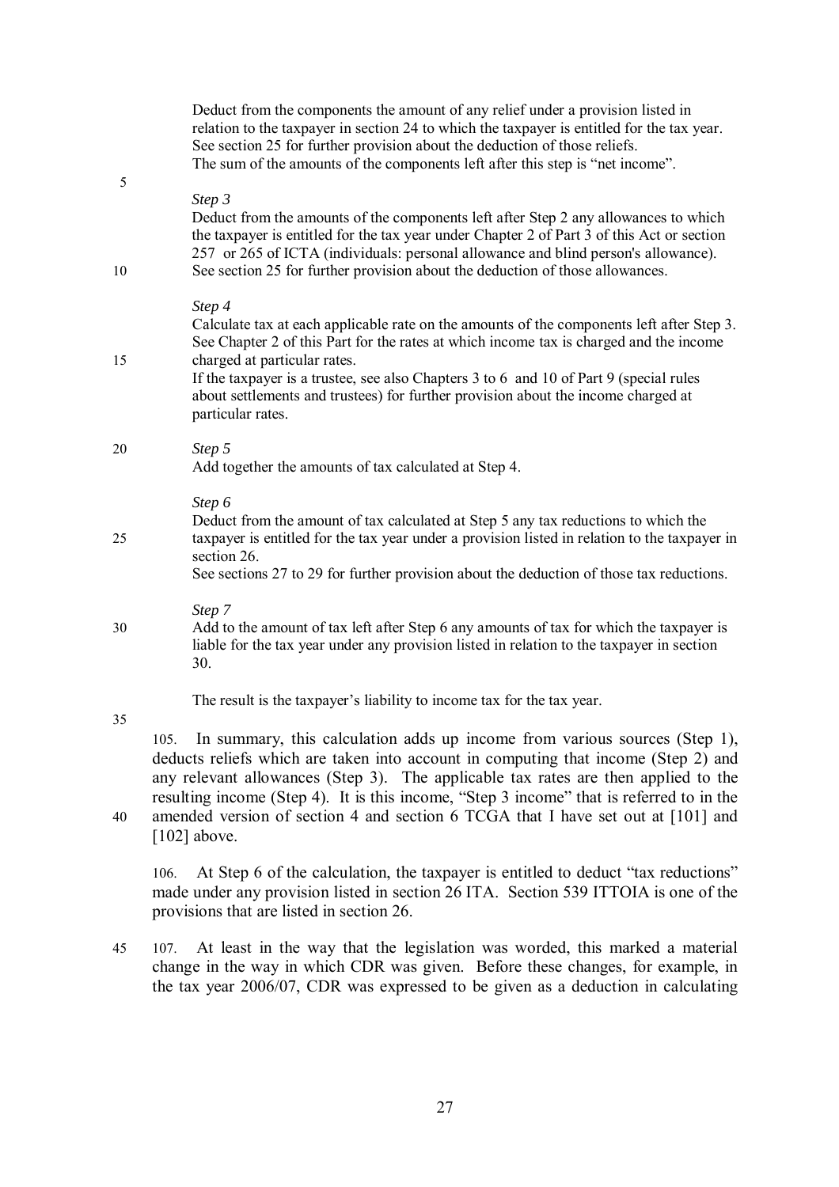Deduct from the components the amount of any relief under a provision listed in relation to the taxpayer in section 24 to which the taxpayer is entitled for the tax year. See section 25 for further provision about the deduction of those reliefs.
The sum of the amounts of the components left after this step is "net income".

*Step 3*
Deduct from the amounts of the components left after Step 2 any allowances to which the taxpayer is entitled for the tax year under Chapter 2 of Part 3 of this Act or section 257 or 265 of ICTA (individuals: personal allowance and blind person's allowance). See section 25 for further provision about the deduction of those allowances.

*Step 4*
Calculate tax at each applicable rate on the amounts of the components left after Step 3. See Chapter 2 of this Part for the rates at which income tax is charged and the income charged at particular rates.
If the taxpayer is a trustee, see also Chapters 3 to 6 and 10 of Part 9 (special rules about settlements and trustees) for further provision about the income charged at particular rates.

*Step 5*
Add together the amounts of tax calculated at Step 4.

*Step 6*
Deduct from the amount of tax calculated at Step 5 any tax reductions to which the taxpayer is entitled for the tax year under a provision listed in relation to the taxpayer in section 26.
See sections 27 to 29 for further provision about the deduction of those tax reductions.

*Step 7*
Add to the amount of tax left after Step 6 any amounts of tax for which the taxpayer is liable for the tax year under any provision listed in relation to the taxpayer in section 30.

The result is the taxpayer's liability to income tax for the tax year.

105. In summary, this calculation adds up income from various sources (Step 1), deducts reliefs which are taken into account in computing that income (Step 2) and any relevant allowances (Step 3). The applicable tax rates are then applied to the resulting income (Step 4). It is this income, "Step 3 income" that is referred to in the amended version of section 4 and section 6 TCGA that I have set out at [101] and [102] above.

106. At Step 6 of the calculation, the taxpayer is entitled to deduct "tax reductions" made under any provision listed in section 26 ITA. Section 539 ITTOIA is one of the provisions that are listed in section 26.

107. At least in the way that the legislation was worded, this marked a material change in the way in which CDR was given. Before these changes, for example, in the tax year 2006/07, CDR was expressed to be given as a deduction in calculating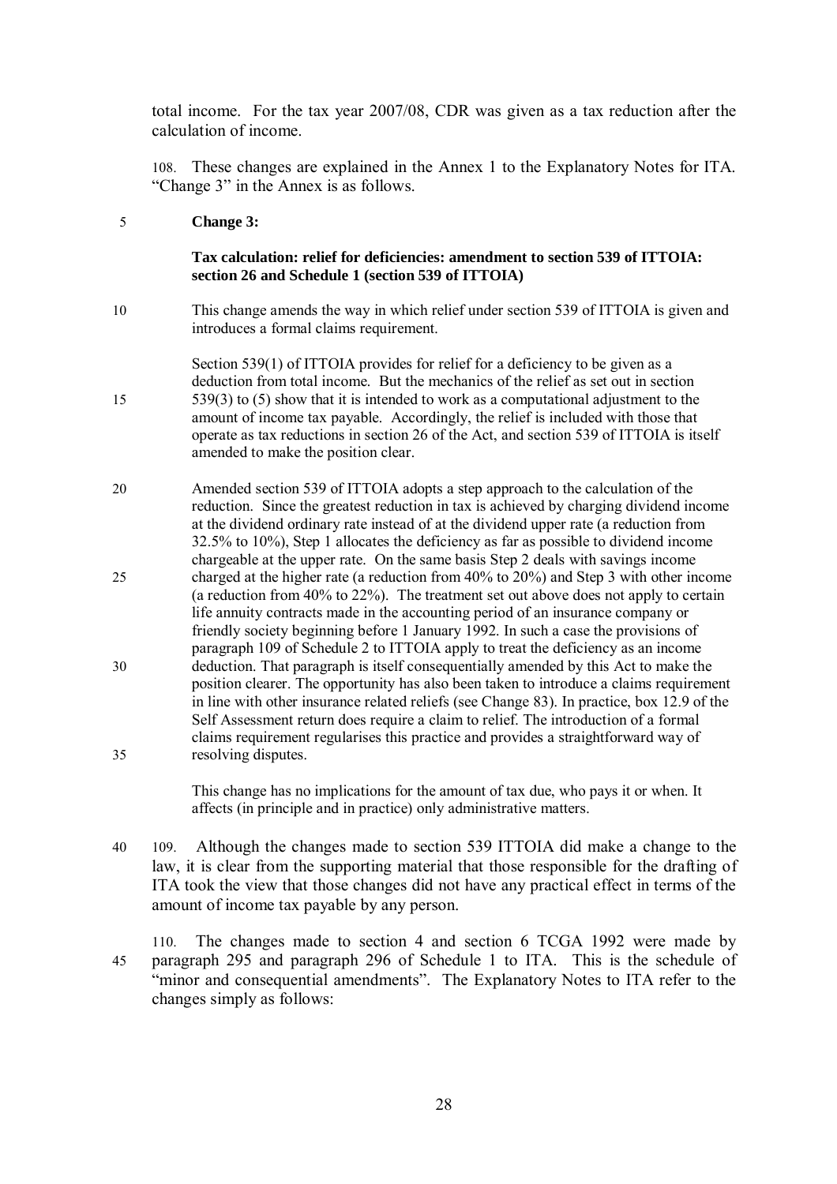total income. For the tax year 2007/08, CDR was given as a tax reduction after the calculation of income.

108. These changes are explained in the Annex 1 to the Explanatory Notes for ITA. "Change 3" in the Annex is as follows.

> **Change 3:**
>
> **Tax calculation: relief for deficiencies: amendment to section 539 of ITTOIA: section 26 and Schedule 1 (section 539 of ITTOIA)**
>
> This change amends the way in which relief under section 539 of ITTOIA is given and introduces a formal claims requirement.
>
> Section 539(1) of ITTOIA provides for relief for a deficiency to be given as a deduction from total income. But the mechanics of the relief as set out in section 539(3) to (5) show that it is intended to work as a computational adjustment to the amount of income tax payable. Accordingly, the relief is included with those that operate as tax reductions in section 26 of the Act, and section 539 of ITTOIA is itself amended to make the position clear.
>
> Amended section 539 of ITTOIA adopts a step approach to the calculation of the reduction. Since the greatest reduction in tax is achieved by charging dividend income at the dividend ordinary rate instead of at the dividend upper rate (a reduction from 32.5% to 10%), Step 1 allocates the deficiency as far as possible to dividend income chargeable at the upper rate. On the same basis Step 2 deals with savings income charged at the higher rate (a reduction from 40% to 20%) and Step 3 with other income (a reduction from 40% to 22%). The treatment set out above does not apply to certain life annuity contracts made in the accounting period of an insurance company or friendly society beginning before 1 January 1992. In such a case the provisions of paragraph 109 of Schedule 2 to ITTOIA apply to treat the deficiency as an income deduction. That paragraph is itself consequentially amended by this Act to make the position clearer. The opportunity has also been taken to introduce a claims requirement in line with other insurance related reliefs (see Change 83). In practice, box 12.9 of the Self Assessment return does require a claim to relief. The introduction of a formal claims requirement regularises this practice and provides a straightforward way of resolving disputes.
>
> This change has no implications for the amount of tax due, who pays it or when. It affects (in principle and in practice) only administrative matters.

109. Although the changes made to section 539 ITTOIA did make a change to the law, it is clear from the supporting material that those responsible for the drafting of ITA took the view that those changes did not have any practical effect in terms of the amount of income tax payable by any person.

110. The changes made to section 4 and section 6 TCGA 1992 were made by paragraph 295 and paragraph 296 of Schedule 1 to ITA. This is the schedule of "minor and consequential amendments". The Explanatory Notes to ITA refer to the changes simply as follows: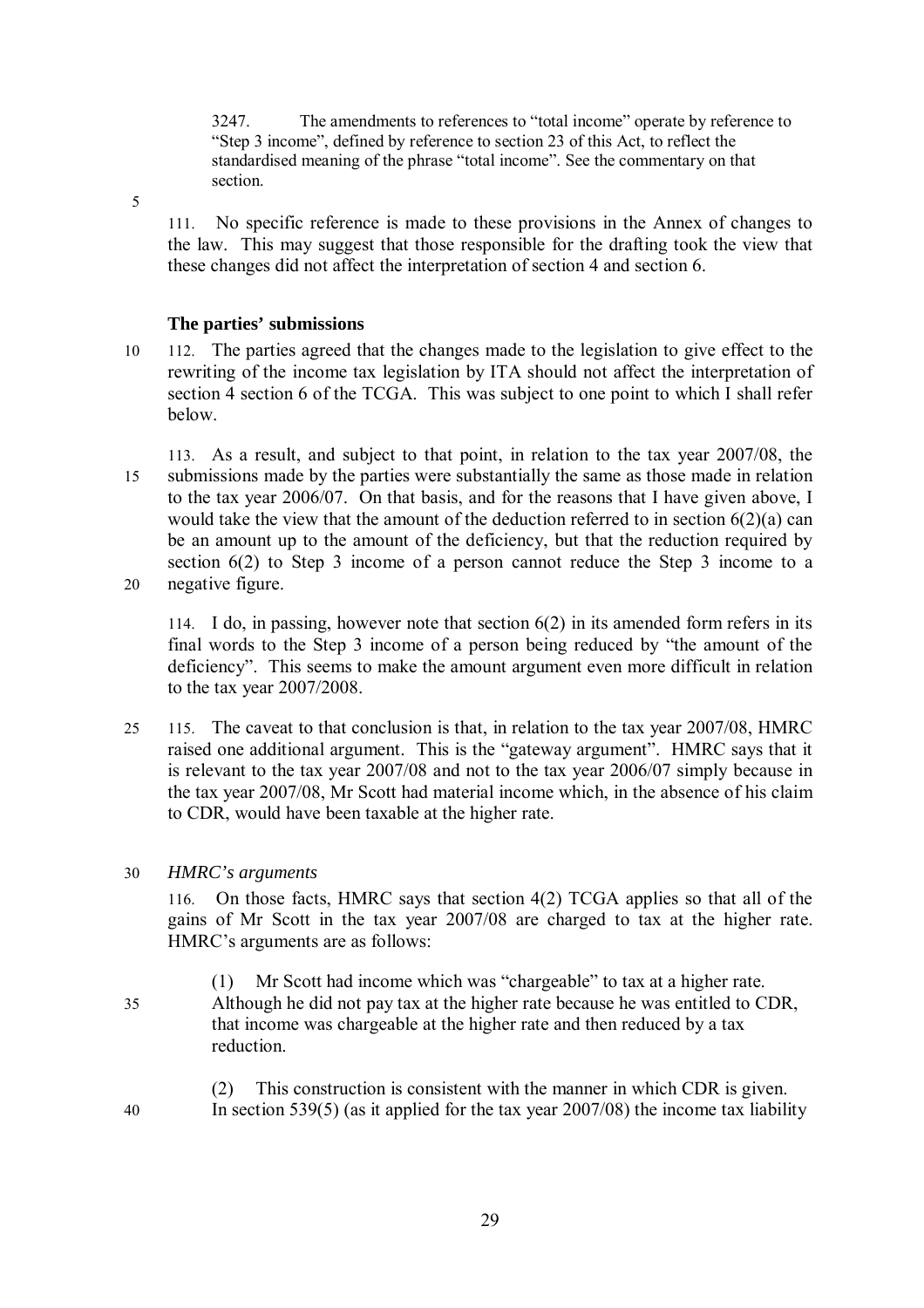> 3247. The amendments to references to "total income" operate by reference to "Step 3 income", defined by reference to section 23 of this Act, to reflect the standardised meaning of the phrase "total income". See the commentary on that section.

111. No specific reference is made to these provisions in the Annex of changes to the law. This may suggest that those responsible for the drafting took the view that these changes did not affect the interpretation of section 4 and section 6.

### The parties' submissions

112. The parties agreed that the changes made to the legislation to give effect to the rewriting of the income tax legislation by ITA should not affect the interpretation of section 4 section 6 of the TCGA. This was subject to one point to which I shall refer below.

113. As a result, and subject to that point, in relation to the tax year 2007/08, the submissions made by the parties were substantially the same as those made in relation to the tax year 2006/07. On that basis, and for the reasons that I have given above, I would take the view that the amount of the deduction referred to in section 6(2)(a) can be an amount up to the amount of the deficiency, but that the reduction required by section 6(2) to Step 3 income of a person cannot reduce the Step 3 income to a negative figure.

114. I do, in passing, however note that section 6(2) in its amended form refers in its final words to the Step 3 income of a person being reduced by "the amount of the deficiency". This seems to make the amount argument even more difficult in relation to the tax year 2007/2008.

115. The caveat to that conclusion is that, in relation to the tax year 2007/08, HMRC raised one additional argument. This is the "gateway argument". HMRC says that it is relevant to the tax year 2007/08 and not to the tax year 2006/07 simply because in the tax year 2007/08, Mr Scott had material income which, in the absence of his claim to CDR, would have been taxable at the higher rate.

#### *HMRC's arguments*

116. On those facts, HMRC says that section 4(2) TCGA applies so that all of the gains of Mr Scott in the tax year 2007/08 are charged to tax at the higher rate. HMRC's arguments are as follows:

> (1) Mr Scott had income which was "chargeable" to tax at a higher rate. Although he did not pay tax at the higher rate because he was entitled to CDR, that income was chargeable at the higher rate and then reduced by a tax reduction.
>
> (2) This construction is consistent with the manner in which CDR is given. In section 539(5) (as it applied for the tax year 2007/08) the income tax liability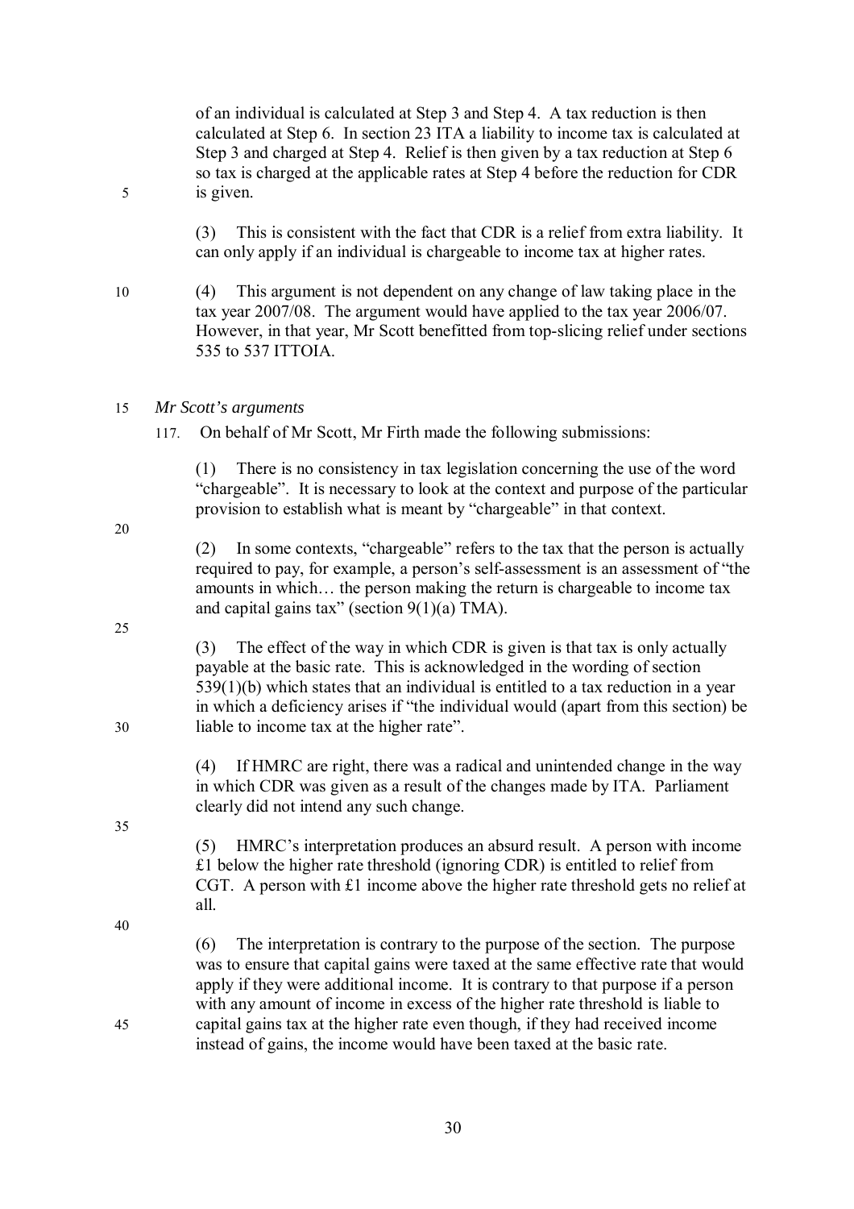of an individual is calculated at Step 3 and Step 4. A tax reduction is then calculated at Step 6. In section 23 ITA a liability to income tax is calculated at Step 3 and charged at Step 4. Relief is then given by a tax reduction at Step 6 so tax is charged at the applicable rates at Step 4 before the reduction for CDR is given.

(3) This is consistent with the fact that CDR is a relief from extra liability. It can only apply if an individual is chargeable to income tax at higher rates.

(4) This argument is not dependent on any change of law taking place in the tax year 2007/08. The argument would have applied to the tax year 2006/07. However, in that year, Mr Scott benefitted from top-slicing relief under sections 535 to 537 ITTOIA.

*Mr Scott's arguments*

117. On behalf of Mr Scott, Mr Firth made the following submissions:

(1) There is no consistency in tax legislation concerning the use of the word "chargeable". It is necessary to look at the context and purpose of the particular provision to establish what is meant by "chargeable" in that context.

(2) In some contexts, "chargeable" refers to the tax that the person is actually required to pay, for example, a person's self-assessment is an assessment of "the amounts in which… the person making the return is chargeable to income tax and capital gains tax" (section 9(1)(a) TMA).

(3) The effect of the way in which CDR is given is that tax is only actually payable at the basic rate. This is acknowledged in the wording of section 539(1)(b) which states that an individual is entitled to a tax reduction in a year in which a deficiency arises if "the individual would (apart from this section) be liable to income tax at the higher rate".

(4) If HMRC are right, there was a radical and unintended change in the way in which CDR was given as a result of the changes made by ITA. Parliament clearly did not intend any such change.

(5) HMRC's interpretation produces an absurd result. A person with income £1 below the higher rate threshold (ignoring CDR) is entitled to relief from CGT. A person with £1 income above the higher rate threshold gets no relief at all.

(6) The interpretation is contrary to the purpose of the section. The purpose was to ensure that capital gains were taxed at the same effective rate that would apply if they were additional income. It is contrary to that purpose if a person with any amount of income in excess of the higher rate threshold is liable to capital gains tax at the higher rate even though, if they had received income instead of gains, the income would have been taxed at the basic rate.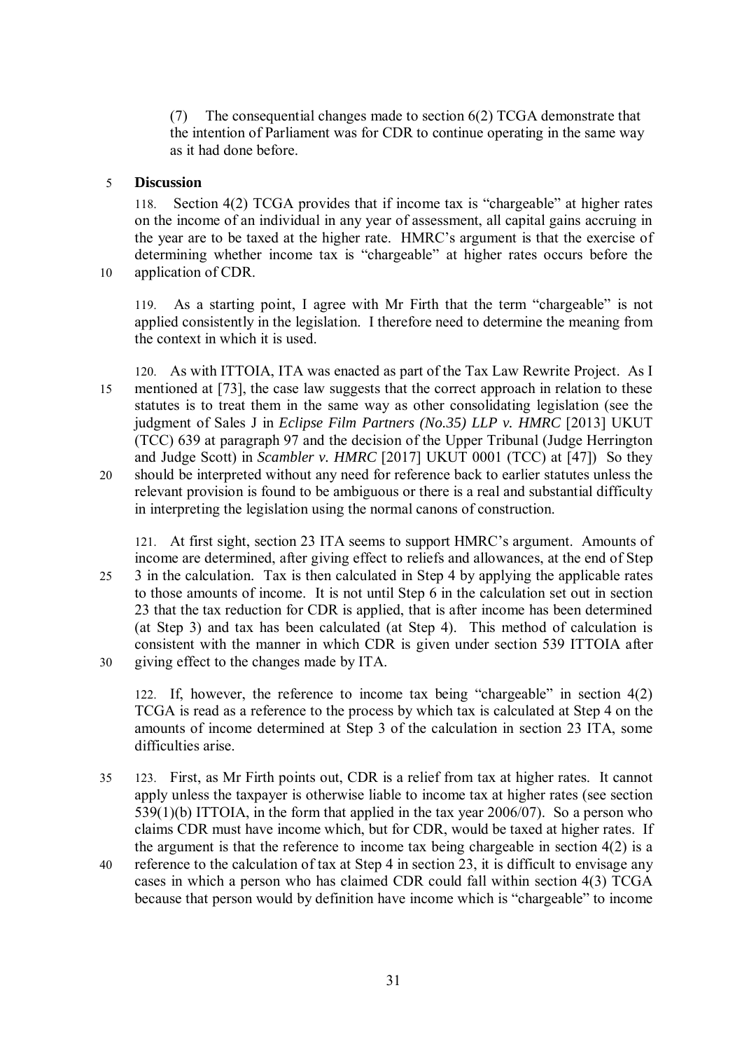(7) The consequential changes made to section 6(2) TCGA demonstrate that the intention of Parliament was for CDR to continue operating in the same way as it had done before.

**Discussion**

118. Section 4(2) TCGA provides that if income tax is "chargeable" at higher rates on the income of an individual in any year of assessment, all capital gains accruing in the year are to be taxed at the higher rate. HMRC's argument is that the exercise of determining whether income tax is "chargeable" at higher rates occurs before the application of CDR.

119. As a starting point, I agree with Mr Firth that the term "chargeable" is not applied consistently in the legislation. I therefore need to determine the meaning from the context in which it is used.

120. As with ITTOIA, ITA was enacted as part of the Tax Law Rewrite Project. As I mentioned at [73], the case law suggests that the correct approach in relation to these statutes is to treat them in the same way as other consolidating legislation (see the judgment of Sales J in *Eclipse Film Partners (No.35) LLP v. HMRC* [2013] UKUT (TCC) 639 at paragraph 97 and the decision of the Upper Tribunal (Judge Herrington and Judge Scott) in *Scambler v. HMRC* [2017] UKUT 0001 (TCC) at [47]) So they should be interpreted without any need for reference back to earlier statutes unless the relevant provision is found to be ambiguous or there is a real and substantial difficulty in interpreting the legislation using the normal canons of construction.

121. At first sight, section 23 ITA seems to support HMRC's argument. Amounts of income are determined, after giving effect to reliefs and allowances, at the end of Step 3 in the calculation. Tax is then calculated in Step 4 by applying the applicable rates to those amounts of income. It is not until Step 6 in the calculation set out in section 23 that the tax reduction for CDR is applied, that is after income has been determined (at Step 3) and tax has been calculated (at Step 4). This method of calculation is consistent with the manner in which CDR is given under section 539 ITTOIA after giving effect to the changes made by ITA.

122. If, however, the reference to income tax being "chargeable" in section 4(2) TCGA is read as a reference to the process by which tax is calculated at Step 4 on the amounts of income determined at Step 3 of the calculation in section 23 ITA, some difficulties arise.

123. First, as Mr Firth points out, CDR is a relief from tax at higher rates. It cannot apply unless the taxpayer is otherwise liable to income tax at higher rates (see section 539(1)(b) ITTOIA, in the form that applied in the tax year 2006/07). So a person who claims CDR must have income which, but for CDR, would be taxed at higher rates. If the argument is that the reference to income tax being chargeable in section 4(2) is a reference to the calculation of tax at Step 4 in section 23, it is difficult to envisage any cases in which a person who has claimed CDR could fall within section 4(3) TCGA because that person would by definition have income which is "chargeable" to income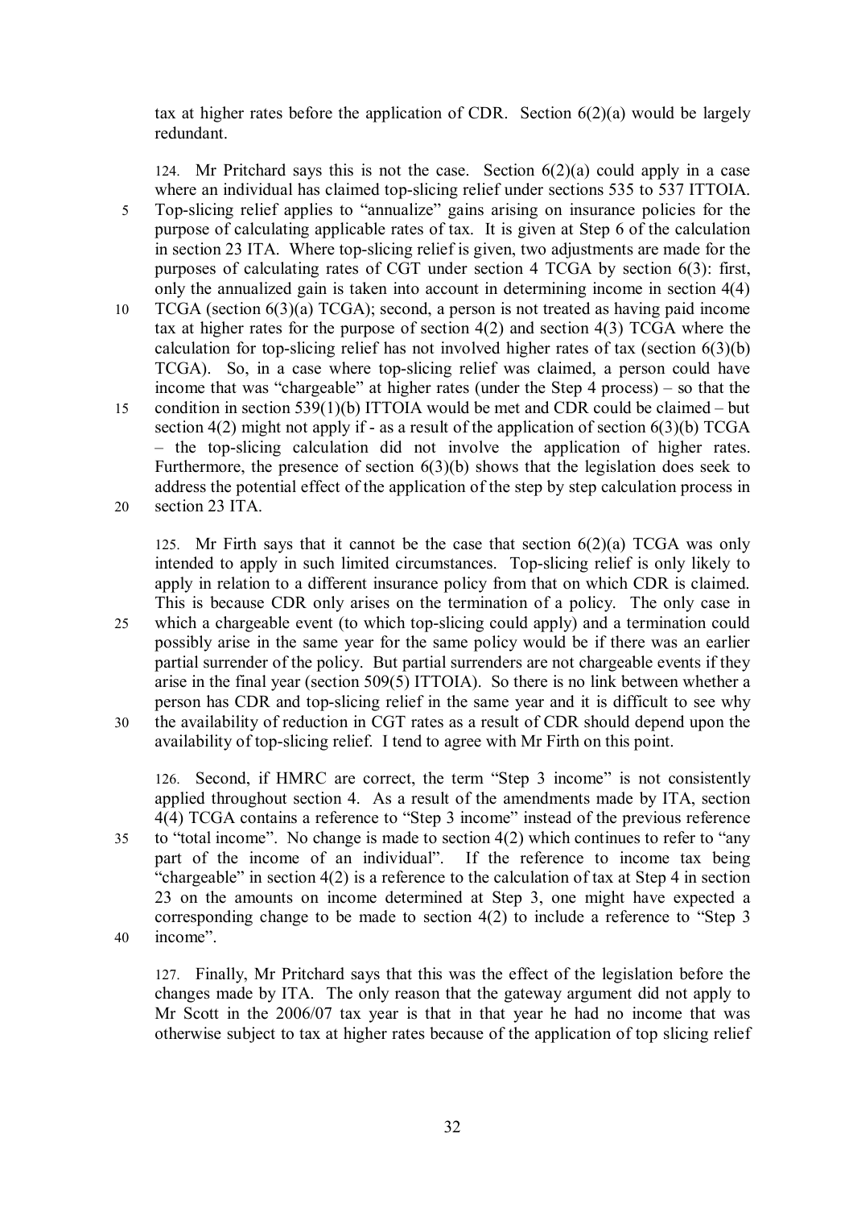tax at higher rates before the application of CDR. Section 6(2)(a) would be largely redundant.

124. Mr Pritchard says this is not the case. Section 6(2)(a) could apply in a case where an individual has claimed top-slicing relief under sections 535 to 537 ITTOIA. Top-slicing relief applies to "annualize" gains arising on insurance policies for the purpose of calculating applicable rates of tax. It is given at Step 6 of the calculation in section 23 ITA. Where top-slicing relief is given, two adjustments are made for the purposes of calculating rates of CGT under section 4 TCGA by section 6(3): first, only the annualized gain is taken into account in determining income in section 4(4) TCGA (section 6(3)(a) TCGA); second, a person is not treated as having paid income tax at higher rates for the purpose of section 4(2) and section 4(3) TCGA where the calculation for top-slicing relief has not involved higher rates of tax (section 6(3)(b) TCGA). So, in a case where top-slicing relief was claimed, a person could have income that was "chargeable" at higher rates (under the Step 4 process) – so that the condition in section 539(1)(b) ITTOIA would be met and CDR could be claimed – but section 4(2) might not apply if - as a result of the application of section 6(3)(b) TCGA – the top-slicing calculation did not involve the application of higher rates. Furthermore, the presence of section 6(3)(b) shows that the legislation does seek to address the potential effect of the application of the step by step calculation process in section 23 ITA.

125. Mr Firth says that it cannot be the case that section 6(2)(a) TCGA was only intended to apply in such limited circumstances. Top-slicing relief is only likely to apply in relation to a different insurance policy from that on which CDR is claimed. This is because CDR only arises on the termination of a policy. The only case in which a chargeable event (to which top-slicing could apply) and a termination could possibly arise in the same year for the same policy would be if there was an earlier partial surrender of the policy. But partial surrenders are not chargeable events if they arise in the final year (section 509(5) ITTOIA). So there is no link between whether a person has CDR and top-slicing relief in the same year and it is difficult to see why the availability of reduction in CGT rates as a result of CDR should depend upon the availability of top-slicing relief. I tend to agree with Mr Firth on this point.

126. Second, if HMRC are correct, the term "Step 3 income" is not consistently applied throughout section 4. As a result of the amendments made by ITA, section 4(4) TCGA contains a reference to "Step 3 income" instead of the previous reference to "total income". No change is made to section 4(2) which continues to refer to "any part of the income of an individual". If the reference to income tax being "chargeable" in section 4(2) is a reference to the calculation of tax at Step 4 in section 23 on the amounts on income determined at Step 3, one might have expected a corresponding change to be made to section 4(2) to include a reference to "Step 3 income".

127. Finally, Mr Pritchard says that this was the effect of the legislation before the changes made by ITA. The only reason that the gateway argument did not apply to Mr Scott in the 2006/07 tax year is that in that year he had no income that was otherwise subject to tax at higher rates because of the application of top slicing relief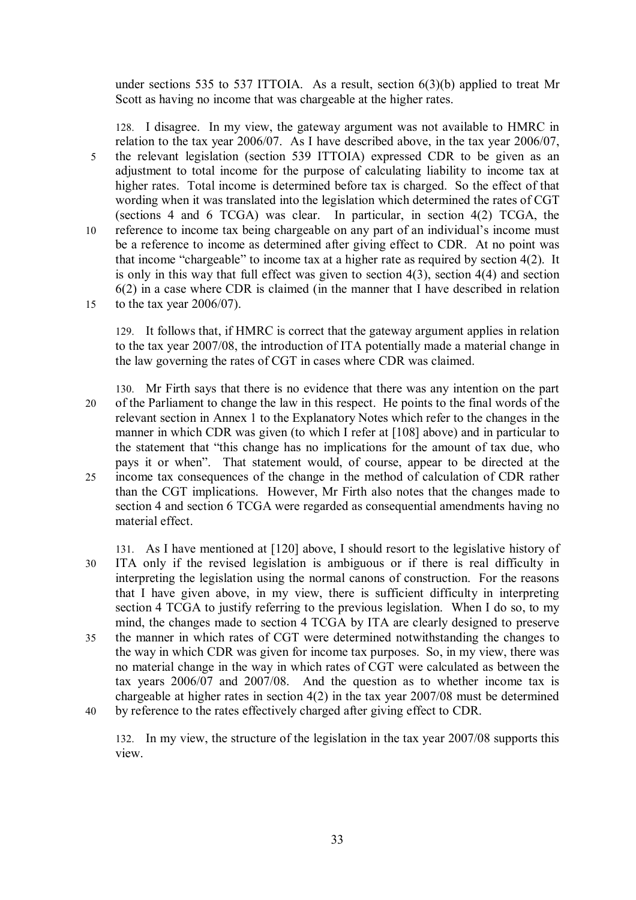under sections 535 to 537 ITTOIA. As a result, section 6(3)(b) applied to treat Mr Scott as having no income that was chargeable at the higher rates.

128. I disagree. In my view, the gateway argument was not available to HMRC in relation to the tax year 2006/07. As I have described above, in the tax year 2006/07, the relevant legislation (section 539 ITTOIA) expressed CDR to be given as an adjustment to total income for the purpose of calculating liability to income tax at higher rates. Total income is determined before tax is charged. So the effect of that wording when it was translated into the legislation which determined the rates of CGT (sections 4 and 6 TCGA) was clear. In particular, in section 4(2) TCGA, the reference to income tax being chargeable on any part of an individual's income must be a reference to income as determined after giving effect to CDR. At no point was that income "chargeable" to income tax at a higher rate as required by section 4(2). It is only in this way that full effect was given to section 4(3), section 4(4) and section 6(2) in a case where CDR is claimed (in the manner that I have described in relation to the tax year 2006/07).

129. It follows that, if HMRC is correct that the gateway argument applies in relation to the tax year 2007/08, the introduction of ITA potentially made a material change in the law governing the rates of CGT in cases where CDR was claimed.

130. Mr Firth says that there is no evidence that there was any intention on the part of the Parliament to change the law in this respect. He points to the final words of the relevant section in Annex 1 to the Explanatory Notes which refer to the changes in the manner in which CDR was given (to which I refer at [108] above) and in particular to the statement that "this change has no implications for the amount of tax due, who pays it or when". That statement would, of course, appear to be directed at the income tax consequences of the change in the method of calculation of CDR rather than the CGT implications. However, Mr Firth also notes that the changes made to section 4 and section 6 TCGA were regarded as consequential amendments having no material effect.

131. As I have mentioned at [120] above, I should resort to the legislative history of ITA only if the revised legislation is ambiguous or if there is real difficulty in interpreting the legislation using the normal canons of construction. For the reasons that I have given above, in my view, there is sufficient difficulty in interpreting section 4 TCGA to justify referring to the previous legislation. When I do so, to my mind, the changes made to section 4 TCGA by ITA are clearly designed to preserve the manner in which rates of CGT were determined notwithstanding the changes to the way in which CDR was given for income tax purposes. So, in my view, there was no material change in the way in which rates of CGT were calculated as between the tax years 2006/07 and 2007/08. And the question as to whether income tax is chargeable at higher rates in section 4(2) in the tax year 2007/08 must be determined by reference to the rates effectively charged after giving effect to CDR.

132. In my view, the structure of the legislation in the tax year 2007/08 supports this view.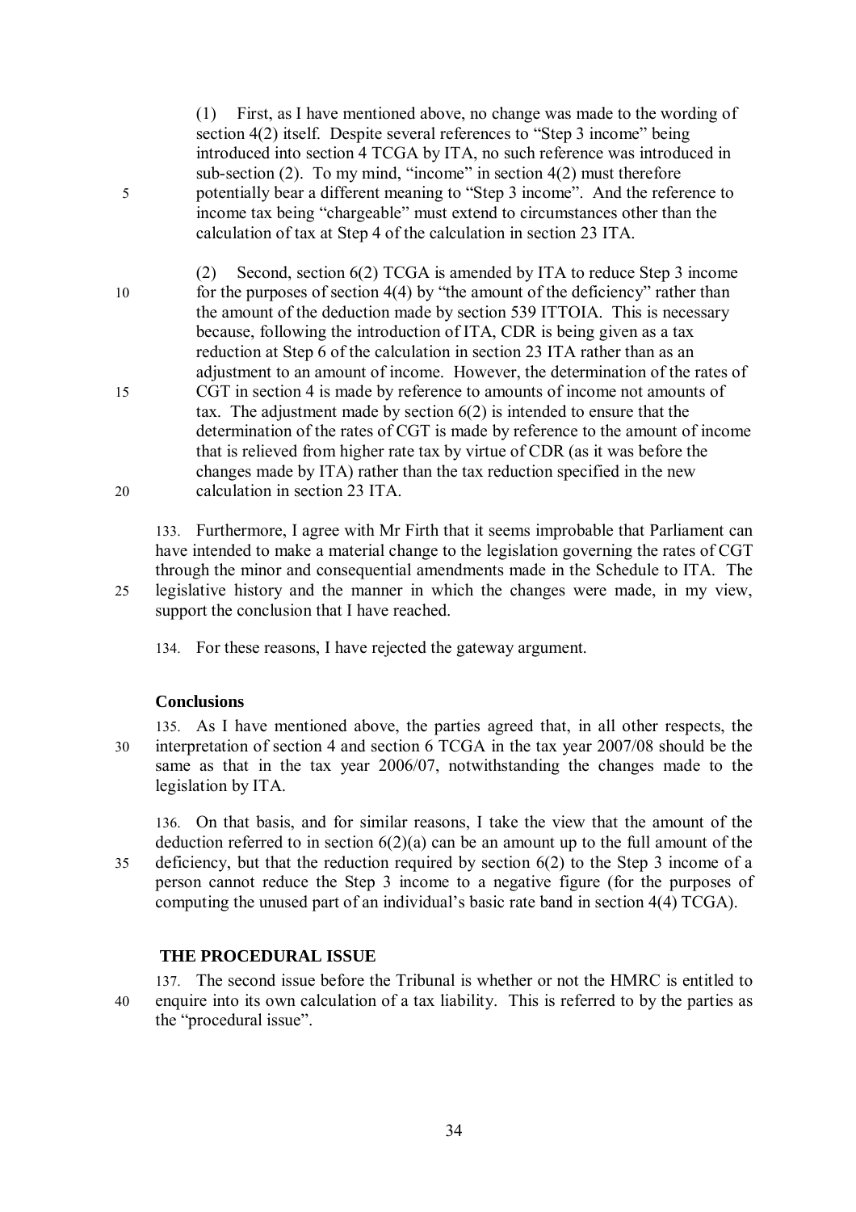(1) First, as I have mentioned above, no change was made to the wording of section 4(2) itself. Despite several references to "Step 3 income" being introduced into section 4 TCGA by ITA, no such reference was introduced in sub-section (2). To my mind, "income" in section 4(2) must therefore potentially bear a different meaning to "Step 3 income". And the reference to income tax being "chargeable" must extend to circumstances other than the calculation of tax at Step 4 of the calculation in section 23 ITA.

(2) Second, section 6(2) TCGA is amended by ITA to reduce Step 3 income for the purposes of section 4(4) by "the amount of the deficiency" rather than the amount of the deduction made by section 539 ITTOIA. This is necessary because, following the introduction of ITA, CDR is being given as a tax reduction at Step 6 of the calculation in section 23 ITA rather than as an adjustment to an amount of income. However, the determination of the rates of CGT in section 4 is made by reference to amounts of income not amounts of tax. The adjustment made by section 6(2) is intended to ensure that the determination of the rates of CGT is made by reference to the amount of income that is relieved from higher rate tax by virtue of CDR (as it was before the changes made by ITA) rather than the tax reduction specified in the new calculation in section 23 ITA.

133. Furthermore, I agree with Mr Firth that it seems improbable that Parliament can have intended to make a material change to the legislation governing the rates of CGT through the minor and consequential amendments made in the Schedule to ITA. The legislative history and the manner in which the changes were made, in my view, support the conclusion that I have reached.

134. For these reasons, I have rejected the gateway argument.

### Conclusions

135. As I have mentioned above, the parties agreed that, in all other respects, the interpretation of section 4 and section 6 TCGA in the tax year 2007/08 should be the same as that in the tax year 2006/07, notwithstanding the changes made to the legislation by ITA.

136. On that basis, and for similar reasons, I take the view that the amount of the deduction referred to in section 6(2)(a) can be an amount up to the full amount of the deficiency, but that the reduction required by section 6(2) to the Step 3 income of a person cannot reduce the Step 3 income to a negative figure (for the purposes of computing the unused part of an individual's basic rate band in section 4(4) TCGA).

## THE PROCEDURAL ISSUE

137. The second issue before the Tribunal is whether or not the HMRC is entitled to enquire into its own calculation of a tax liability. This is referred to by the parties as the "procedural issue".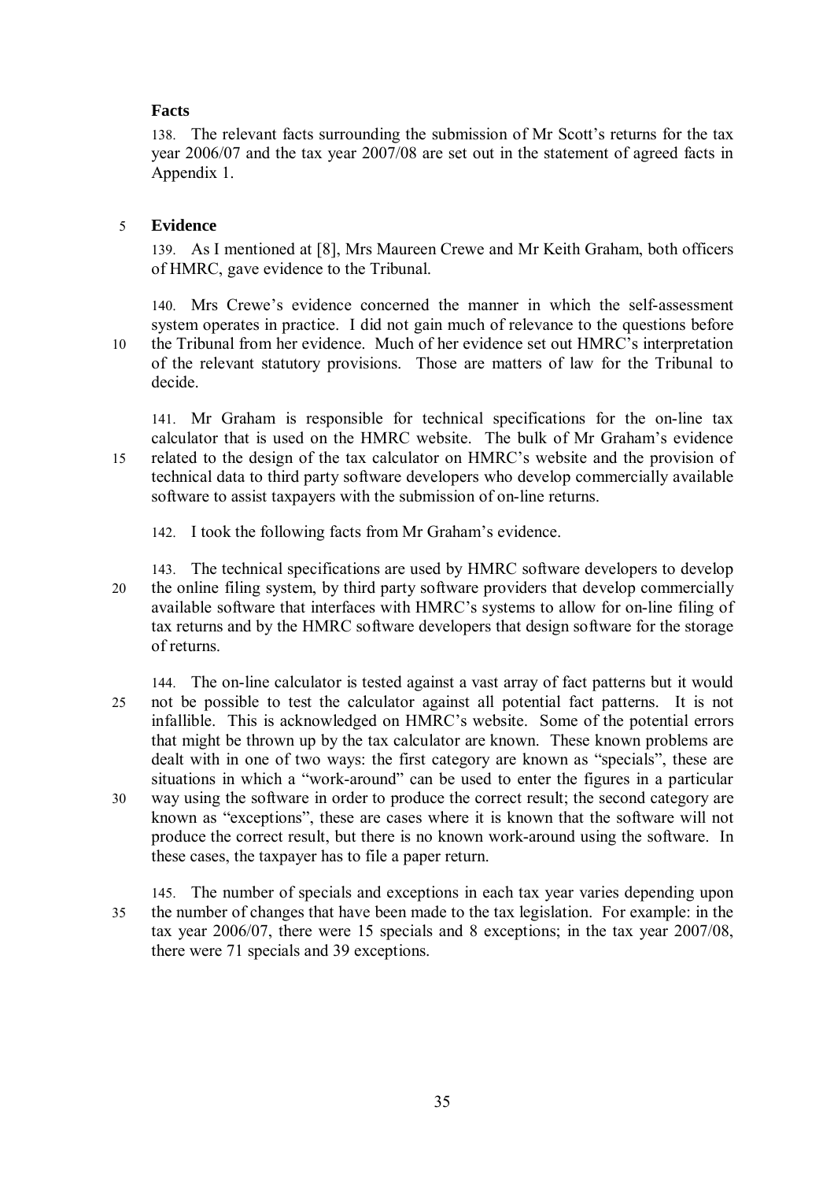### Facts

138. The relevant facts surrounding the submission of Mr Scott's returns for the tax year 2006/07 and the tax year 2007/08 are set out in the statement of agreed facts in Appendix 1.

### Evidence

139. As I mentioned at [8], Mrs Maureen Crewe and Mr Keith Graham, both officers of HMRC, gave evidence to the Tribunal.

140. Mrs Crewe's evidence concerned the manner in which the self-assessment system operates in practice. I did not gain much of relevance to the questions before the Tribunal from her evidence. Much of her evidence set out HMRC's interpretation of the relevant statutory provisions. Those are matters of law for the Tribunal to decide.

141. Mr Graham is responsible for technical specifications for the on-line tax calculator that is used on the HMRC website. The bulk of Mr Graham's evidence related to the design of the tax calculator on HMRC's website and the provision of technical data to third party software developers who develop commercially available software to assist taxpayers with the submission of on-line returns.

142. I took the following facts from Mr Graham's evidence.

143. The technical specifications are used by HMRC software developers to develop the online filing system, by third party software providers that develop commercially available software that interfaces with HMRC's systems to allow for on-line filing of tax returns and by the HMRC software developers that design software for the storage of returns.

144. The on-line calculator is tested against a vast array of fact patterns but it would not be possible to test the calculator against all potential fact patterns. It is not infallible. This is acknowledged on HMRC's website. Some of the potential errors that might be thrown up by the tax calculator are known. These known problems are dealt with in one of two ways: the first category are known as "specials", these are situations in which a "work-around" can be used to enter the figures in a particular way using the software in order to produce the correct result; the second category are known as "exceptions", these are cases where it is known that the software will not produce the correct result, but there is no known work-around using the software. In these cases, the taxpayer has to file a paper return.

145. The number of specials and exceptions in each tax year varies depending upon the number of changes that have been made to the tax legislation. For example: in the tax year 2006/07, there were 15 specials and 8 exceptions; in the tax year 2007/08, there were 71 specials and 39 exceptions.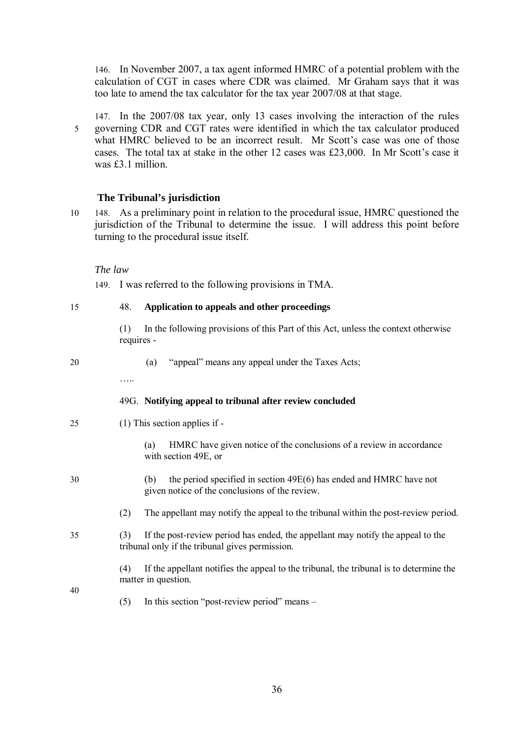146. In November 2007, a tax agent informed HMRC of a potential problem with the calculation of CGT in cases where CDR was claimed. Mr Graham says that it was too late to amend the tax calculator for the tax year 2007/08 at that stage.

147. In the 2007/08 tax year, only 13 cases involving the interaction of the rules governing CDR and CGT rates were identified in which the tax calculator produced what HMRC believed to be an incorrect result. Mr Scott's case was one of those cases. The total tax at stake in the other 12 cases was £23,000. In Mr Scott's case it was £3.1 million.

### The Tribunal's jurisdiction

148. As a preliminary point in relation to the procedural issue, HMRC questioned the jurisdiction of the Tribunal to determine the issue. I will address this point before turning to the procedural issue itself.

*The law*

149. I was referred to the following provisions in TMA.

> 48. **Application to appeals and other proceedings**
>
> (1) In the following provisions of this Part of this Act, unless the context otherwise requires -
>
> (a) "appeal" means any appeal under the Taxes Acts;
>
> …..
>
> 49G. **Notifying appeal to tribunal after review concluded**
>
> (1) This section applies if -
>
> (a) HMRC have given notice of the conclusions of a review in accordance with section 49E, or
>
> (b) the period specified in section 49E(6) has ended and HMRC have not given notice of the conclusions of the review.
>
> (2) The appellant may notify the appeal to the tribunal within the post-review period.
>
> (3) If the post-review period has ended, the appellant may notify the appeal to the tribunal only if the tribunal gives permission.
>
> (4) If the appellant notifies the appeal to the tribunal, the tribunal is to determine the matter in question.
>
> (5) In this section "post-review period" means –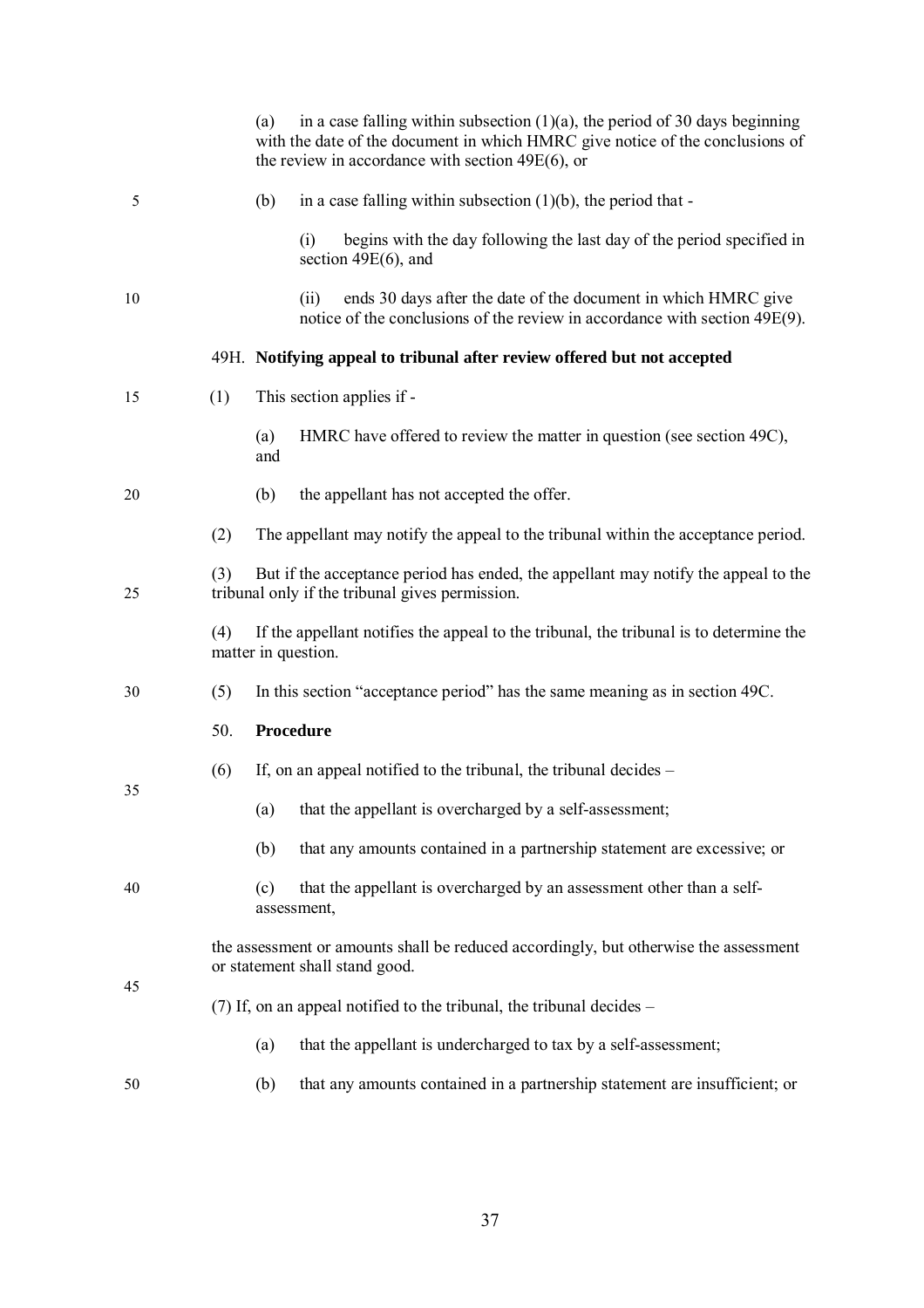(a) in a case falling within subsection (1)(a), the period of 30 days beginning with the date of the document in which HMRC give notice of the conclusions of the review in accordance with section 49E(6), or

(b) in a case falling within subsection (1)(b), the period that -

(i) begins with the day following the last day of the period specified in section 49E(6), and

(ii) ends 30 days after the date of the document in which HMRC give notice of the conclusions of the review in accordance with section 49E(9).

49H. **Notifying appeal to tribunal after review offered but not accepted**

(1) This section applies if -

(a) HMRC have offered to review the matter in question (see section 49C), and

(b) the appellant has not accepted the offer.

(2) The appellant may notify the appeal to the tribunal within the acceptance period.

(3) But if the acceptance period has ended, the appellant may notify the appeal to the tribunal only if the tribunal gives permission.

(4) If the appellant notifies the appeal to the tribunal, the tribunal is to determine the matter in question.

(5) In this section "acceptance period" has the same meaning as in section 49C.

50. **Procedure**

(6) If, on an appeal notified to the tribunal, the tribunal decides –

(a) that the appellant is overcharged by a self-assessment;

(b) that any amounts contained in a partnership statement are excessive; or

(c) that the appellant is overcharged by an assessment other than a self-assessment,

the assessment or amounts shall be reduced accordingly, but otherwise the assessment or statement shall stand good.

(7) If, on an appeal notified to the tribunal, the tribunal decides –

(a) that the appellant is undercharged to tax by a self-assessment;

(b) that any amounts contained in a partnership statement are insufficient; or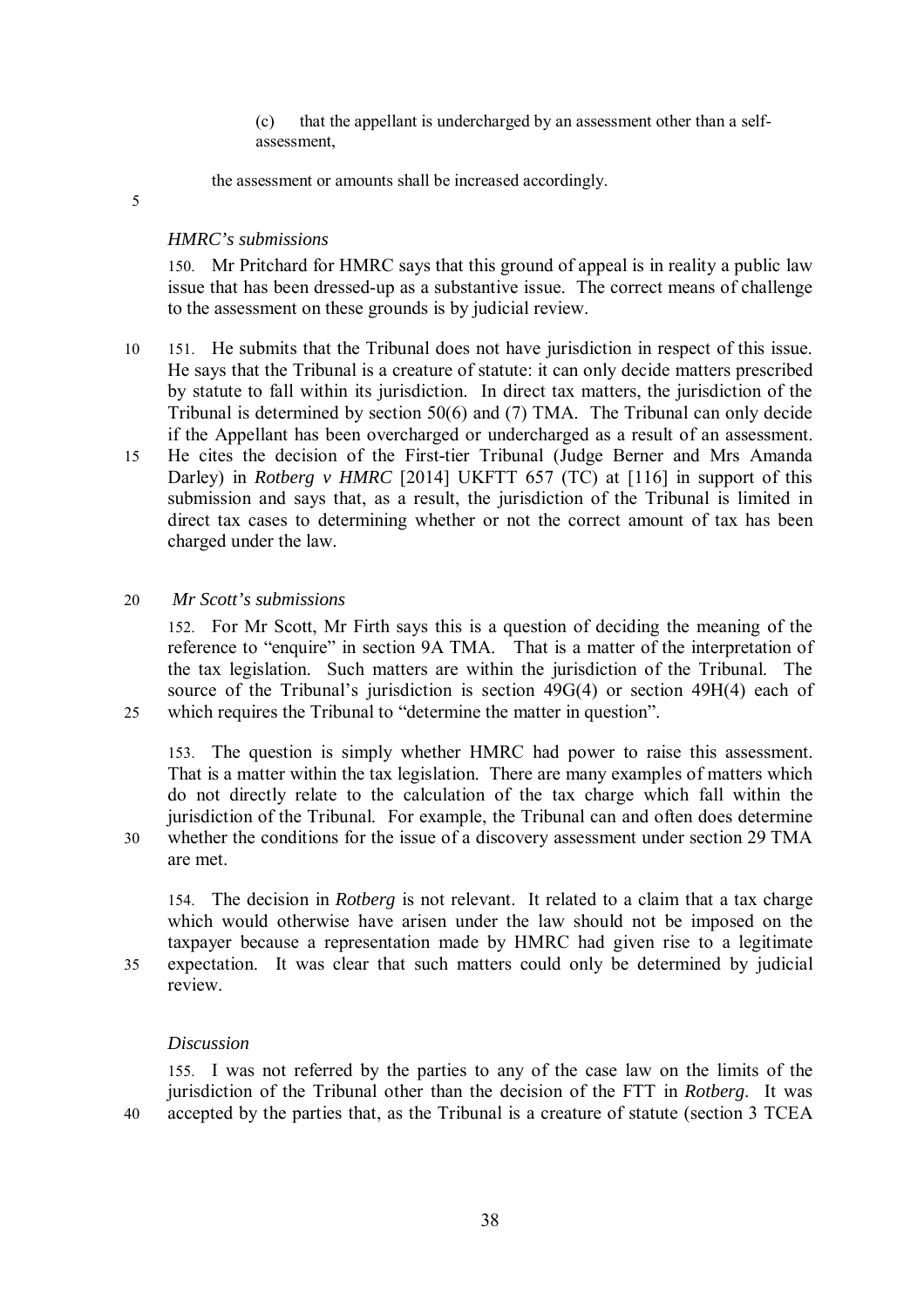(c) that the appellant is undercharged by an assessment other than a self-assessment,

the assessment or amounts shall be increased accordingly.

*HMRC's submissions*

150. Mr Pritchard for HMRC says that this ground of appeal is in reality a public law issue that has been dressed-up as a substantive issue. The correct means of challenge to the assessment on these grounds is by judicial review.

151. He submits that the Tribunal does not have jurisdiction in respect of this issue. He says that the Tribunal is a creature of statute: it can only decide matters prescribed by statute to fall within its jurisdiction. In direct tax matters, the jurisdiction of the Tribunal is determined by section 50(6) and (7) TMA. The Tribunal can only decide if the Appellant has been overcharged or undercharged as a result of an assessment. He cites the decision of the First-tier Tribunal (Judge Berner and Mrs Amanda Darley) in *Rotberg v HMRC* [2014] UKFTT 657 (TC) at [116] in support of this submission and says that, as a result, the jurisdiction of the Tribunal is limited in direct tax cases to determining whether or not the correct amount of tax has been charged under the law.

*Mr Scott's submissions*

152. For Mr Scott, Mr Firth says this is a question of deciding the meaning of the reference to "enquire" in section 9A TMA. That is a matter of the interpretation of the tax legislation. Such matters are within the jurisdiction of the Tribunal. The source of the Tribunal's jurisdiction is section 49G(4) or section 49H(4) each of which requires the Tribunal to "determine the matter in question".

153. The question is simply whether HMRC had power to raise this assessment. That is a matter within the tax legislation. There are many examples of matters which do not directly relate to the calculation of the tax charge which fall within the jurisdiction of the Tribunal. For example, the Tribunal can and often does determine whether the conditions for the issue of a discovery assessment under section 29 TMA are met.

154. The decision in *Rotberg* is not relevant. It related to a claim that a tax charge which would otherwise have arisen under the law should not be imposed on the taxpayer because a representation made by HMRC had given rise to a legitimate expectation. It was clear that such matters could only be determined by judicial review.

*Discussion*

155. I was not referred by the parties to any of the case law on the limits of the jurisdiction of the Tribunal other than the decision of the FTT in *Rotberg*. It was accepted by the parties that, as the Tribunal is a creature of statute (section 3 TCEA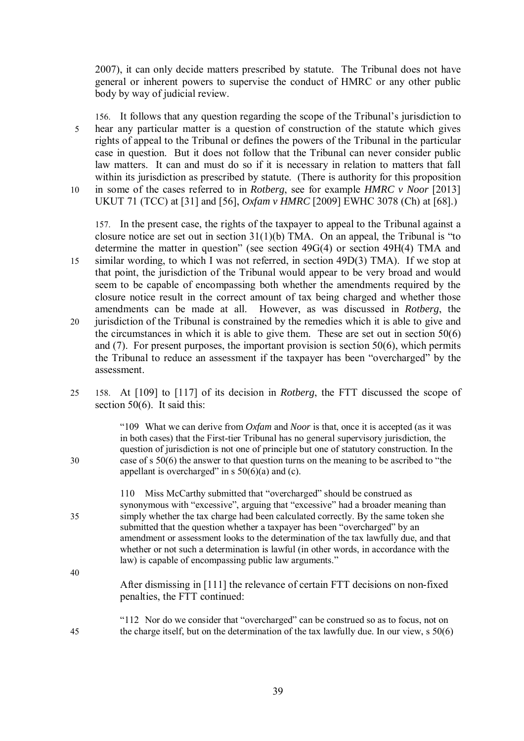2007), it can only decide matters prescribed by statute. The Tribunal does not have general or inherent powers to supervise the conduct of HMRC or any other public body by way of judicial review.

156. It follows that any question regarding the scope of the Tribunal's jurisdiction to hear any particular matter is a question of construction of the statute which gives rights of appeal to the Tribunal or defines the powers of the Tribunal in the particular case in question. But it does not follow that the Tribunal can never consider public law matters. It can and must do so if it is necessary in relation to matters that fall within its jurisdiction as prescribed by statute. (There is authority for this proposition in some of the cases referred to in *Rotberg*, see for example *HMRC v Noor* [2013] UKUT 71 (TCC) at [31] and [56], *Oxfam v HMRC* [2009] EWHC 3078 (Ch) at [68].)

157. In the present case, the rights of the taxpayer to appeal to the Tribunal against a closure notice are set out in section 31(1)(b) TMA. On an appeal, the Tribunal is "to determine the matter in question" (see section 49G(4) or section 49H(4) TMA and similar wording, to which I was not referred, in section 49D(3) TMA). If we stop at that point, the jurisdiction of the Tribunal would appear to be very broad and would seem to be capable of encompassing both whether the amendments required by the closure notice result in the correct amount of tax being charged and whether those amendments can be made at all. However, as was discussed in *Rotberg*, the jurisdiction of the Tribunal is constrained by the remedies which it is able to give and the circumstances in which it is able to give them. These are set out in section 50(6) and (7). For present purposes, the important provision is section 50(6), which permits the Tribunal to reduce an assessment if the taxpayer has been "overcharged" by the assessment.

158. At [109] to [117] of its decision in *Rotberg*, the FTT discussed the scope of section 50(6). It said this:

> "109 What we can derive from *Oxfam* and *Noor* is that, once it is accepted (as it was in both cases) that the First-tier Tribunal has no general supervisory jurisdiction, the question of jurisdiction is not one of principle but one of statutory construction. In the case of s 50(6) the answer to that question turns on the meaning to be ascribed to "the appellant is overcharged" in s 50(6)(a) and (c).
>
> 110 Miss McCarthy submitted that "overcharged" should be construed as synonymous with "excessive", arguing that "excessive" had a broader meaning than simply whether the tax charge had been calculated correctly. By the same token she submitted that the question whether a taxpayer has been "overcharged" by an amendment or assessment looks to the determination of the tax lawfully due, and that whether or not such a determination is lawful (in other words, in accordance with the law) is capable of encompassing public law arguments."

After dismissing in [111] the relevance of certain FTT decisions on non-fixed penalties, the FTT continued:

> "112 Nor do we consider that "overcharged" can be construed so as to focus, not on the charge itself, but on the determination of the tax lawfully due. In our view, s 50(6)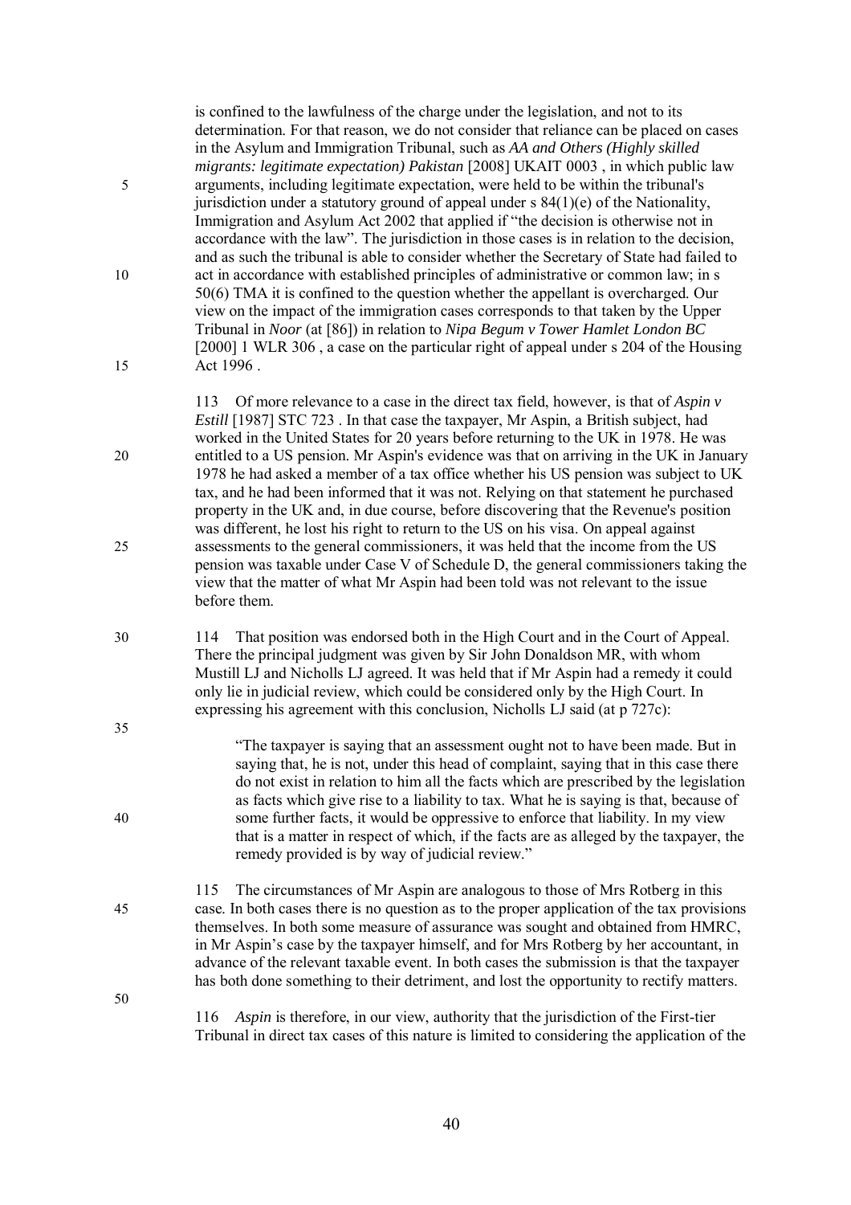is confined to the lawfulness of the charge under the legislation, and not to its determination. For that reason, we do not consider that reliance can be placed on cases in the Asylum and Immigration Tribunal, such as *AA and Others (Highly skilled migrants: legitimate expectation) Pakistan* [2008] UKAIT 0003 , in which public law arguments, including legitimate expectation, were held to be within the tribunal's jurisdiction under a statutory ground of appeal under s 84(1)(e) of the Nationality, Immigration and Asylum Act 2002 that applied if "the decision is otherwise not in accordance with the law". The jurisdiction in those cases is in relation to the decision, and as such the tribunal is able to consider whether the Secretary of State had failed to act in accordance with established principles of administrative or common law; in s 50(6) TMA it is confined to the question whether the appellant is overcharged. Our view on the impact of the immigration cases corresponds to that taken by the Upper Tribunal in *Noor* (at [86]) in relation to *Nipa Begum v Tower Hamlet London BC* [2000] 1 WLR 306 , a case on the particular right of appeal under s 204 of the Housing Act 1996 .

113 Of more relevance to a case in the direct tax field, however, is that of *Aspin v Estill* [1987] STC 723 . In that case the taxpayer, Mr Aspin, a British subject, had worked in the United States for 20 years before returning to the UK in 1978. He was entitled to a US pension. Mr Aspin's evidence was that on arriving in the UK in January 1978 he had asked a member of a tax office whether his US pension was subject to UK tax, and he had been informed that it was not. Relying on that statement he purchased property in the UK and, in due course, before discovering that the Revenue's position was different, he lost his right to return to the US on his visa. On appeal against assessments to the general commissioners, it was held that the income from the US pension was taxable under Case V of Schedule D, the general commissioners taking the view that the matter of what Mr Aspin had been told was not relevant to the issue before them.

114 That position was endorsed both in the High Court and in the Court of Appeal. There the principal judgment was given by Sir John Donaldson MR, with whom Mustill LJ and Nicholls LJ agreed. It was held that if Mr Aspin had a remedy it could only lie in judicial review, which could be considered only by the High Court. In expressing his agreement with this conclusion, Nicholls LJ said (at p 727c):

> "The taxpayer is saying that an assessment ought not to have been made. But in saying that, he is not, under this head of complaint, saying that in this case there do not exist in relation to him all the facts which are prescribed by the legislation as facts which give rise to a liability to tax. What he is saying is that, because of some further facts, it would be oppressive to enforce that liability. In my view that is a matter in respect of which, if the facts are as alleged by the taxpayer, the remedy provided is by way of judicial review."

115 The circumstances of Mr Aspin are analogous to those of Mrs Rotberg in this case. In both cases there is no question as to the proper application of the tax provisions themselves. In both some measure of assurance was sought and obtained from HMRC, in Mr Aspin's case by the taxpayer himself, and for Mrs Rotberg by her accountant, in advance of the relevant taxable event. In both cases the submission is that the taxpayer has both done something to their detriment, and lost the opportunity to rectify matters.

116 *Aspin* is therefore, in our view, authority that the jurisdiction of the First-tier Tribunal in direct tax cases of this nature is limited to considering the application of the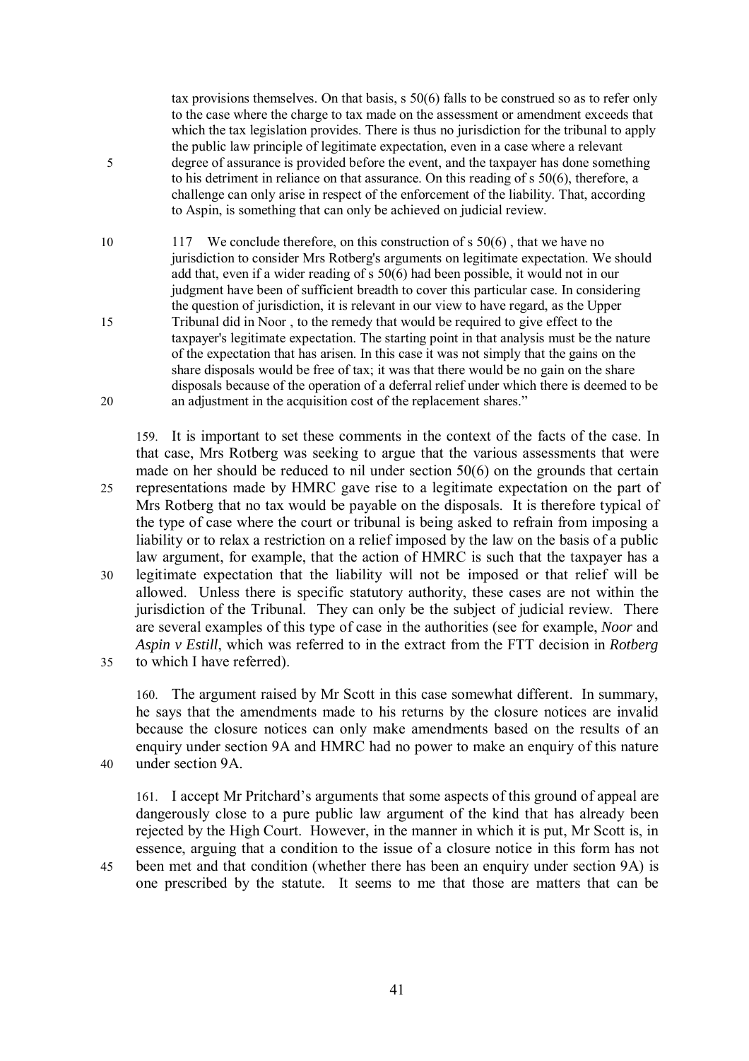tax provisions themselves. On that basis, s 50(6) falls to be construed so as to refer only to the case where the charge to tax made on the assessment or amendment exceeds that which the tax legislation provides. There is thus no jurisdiction for the tribunal to apply the public law principle of legitimate expectation, even in a case where a relevant degree of assurance is provided before the event, and the taxpayer has done something to his detriment in reliance on that assurance. On this reading of s 50(6), therefore, a challenge can only arise in respect of the enforcement of the liability. That, according to Aspin, is something that can only be achieved on judicial review.

> 117 We conclude therefore, on this construction of s 50(6) , that we have no jurisdiction to consider Mrs Rotberg's arguments on legitimate expectation. We should add that, even if a wider reading of s 50(6) had been possible, it would not in our judgment have been of sufficient breadth to cover this particular case. In considering the question of jurisdiction, it is relevant in our view to have regard, as the Upper Tribunal did in Noor , to the remedy that would be required to give effect to the taxpayer's legitimate expectation. The starting point in that analysis must be the nature of the expectation that has arisen. In this case it was not simply that the gains on the share disposals would be free of tax; it was that there would be no gain on the share disposals because of the operation of a deferral relief under which there is deemed to be an adjustment in the acquisition cost of the replacement shares."

159. It is important to set these comments in the context of the facts of the case. In that case, Mrs Rotberg was seeking to argue that the various assessments that were made on her should be reduced to nil under section 50(6) on the grounds that certain representations made by HMRC gave rise to a legitimate expectation on the part of Mrs Rotberg that no tax would be payable on the disposals. It is therefore typical of the type of case where the court or tribunal is being asked to refrain from imposing a liability or to relax a restriction on a relief imposed by the law on the basis of a public law argument, for example, that the action of HMRC is such that the taxpayer has a legitimate expectation that the liability will not be imposed or that relief will be allowed. Unless there is specific statutory authority, these cases are not within the jurisdiction of the Tribunal. They can only be the subject of judicial review. There are several examples of this type of case in the authorities (see for example, *Noor* and *Aspin v Estill*, which was referred to in the extract from the FTT decision in *Rotberg* to which I have referred).

160. The argument raised by Mr Scott in this case somewhat different. In summary, he says that the amendments made to his returns by the closure notices are invalid because the closure notices can only make amendments based on the results of an enquiry under section 9A and HMRC had no power to make an enquiry of this nature under section 9A.

161. I accept Mr Pritchard's arguments that some aspects of this ground of appeal are dangerously close to a pure public law argument of the kind that has already been rejected by the High Court. However, in the manner in which it is put, Mr Scott is, in essence, arguing that a condition to the issue of a closure notice in this form has not been met and that condition (whether there has been an enquiry under section 9A) is one prescribed by the statute. It seems to me that those are matters that can be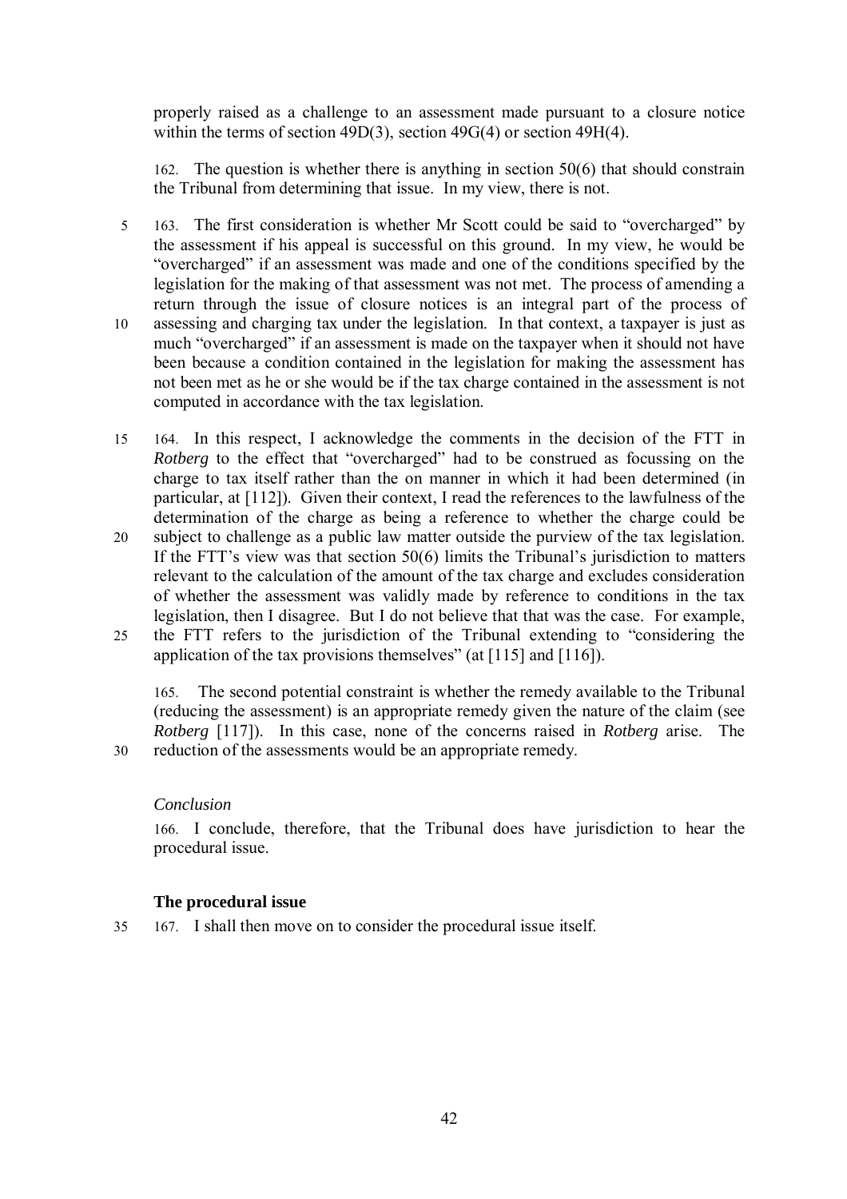properly raised as a challenge to an assessment made pursuant to a closure notice within the terms of section 49D(3), section 49G(4) or section 49H(4).

162. The question is whether there is anything in section 50(6) that should constrain the Tribunal from determining that issue. In my view, there is not.

163. The first consideration is whether Mr Scott could be said to "overcharged" by the assessment if his appeal is successful on this ground. In my view, he would be "overcharged" if an assessment was made and one of the conditions specified by the legislation for the making of that assessment was not met. The process of amending a return through the issue of closure notices is an integral part of the process of assessing and charging tax under the legislation. In that context, a taxpayer is just as much "overcharged" if an assessment is made on the taxpayer when it should not have been because a condition contained in the legislation for making the assessment has not been met as he or she would be if the tax charge contained in the assessment is not computed in accordance with the tax legislation.

164. In this respect, I acknowledge the comments in the decision of the FTT in *Rotberg* to the effect that "overcharged" had to be construed as focussing on the charge to tax itself rather than the on manner in which it had been determined (in particular, at [112]). Given their context, I read the references to the lawfulness of the determination of the charge as being a reference to whether the charge could be subject to challenge as a public law matter outside the purview of the tax legislation. If the FTT's view was that section 50(6) limits the Tribunal's jurisdiction to matters relevant to the calculation of the amount of the tax charge and excludes consideration of whether the assessment was validly made by reference to conditions in the tax legislation, then I disagree. But I do not believe that that was the case. For example, the FTT refers to the jurisdiction of the Tribunal extending to "considering the application of the tax provisions themselves" (at [115] and [116]).

165. The second potential constraint is whether the remedy available to the Tribunal (reducing the assessment) is an appropriate remedy given the nature of the claim (see *Rotberg* [117]). In this case, none of the concerns raised in *Rotberg* arise. The reduction of the assessments would be an appropriate remedy.

*Conclusion*

166. I conclude, therefore, that the Tribunal does have jurisdiction to hear the procedural issue.

### The procedural issue

167. I shall then move on to consider the procedural issue itself.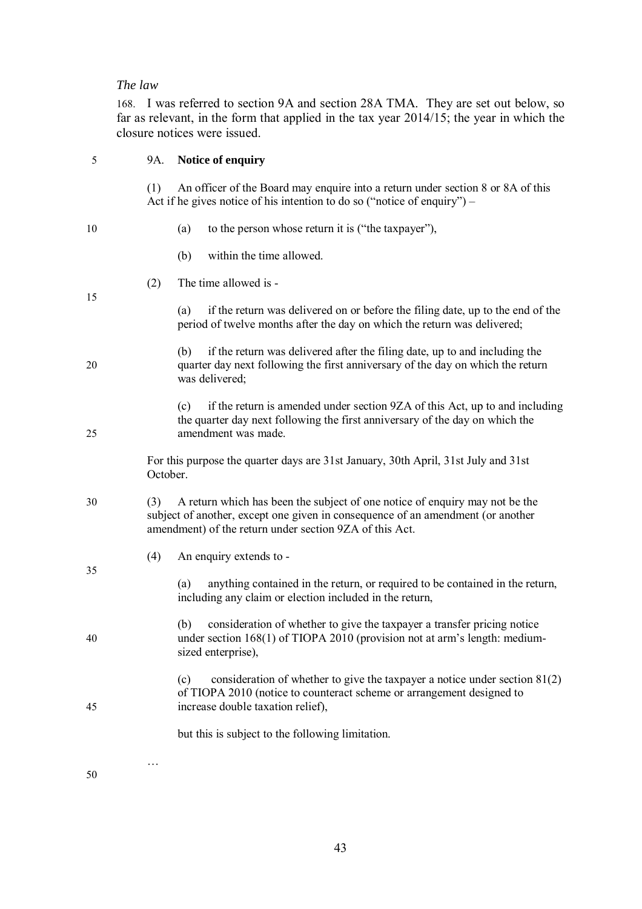*The law*

168. I was referred to section 9A and section 28A TMA. They are set out below, so far as relevant, in the form that applied in the tax year 2014/15; the year in which the closure notices were issued.

9A. **Notice of enquiry**

(1) An officer of the Board may enquire into a return under section 8 or 8A of this Act if he gives notice of his intention to do so ("notice of enquiry") –

(a) to the person whose return it is ("the taxpayer"),

(b) within the time allowed.

(2) The time allowed is -

(a) if the return was delivered on or before the filing date, up to the end of the period of twelve months after the day on which the return was delivered;

(b) if the return was delivered after the filing date, up to and including the quarter day next following the first anniversary of the day on which the return was delivered;

(c) if the return is amended under section 9ZA of this Act, up to and including the quarter day next following the first anniversary of the day on which the amendment was made.

For this purpose the quarter days are 31st January, 30th April, 31st July and 31st October.

(3) A return which has been the subject of one notice of enquiry may not be the subject of another, except one given in consequence of an amendment (or another amendment) of the return under section 9ZA of this Act.

(4) An enquiry extends to -

(a) anything contained in the return, or required to be contained in the return, including any claim or election included in the return,

(b) consideration of whether to give the taxpayer a transfer pricing notice under section 168(1) of TIOPA 2010 (provision not at arm's length: medium-sized enterprise),

(c) consideration of whether to give the taxpayer a notice under section 81(2) of TIOPA 2010 (notice to counteract scheme or arrangement designed to increase double taxation relief),

but this is subject to the following limitation.

…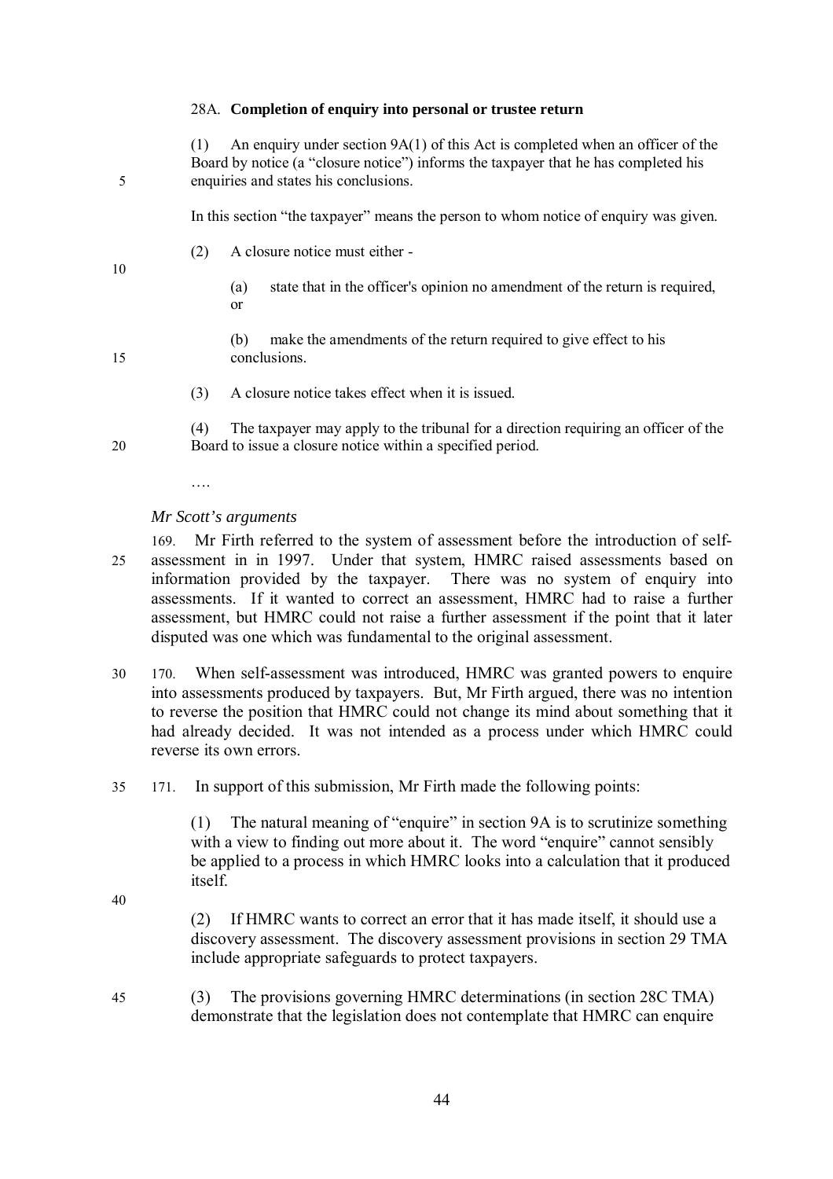28A. **Completion of enquiry into personal or trustee return**

(1) An enquiry under section 9A(1) of this Act is completed when an officer of the Board by notice (a "closure notice") informs the taxpayer that he has completed his enquiries and states his conclusions.

In this section "the taxpayer" means the person to whom notice of enquiry was given.

(2) A closure notice must either -

(a) state that in the officer's opinion no amendment of the return is required, or

(b) make the amendments of the return required to give effect to his conclusions.

(3) A closure notice takes effect when it is issued.

(4) The taxpayer may apply to the tribunal for a direction requiring an officer of the Board to issue a closure notice within a specified period.

….

*Mr Scott's arguments*

169. Mr Firth referred to the system of assessment before the introduction of self-assessment in in 1997. Under that system, HMRC raised assessments based on information provided by the taxpayer. There was no system of enquiry into assessments. If it wanted to correct an assessment, HMRC had to raise a further assessment, but HMRC could not raise a further assessment if the point that it later disputed was one which was fundamental to the original assessment.

170. When self-assessment was introduced, HMRC was granted powers to enquire into assessments produced by taxpayers. But, Mr Firth argued, there was no intention to reverse the position that HMRC could not change its mind about something that it had already decided. It was not intended as a process under which HMRC could reverse its own errors.

171. In support of this submission, Mr Firth made the following points:

(1) The natural meaning of "enquire" in section 9A is to scrutinize something with a view to finding out more about it. The word "enquire" cannot sensibly be applied to a process in which HMRC looks into a calculation that it produced itself.

(2) If HMRC wants to correct an error that it has made itself, it should use a discovery assessment. The discovery assessment provisions in section 29 TMA include appropriate safeguards to protect taxpayers.

(3) The provisions governing HMRC determinations (in section 28C TMA) demonstrate that the legislation does not contemplate that HMRC can enquire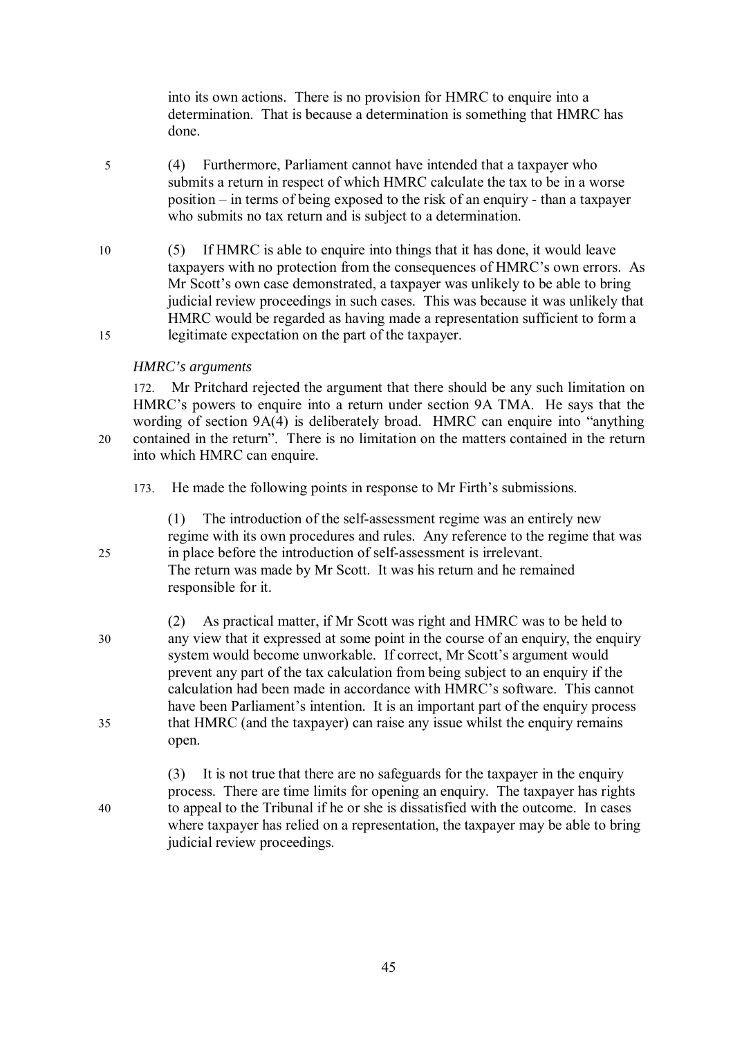into its own actions. There is no provision for HMRC to enquire into a determination. That is because a determination is something that HMRC has done.

(4) Furthermore, Parliament cannot have intended that a taxpayer who submits a return in respect of which HMRC calculate the tax to be in a worse position – in terms of being exposed to the risk of an enquiry - than a taxpayer who submits no tax return and is subject to a determination.

(5) If HMRC is able to enquire into things that it has done, it would leave taxpayers with no protection from the consequences of HMRC's own errors. As Mr Scott's own case demonstrated, a taxpayer was unlikely to be able to bring judicial review proceedings in such cases. This was because it was unlikely that HMRC would be regarded as having made a representation sufficient to form a legitimate expectation on the part of the taxpayer.

*HMRC's arguments*

172. Mr Pritchard rejected the argument that there should be any such limitation on HMRC's powers to enquire into a return under section 9A TMA. He says that the wording of section 9A(4) is deliberately broad. HMRC can enquire into "anything contained in the return". There is no limitation on the matters contained in the return into which HMRC can enquire.

173. He made the following points in response to Mr Firth's submissions.

(1) The introduction of the self-assessment regime was an entirely new regime with its own procedures and rules. Any reference to the regime that was in place before the introduction of self-assessment is irrelevant. The return was made by Mr Scott. It was his return and he remained responsible for it.

(2) As practical matter, if Mr Scott was right and HMRC was to be held to any view that it expressed at some point in the course of an enquiry, the enquiry system would become unworkable. If correct, Mr Scott's argument would prevent any part of the tax calculation from being subject to an enquiry if the calculation had been made in accordance with HMRC's software. This cannot have been Parliament's intention. It is an important part of the enquiry process that HMRC (and the taxpayer) can raise any issue whilst the enquiry remains open.

(3) It is not true that there are no safeguards for the taxpayer in the enquiry process. There are time limits for opening an enquiry. The taxpayer has rights to appeal to the Tribunal if he or she is dissatisfied with the outcome. In cases where taxpayer has relied on a representation, the taxpayer may be able to bring judicial review proceedings.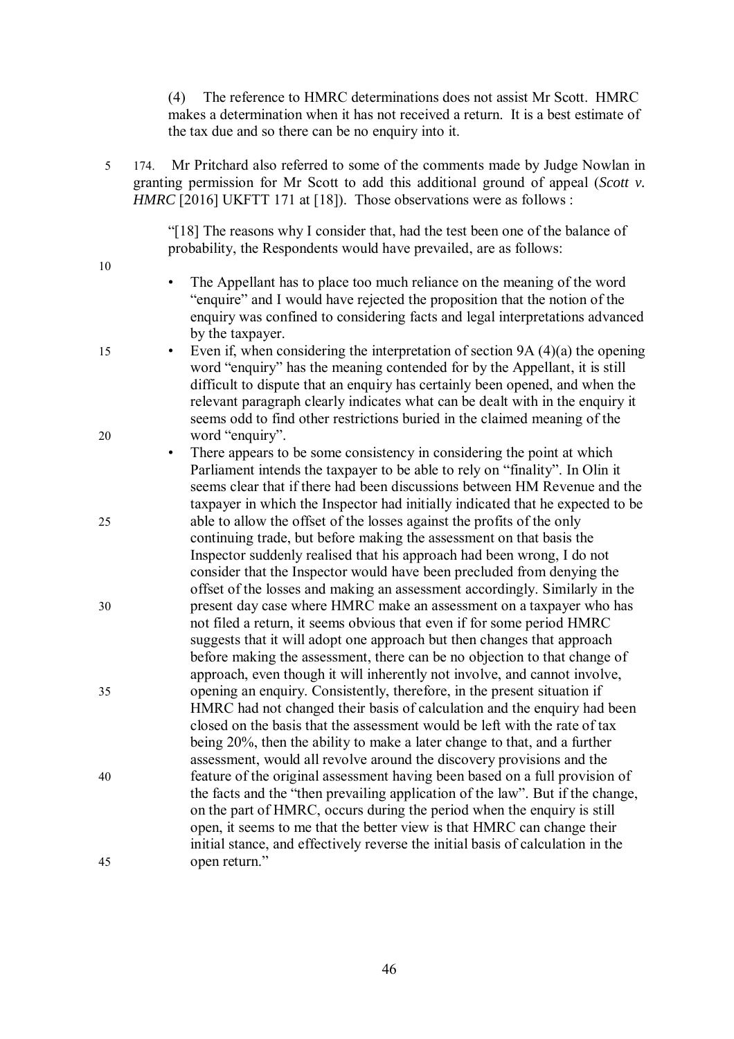(4) The reference to HMRC determinations does not assist Mr Scott. HMRC makes a determination when it has not received a return. It is a best estimate of the tax due and so there can be no enquiry into it.

174. Mr Pritchard also referred to some of the comments made by Judge Nowlan in granting permission for Mr Scott to add this additional ground of appeal (*Scott v. HMRC* [2016] UKFTT 171 at [18]). Those observations were as follows :

> "[18] The reasons why I consider that, had the test been one of the balance of probability, the Respondents would have prevailed, are as follows:
>
> - The Appellant has to place too much reliance on the meaning of the word "enquire" and I would have rejected the proposition that the notion of the enquiry was confined to considering facts and legal interpretations advanced by the taxpayer.
> - Even if, when considering the interpretation of section 9A (4)(a) the opening word "enquiry" has the meaning contended for by the Appellant, it is still difficult to dispute that an enquiry has certainly been opened, and when the relevant paragraph clearly indicates what can be dealt with in the enquiry it seems odd to find other restrictions buried in the claimed meaning of the word "enquiry".
> - There appears to be some consistency in considering the point at which Parliament intends the taxpayer to be able to rely on "finality". In Olin it seems clear that if there had been discussions between HM Revenue and the taxpayer in which the Inspector had initially indicated that he expected to be able to allow the offset of the losses against the profits of the only continuing trade, but before making the assessment on that basis the Inspector suddenly realised that his approach had been wrong, I do not consider that the Inspector would have been precluded from denying the offset of the losses and making an assessment accordingly. Similarly in the present day case where HMRC make an assessment on a taxpayer who has not filed a return, it seems obvious that even if for some period HMRC suggests that it will adopt one approach but then changes that approach before making the assessment, there can be no objection to that change of approach, even though it will inherently not involve, and cannot involve, opening an enquiry. Consistently, therefore, in the present situation if HMRC had not changed their basis of calculation and the enquiry had been closed on the basis that the assessment would be left with the rate of tax being 20%, then the ability to make a later change to that, and a further assessment, would all revolve around the discovery provisions and the feature of the original assessment having been based on a full provision of the facts and the "then prevailing application of the law". But if the change, on the part of HMRC, occurs during the period when the enquiry is still open, it seems to me that the better view is that HMRC can change their initial stance, and effectively reverse the initial basis of calculation in the open return."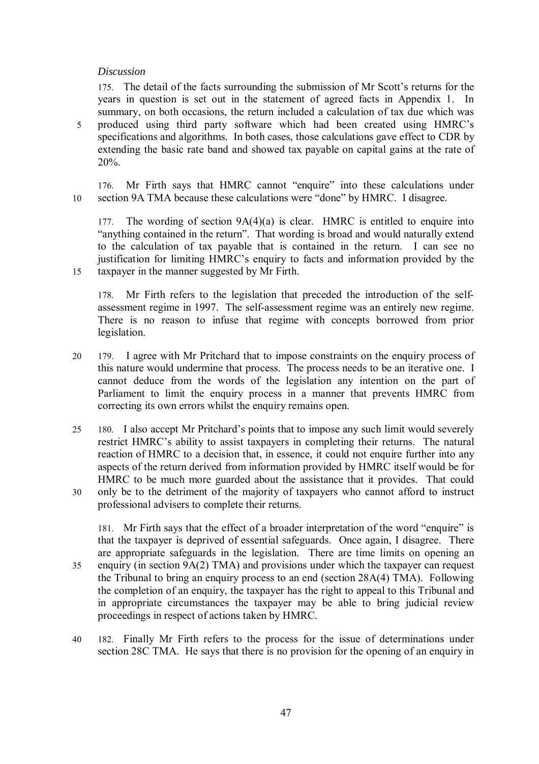*Discussion*

175. The detail of the facts surrounding the submission of Mr Scott's returns for the years in question is set out in the statement of agreed facts in Appendix 1. In summary, on both occasions, the return included a calculation of tax due which was produced using third party software which had been created using HMRC's specifications and algorithms. In both cases, those calculations gave effect to CDR by extending the basic rate band and showed tax payable on capital gains at the rate of 20%.

176. Mr Firth says that HMRC cannot "enquire" into these calculations under section 9A TMA because these calculations were "done" by HMRC. I disagree.

177. The wording of section 9A(4)(a) is clear. HMRC is entitled to enquire into "anything contained in the return". That wording is broad and would naturally extend to the calculation of tax payable that is contained in the return. I can see no justification for limiting HMRC's enquiry to facts and information provided by the taxpayer in the manner suggested by Mr Firth.

178. Mr Firth refers to the legislation that preceded the introduction of the self-assessment regime in 1997. The self-assessment regime was an entirely new regime. There is no reason to infuse that regime with concepts borrowed from prior legislation.

179. I agree with Mr Pritchard that to impose constraints on the enquiry process of this nature would undermine that process. The process needs to be an iterative one. I cannot deduce from the words of the legislation any intention on the part of Parliament to limit the enquiry process in a manner that prevents HMRC from correcting its own errors whilst the enquiry remains open.

180. I also accept Mr Pritchard's points that to impose any such limit would severely restrict HMRC's ability to assist taxpayers in completing their returns. The natural reaction of HMRC to a decision that, in essence, it could not enquire further into any aspects of the return derived from information provided by HMRC itself would be for HMRC to be much more guarded about the assistance that it provides. That could only be to the detriment of the majority of taxpayers who cannot afford to instruct professional advisers to complete their returns.

181. Mr Firth says that the effect of a broader interpretation of the word "enquire" is that the taxpayer is deprived of essential safeguards. Once again, I disagree. There are appropriate safeguards in the legislation. There are time limits on opening an enquiry (in section 9A(2) TMA) and provisions under which the taxpayer can request the Tribunal to bring an enquiry process to an end (section 28A(4) TMA). Following the completion of an enquiry, the taxpayer has the right to appeal to this Tribunal and in appropriate circumstances the taxpayer may be able to bring judicial review proceedings in respect of actions taken by HMRC.

182. Finally Mr Firth refers to the process for the issue of determinations under section 28C TMA. He says that there is no provision for the opening of an enquiry in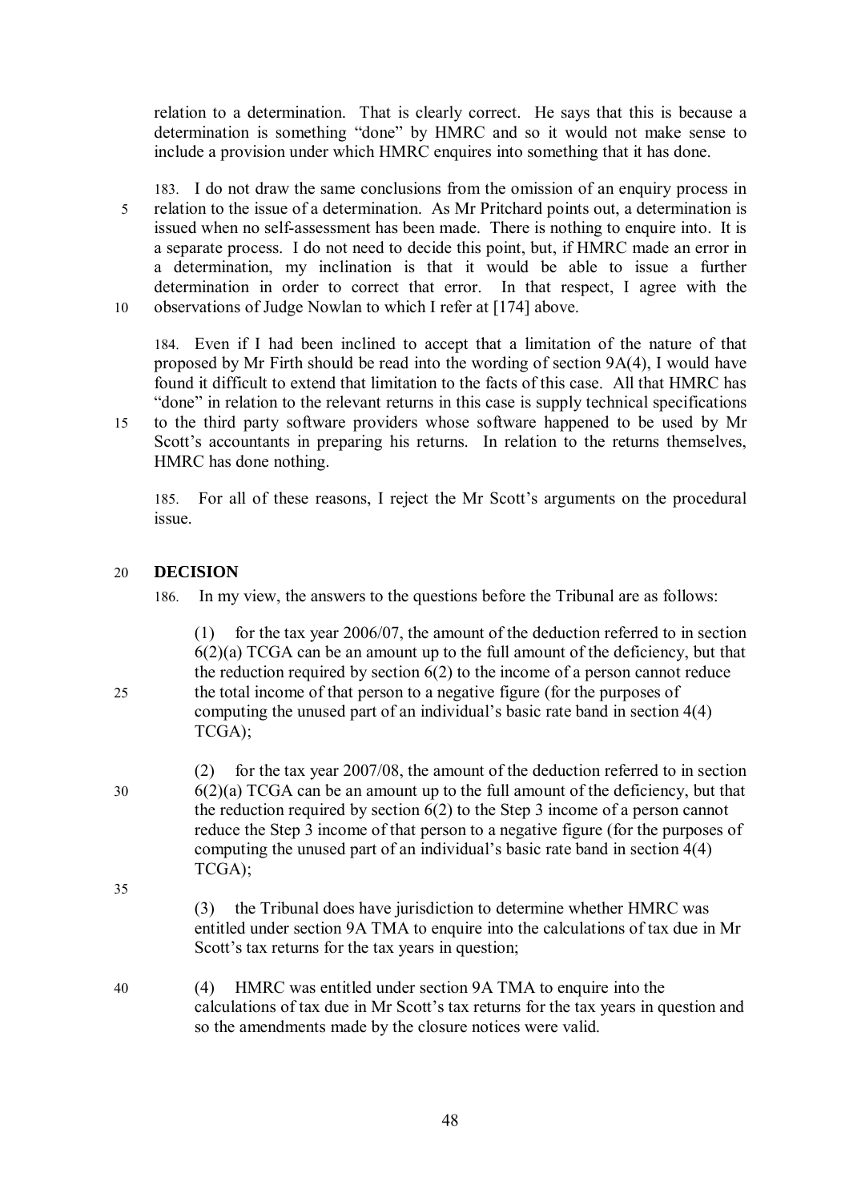relation to a determination. That is clearly correct. He says that this is because a determination is something "done" by HMRC and so it would not make sense to include a provision under which HMRC enquires into something that it has done.

183. I do not draw the same conclusions from the omission of an enquiry process in relation to the issue of a determination. As Mr Pritchard points out, a determination is issued when no self-assessment has been made. There is nothing to enquire into. It is a separate process. I do not need to decide this point, but, if HMRC made an error in a determination, my inclination is that it would be able to issue a further determination in order to correct that error. In that respect, I agree with the observations of Judge Nowlan to which I refer at [174] above.

184. Even if I had been inclined to accept that a limitation of the nature of that proposed by Mr Firth should be read into the wording of section 9A(4), I would have found it difficult to extend that limitation to the facts of this case. All that HMRC has "done" in relation to the relevant returns in this case is supply technical specifications to the third party software providers whose software happened to be used by Mr Scott's accountants in preparing his returns. In relation to the returns themselves, HMRC has done nothing.

185. For all of these reasons, I reject the Mr Scott's arguments on the procedural issue.

## DECISION

186. In my view, the answers to the questions before the Tribunal are as follows:

(1) for the tax year 2006/07, the amount of the deduction referred to in section 6(2)(a) TCGA can be an amount up to the full amount of the deficiency, but that the reduction required by section 6(2) to the income of a person cannot reduce the total income of that person to a negative figure (for the purposes of computing the unused part of an individual's basic rate band in section 4(4) TCGA);

(2) for the tax year 2007/08, the amount of the deduction referred to in section 6(2)(a) TCGA can be an amount up to the full amount of the deficiency, but that the reduction required by section 6(2) to the Step 3 income of a person cannot reduce the Step 3 income of that person to a negative figure (for the purposes of computing the unused part of an individual's basic rate band in section 4(4) TCGA);

(3) the Tribunal does have jurisdiction to determine whether HMRC was entitled under section 9A TMA to enquire into the calculations of tax due in Mr Scott's tax returns for the tax years in question;

(4) HMRC was entitled under section 9A TMA to enquire into the calculations of tax due in Mr Scott's tax returns for the tax years in question and so the amendments made by the closure notices were valid.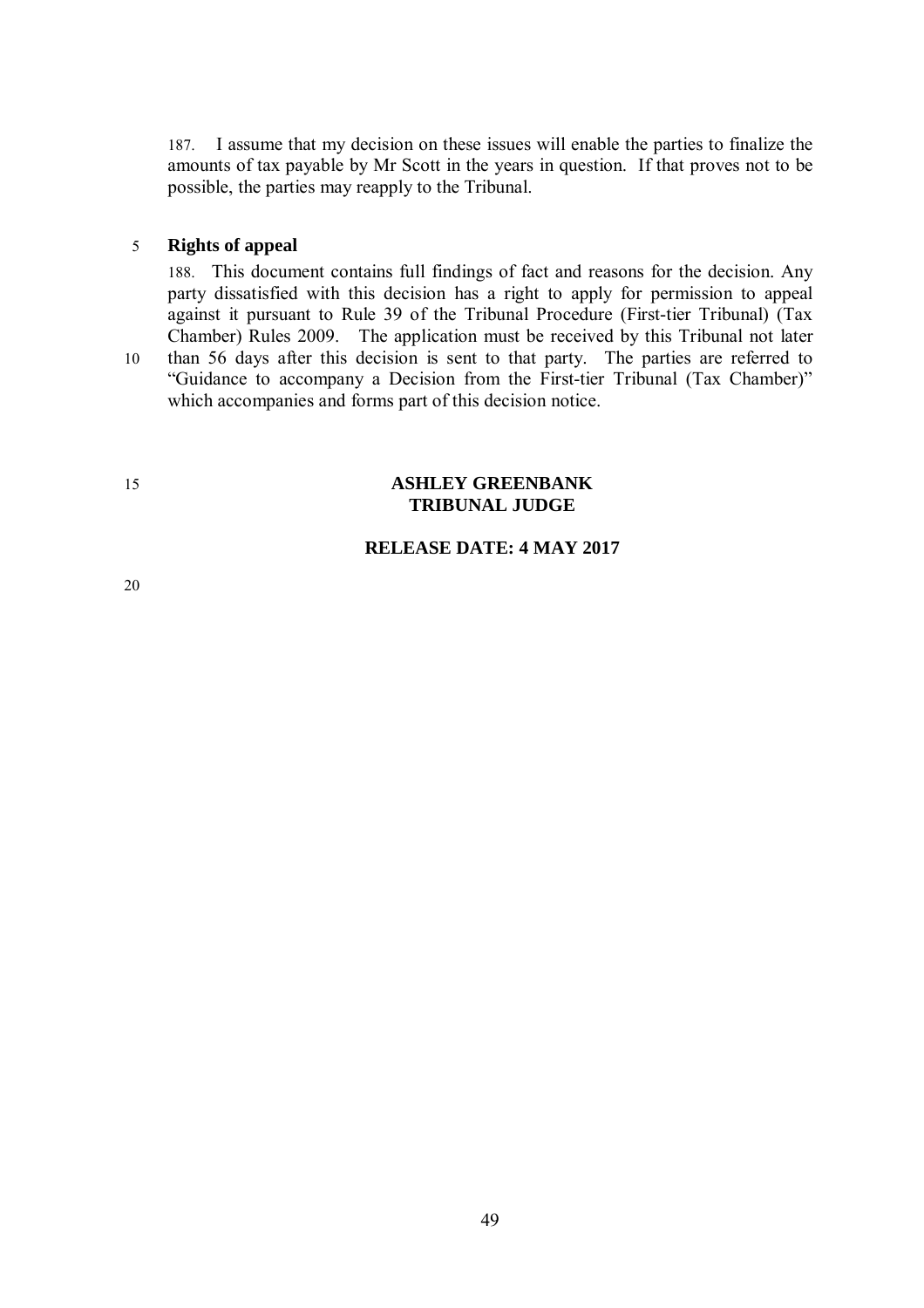187. I assume that my decision on these issues will enable the parties to finalize the amounts of tax payable by Mr Scott in the years in question. If that proves not to be possible, the parties may reapply to the Tribunal.

## Rights of appeal

188. This document contains full findings of fact and reasons for the decision. Any party dissatisfied with this decision has a right to apply for permission to appeal against it pursuant to Rule 39 of the Tribunal Procedure (First-tier Tribunal) (Tax Chamber) Rules 2009. The application must be received by this Tribunal not later than 56 days after this decision is sent to that party. The parties are referred to "Guidance to accompany a Decision from the First-tier Tribunal (Tax Chamber)" which accompanies and forms part of this decision notice.

**ASHLEY GREENBANK**
**TRIBUNAL JUDGE**

**RELEASE DATE: 4 MAY 2017**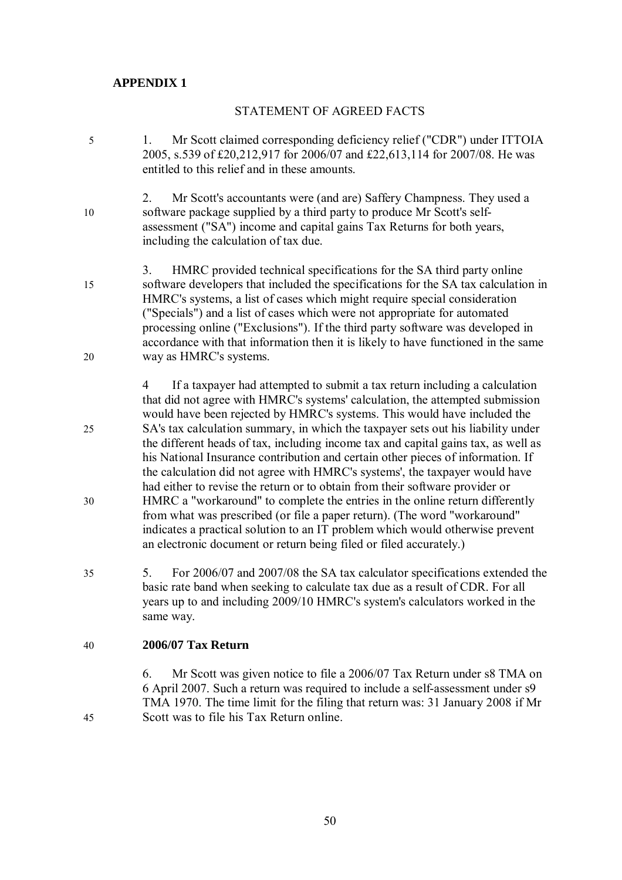**APPENDIX 1**

STATEMENT OF AGREED FACTS

1. Mr Scott claimed corresponding deficiency relief ("CDR") under ITTOIA 2005, s.539 of £20,212,917 for 2006/07 and £22,613,114 for 2007/08. He was entitled to this relief and in these amounts.

2. Mr Scott's accountants were (and are) Saffery Champness. They used a software package supplied by a third party to produce Mr Scott's self-assessment ("SA") income and capital gains Tax Returns for both years, including the calculation of tax due.

3. HMRC provided technical specifications for the SA third party online software developers that included the specifications for the SA tax calculation in HMRC's systems, a list of cases which might require special consideration ("Specials") and a list of cases which were not appropriate for automated processing online ("Exclusions"). If the third party software was developed in accordance with that information then it is likely to have functioned in the same way as HMRC's systems.

4 If a taxpayer had attempted to submit a tax return including a calculation that did not agree with HMRC's systems' calculation, the attempted submission would have been rejected by HMRC's systems. This would have included the SA's tax calculation summary, in which the taxpayer sets out his liability under the different heads of tax, including income tax and capital gains tax, as well as his National Insurance contribution and certain other pieces of information. If the calculation did not agree with HMRC's systems', the taxpayer would have had either to revise the return or to obtain from their software provider or HMRC a "workaround" to complete the entries in the online return differently from what was prescribed (or file a paper return). (The word "workaround" indicates a practical solution to an IT problem which would otherwise prevent an electronic document or return being filed or filed accurately.)

5. For 2006/07 and 2007/08 the SA tax calculator specifications extended the basic rate band when seeking to calculate tax due as a result of CDR. For all years up to and including 2009/10 HMRC's system's calculators worked in the same way.

**2006/07 Tax Return**

6. Mr Scott was given notice to file a 2006/07 Tax Return under s8 TMA on 6 April 2007. Such a return was required to include a self-assessment under s9 TMA 1970. The time limit for the filing that return was: 31 January 2008 if Mr Scott was to file his Tax Return online.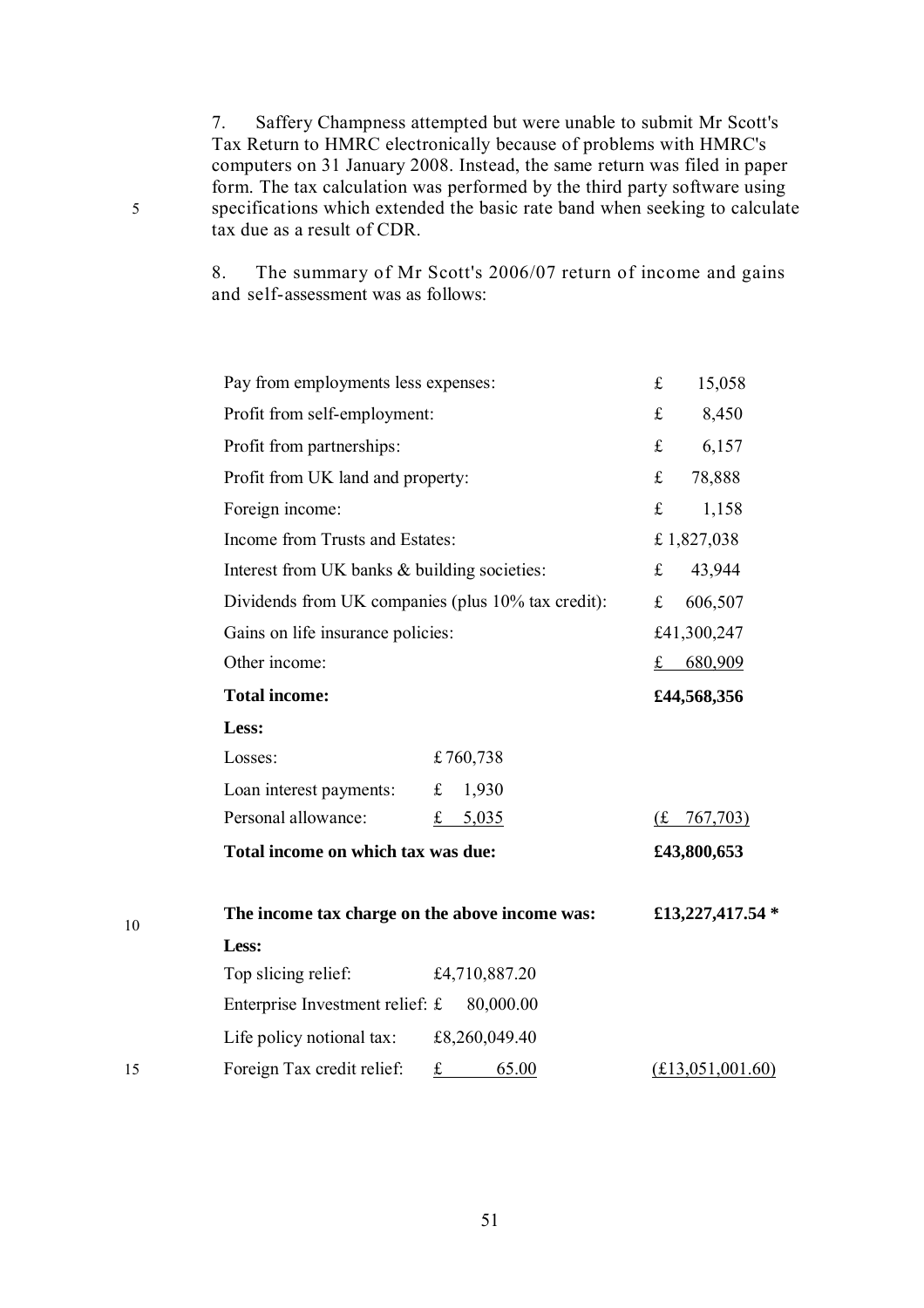7. Saffery Champness attempted but were unable to submit Mr Scott's Tax Return to HMRC electronically because of problems with HMRC's computers on 31 January 2008. Instead, the same return was filed in paper form. The tax calculation was performed by the third party software using specifications which extended the basic rate band when seeking to calculate tax due as a result of CDR.

8. The summary of Mr Scott's 2006/07 return of income and gains and self-assessment was as follows:

| | | |
|---|---|---|
| Pay from employments less expenses: | | £ 15,058 |
| Profit from self-employment: | | £ 8,450 |
| Profit from partnerships: | | £ 6,157 |
| Profit from UK land and property: | | £ 78,888 |
| Foreign income: | | £ 1,158 |
| Income from Trusts and Estates: | | £ 1,827,038 |
| Interest from UK banks & building societies: | | £ 43,944 |
| Dividends from UK companies (plus 10% tax credit): | | £ 606,507 |
| Gains on life insurance policies: | | £41,300,247 |
| Other income: | | £ 680,909 |
| **Total income:** | | **£44,568,356** |
| **Less:** | | |
| Losses: | £760,738 | |
| Loan interest payments: | £ 1,930 | |
| Personal allowance: | £ 5,035 | (£ 767,703) |
| **Total income on which tax was due:** | | **£43,800,653** |
| | | |
| **The income tax charge on the above income was:** | | **£13,227,417.54 *** |
| **Less:** | | |
| Top slicing relief: | £4,710,887.20 | |
| Enterprise Investment relief: | £ 80,000.00 | |
| Life policy notional tax: | £8,260,049.40 | |
| Foreign Tax credit relief: | £ 65.00 | (£13,051,001.60) |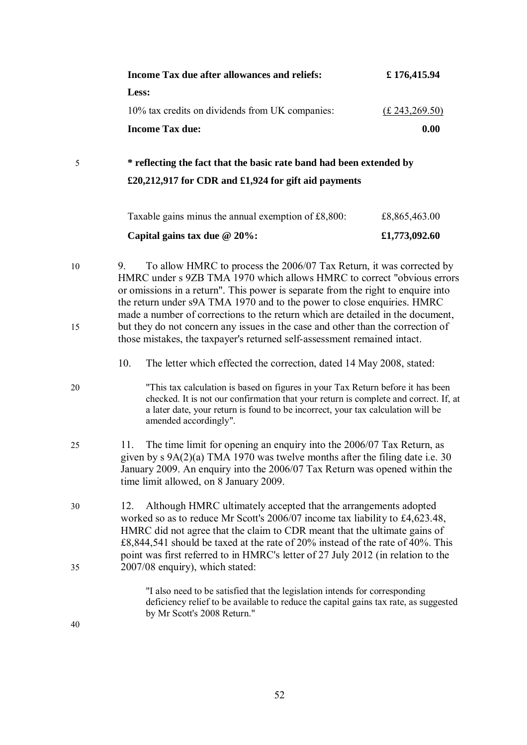| | |
|---|---|
| **Income Tax due after allowances and reliefs:** | **£ 176,415.94** |
| **Less:** | |
| 10% tax credits on dividends from UK companies: | (£ 243,269.50) |
| **Income Tax due:** | **0.00** |

**\* reflecting the fact that the basic rate band had been extended by £20,212,917 for CDR and £1,924 for gift aid payments**

| | |
|---|---|
| Taxable gains minus the annual exemption of £8,800: | £8,865,463.00 |
| **Capital gains tax due @ 20%:** | **£1,773,092.60** |

9. To allow HMRC to process the 2006/07 Tax Return, it was corrected by HMRC under s 9ZB TMA 1970 which allows HMRC to correct "obvious errors or omissions in a return". This power is separate from the right to enquire into the return under s9A TMA 1970 and to the power to close enquiries. HMRC made a number of corrections to the return which are detailed in the document, but they do not concern any issues in the case and other than the correction of those mistakes, the taxpayer's returned self-assessment remained intact.

10. The letter which effected the correction, dated 14 May 2008, stated:

> "This tax calculation is based on figures in your Tax Return before it has been checked. It is not our confirmation that your return is complete and correct. If, at a later date, your return is found to be incorrect, your tax calculation will be amended accordingly".

11. The time limit for opening an enquiry into the 2006/07 Tax Return, as given by s 9A(2)(a) TMA 1970 was twelve months after the filing date i.e. 30 January 2009. An enquiry into the 2006/07 Tax Return was opened within the time limit allowed, on 8 January 2009.

12. Although HMRC ultimately accepted that the arrangements adopted worked so as to reduce Mr Scott's 2006/07 income tax liability to £4,623.48, HMRC did not agree that the claim to CDR meant that the ultimate gains of £8,844,541 should be taxed at the rate of 20% instead of the rate of 40%. This point was first referred to in HMRC's letter of 27 July 2012 (in relation to the 2007/08 enquiry), which stated:

> "I also need to be satisfied that the legislation intends for corresponding deficiency relief to be available to reduce the capital gains tax rate, as suggested by Mr Scott's 2008 Return."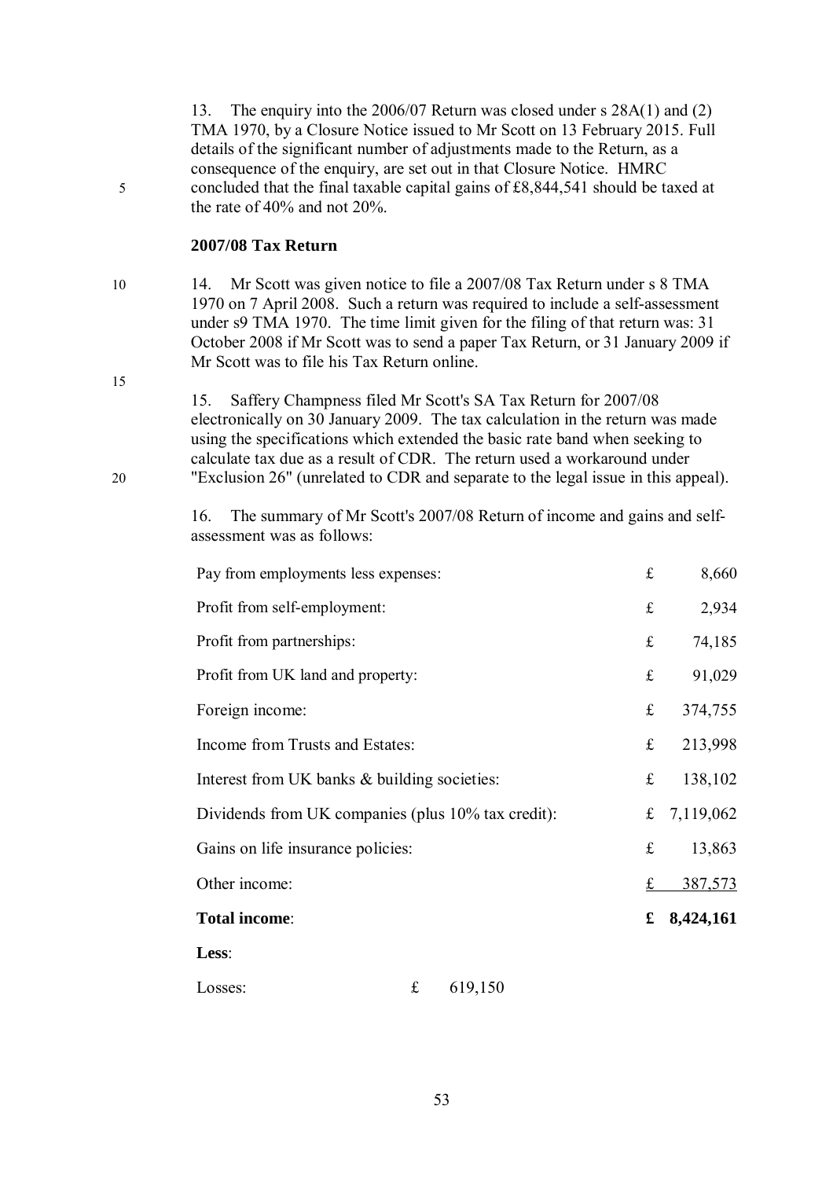13. The enquiry into the 2006/07 Return was closed under s 28A(1) and (2) TMA 1970, by a Closure Notice issued to Mr Scott on 13 February 2015. Full details of the significant number of adjustments made to the Return, as a consequence of the enquiry, are set out in that Closure Notice. HMRC concluded that the final taxable capital gains of £8,844,541 should be taxed at the rate of 40% and not 20%.

**2007/08 Tax Return**

14. Mr Scott was given notice to file a 2007/08 Tax Return under s 8 TMA 1970 on 7 April 2008. Such a return was required to include a self-assessment under s9 TMA 1970. The time limit given for the filing of that return was: 31 October 2008 if Mr Scott was to send a paper Tax Return, or 31 January 2009 if Mr Scott was to file his Tax Return online.

15. Saffery Champness filed Mr Scott's SA Tax Return for 2007/08 electronically on 30 January 2009. The tax calculation in the return was made using the specifications which extended the basic rate band when seeking to calculate tax due as a result of CDR. The return used a workaround under "Exclusion 26" (unrelated to CDR and separate to the legal issue in this appeal).

16. The summary of Mr Scott's 2007/08 Return of income and gains and self-assessment was as follows:

| | | | | |
|---|---|---|---|---|
| Pay from employments less expenses: | | | £ | 8,660 |
| Profit from self-employment: | | | £ | 2,934 |
| Profit from partnerships: | | | £ | 74,185 |
| Profit from UK land and property: | | | £ | 91,029 |
| Foreign income: | | | £ | 374,755 |
| Income from Trusts and Estates: | | | £ | 213,998 |
| Interest from UK banks & building societies: | | | £ | 138,102 |
| Dividends from UK companies (plus 10% tax credit): | | | £ | 7,119,062 |
| Gains on life insurance policies: | | | £ | 13,863 |
| Other income: | | | £ | 387,573 |
| **Total income**: | | | **£** | **8,424,161** |
| **Less**: | | | | |
| Losses: | £ | 619,150 | | |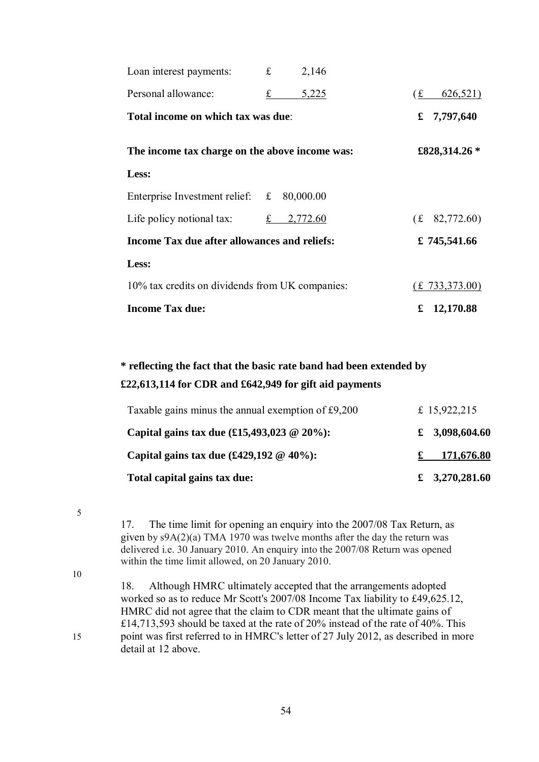| | | | |
|---|---|---|---|
| Loan interest payments: | £ | 2,146 | |
| Personal allowance: | £ | 5,225 | (£ 626,521) |
| **Total income on which tax was due**: | | | **£ 7,797,640** |
| | | | |
| **The income tax charge on the above income was:** | | | **£828,314.26 \*** |
| **Less:** | | | |
| Enterprise Investment relief: | £ | 80,000.00 | |
| Life policy notional tax: | £ | 2,772.60 | (£ 82,772.60) |
| **Income Tax due after allowances and reliefs:** | | | **£ 745,541.66** |
| **Less:** | | | |
| 10% tax credits on dividends from UK companies: | | | (£ 733,373.00) |
| **Income Tax due:** | | | **£ 12,170.88** |

**\* reflecting the fact that the basic rate band had been extended by £22,613,114 for CDR and £642,949 for gift aid payments**

| | |
|---|---|
| Taxable gains minus the annual exemption of £9,200 | £ 15,922,215 |
| **Capital gains tax due (£15,493,023 @ 20%):** | **£ 3,098,604.60** |
| **Capital gains tax due (£429,192 @ 40%):** | **£ 171,676.80** |
| **Total capital gains tax due:** | **£ 3,270,281.60** |

17. The time limit for opening an enquiry into the 2007/08 Tax Return, as given by s9A(2)(a) TMA 1970 was twelve months after the day the return was delivered i.e. 30 January 2010. An enquiry into the 2007/08 Return was opened within the time limit allowed, on 20 January 2010.

18. Although HMRC ultimately accepted that the arrangements adopted worked so as to reduce Mr Scott's 2007/08 Income Tax liability to £49,625.12, HMRC did not agree that the claim to CDR meant that the ultimate gains of £14,713,593 should be taxed at the rate of 20% instead of the rate of 40%. This point was first referred to in HMRC's letter of 27 July 2012, as described in more detail at 12 above.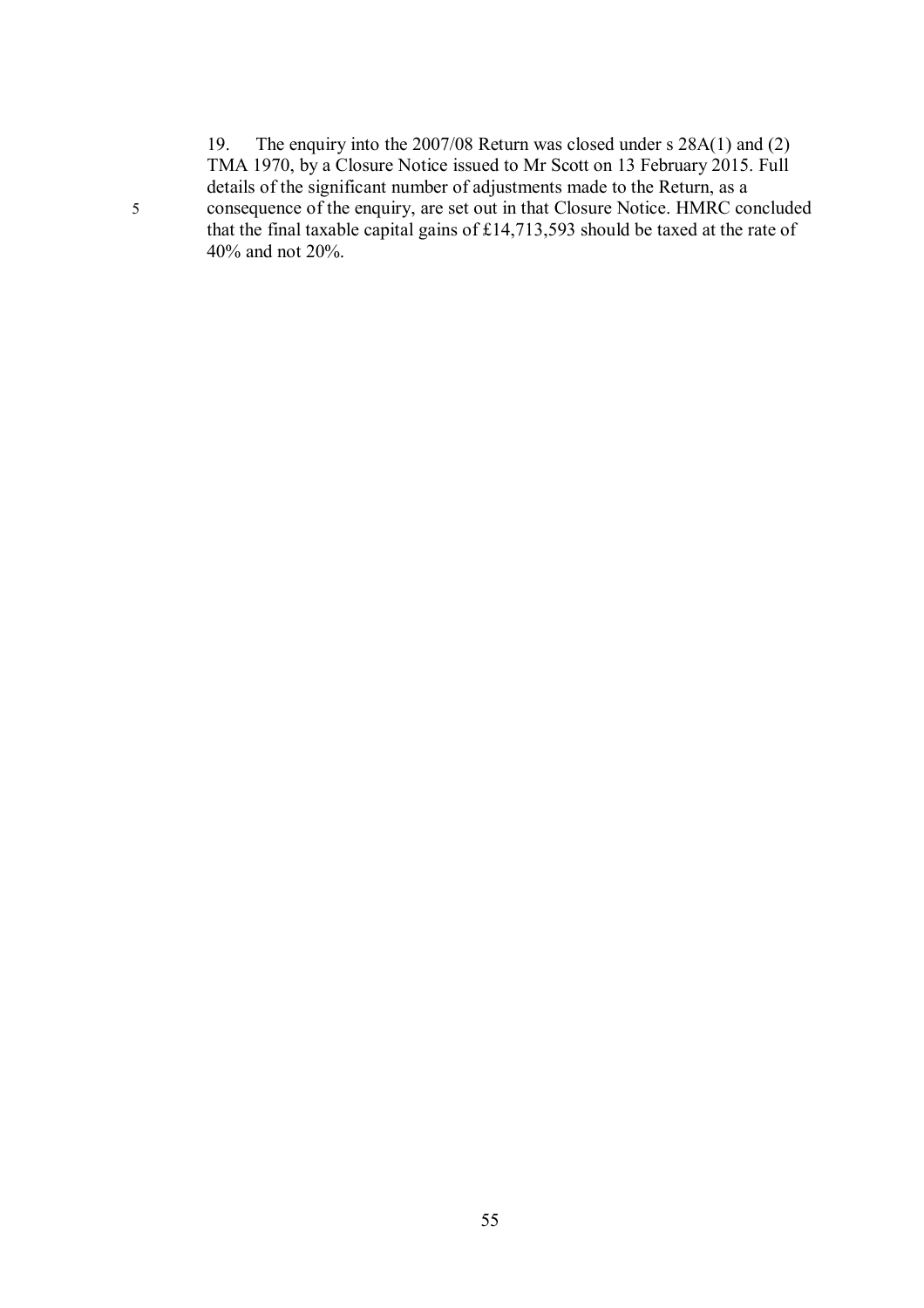19. The enquiry into the 2007/08 Return was closed under s 28A(1) and (2) TMA 1970, by a Closure Notice issued to Mr Scott on 13 February 2015. Full details of the significant number of adjustments made to the Return, as a consequence of the enquiry, are set out in that Closure Notice. HMRC concluded that the final taxable capital gains of £14,713,593 should be taxed at the rate of 40% and not 20%.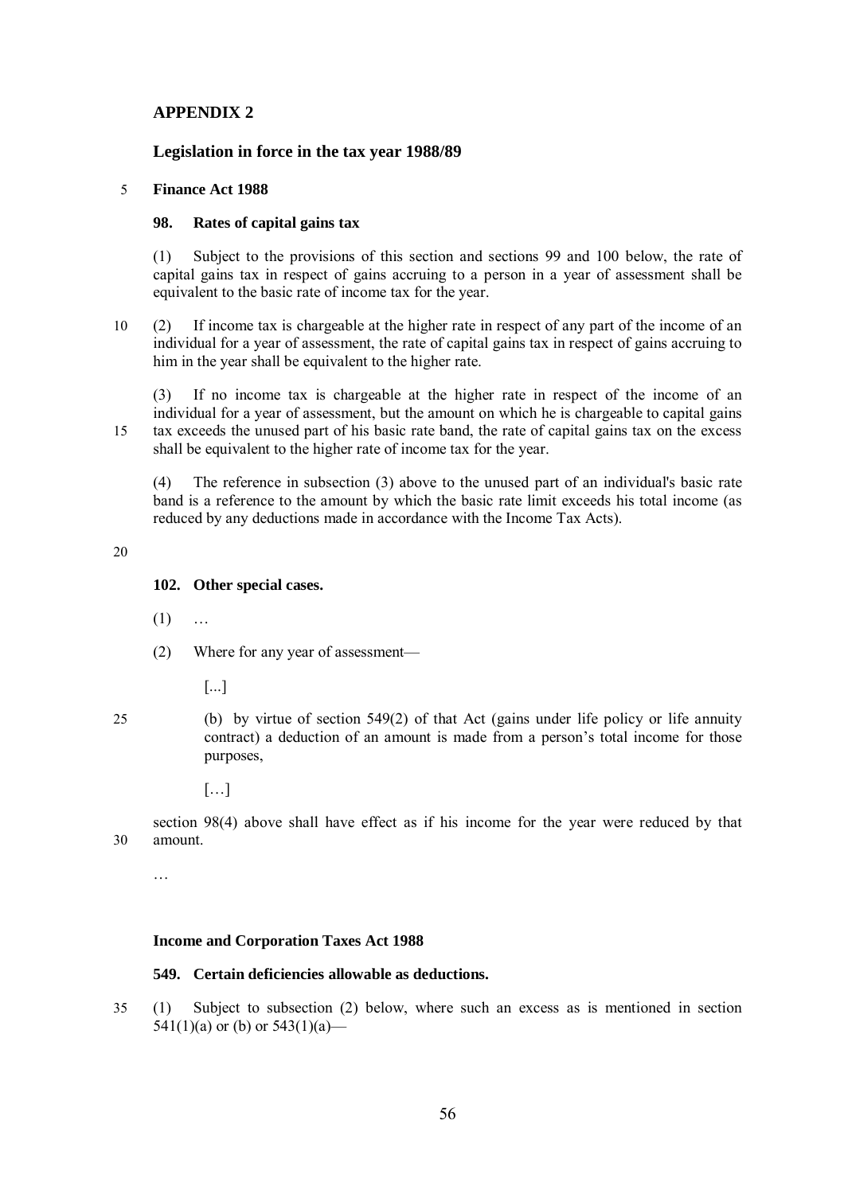## APPENDIX 2

### Legislation in force in the tax year 1988/89

**Finance Act 1988**

**98. Rates of capital gains tax**

(1) Subject to the provisions of this section and sections 99 and 100 below, the rate of capital gains tax in respect of gains accruing to a person in a year of assessment shall be equivalent to the basic rate of income tax for the year.

(2) If income tax is chargeable at the higher rate in respect of any part of the income of an individual for a year of assessment, the rate of capital gains tax in respect of gains accruing to him in the year shall be equivalent to the higher rate.

(3) If no income tax is chargeable at the higher rate in respect of the income of an individual for a year of assessment, but the amount on which he is chargeable to capital gains tax exceeds the unused part of his basic rate band, the rate of capital gains tax on the excess shall be equivalent to the higher rate of income tax for the year.

(4) The reference in subsection (3) above to the unused part of an individual's basic rate band is a reference to the amount by which the basic rate limit exceeds his total income (as reduced by any deductions made in accordance with the Income Tax Acts).

**102. Other special cases.**

(1) …

(2) Where for any year of assessment—

[...]

(b) by virtue of section 549(2) of that Act (gains under life policy or life annuity contract) a deduction of an amount is made from a person's total income for those purposes,

[…]

section 98(4) above shall have effect as if his income for the year were reduced by that amount.

…

**Income and Corporation Taxes Act 1988**

**549. Certain deficiencies allowable as deductions.**

(1) Subject to subsection (2) below, where such an excess as is mentioned in section 541(1)(a) or (b) or 543(1)(a)—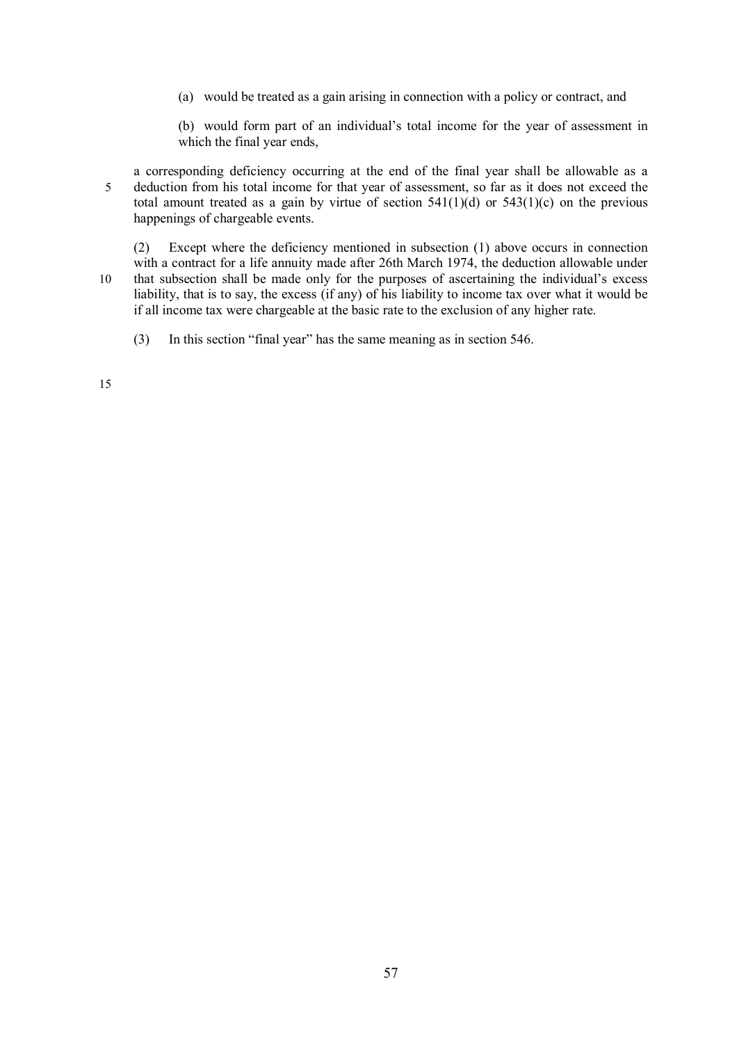(a) would be treated as a gain arising in connection with a policy or contract, and

(b) would form part of an individual's total income for the year of assessment in which the final year ends,

a corresponding deficiency occurring at the end of the final year shall be allowable as a deduction from his total income for that year of assessment, so far as it does not exceed the total amount treated as a gain by virtue of section 541(1)(d) or 543(1)(c) on the previous happenings of chargeable events.

(2) Except where the deficiency mentioned in subsection (1) above occurs in connection with a contract for a life annuity made after 26th March 1974, the deduction allowable under that subsection shall be made only for the purposes of ascertaining the individual's excess liability, that is to say, the excess (if any) of his liability to income tax over what it would be if all income tax were chargeable at the basic rate to the exclusion of any higher rate.

(3) In this section "final year" has the same meaning as in section 546.